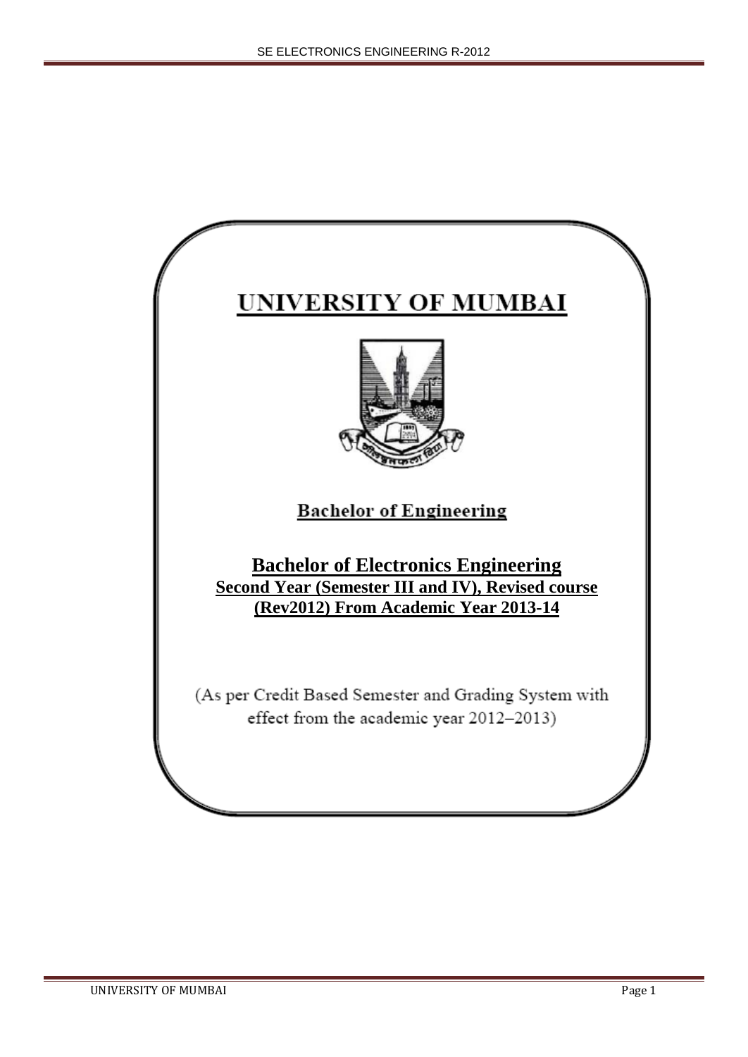# UNIVERSITY OF MUMBAI

## Bachelor of Engineering

## Bachelor of Electronics Engineering

**Second Year (Semester III and IV), Revised course (Rev2012) From Academic Year 2013-14**

(As per Credit Based Semester and Grading System with effect from the academic year 2012–2013)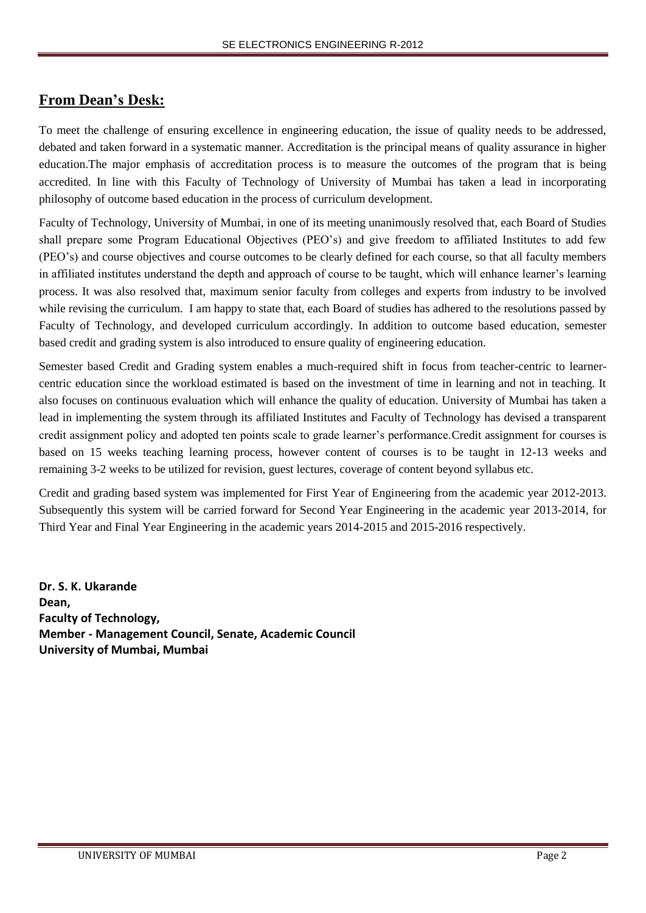## From Dean's Desk:

To meet the challenge of ensuring excellence in engineering education, the issue of quality needs to be addressed, debated and taken forward in a systematic manner. Accreditation is the principal means of quality assurance in higher education.The major emphasis of accreditation process is to measure the outcomes of the program that is being accredited. In line with this Faculty of Technology of University of Mumbai has taken a lead in incorporating philosophy of outcome based education in the process of curriculum development.

Faculty of Technology, University of Mumbai, in one of its meeting unanimously resolved that, each Board of Studies shall prepare some Program Educational Objectives (PEO's) and give freedom to affiliated Institutes to add few (PEO's) and course objectives and course outcomes to be clearly defined for each course, so that all faculty members in affiliated institutes understand the depth and approach of course to be taught, which will enhance learner's learning process. It was also resolved that, maximum senior faculty from colleges and experts from industry to be involved while revising the curriculum. I am happy to state that, each Board of studies has adhered to the resolutions passed by Faculty of Technology, and developed curriculum accordingly. In addition to outcome based education, semester based credit and grading system is also introduced to ensure quality of engineering education.

Semester based Credit and Grading system enables a much-required shift in focus from teacher-centric to learner-centric education since the workload estimated is based on the investment of time in learning and not in teaching. It also focuses on continuous evaluation which will enhance the quality of education. University of Mumbai has taken a lead in implementing the system through its affiliated Institutes and Faculty of Technology has devised a transparent credit assignment policy and adopted ten points scale to grade learner's performance.Credit assignment for courses is based on 15 weeks teaching learning process, however content of courses is to be taught in 12-13 weeks and remaining 3-2 weeks to be utilized for revision, guest lectures, coverage of content beyond syllabus etc.

Credit and grading based system was implemented for First Year of Engineering from the academic year 2012-2013. Subsequently this system will be carried forward for Second Year Engineering in the academic year 2013-2014, for Third Year and Final Year Engineering in the academic years 2014-2015 and 2015-2016 respectively.

**Dr. S. K. Ukarande**
**Dean,**
**Faculty of Technology,**
**Member - Management Council, Senate, Academic Council**
**University of Mumbai, Mumbai**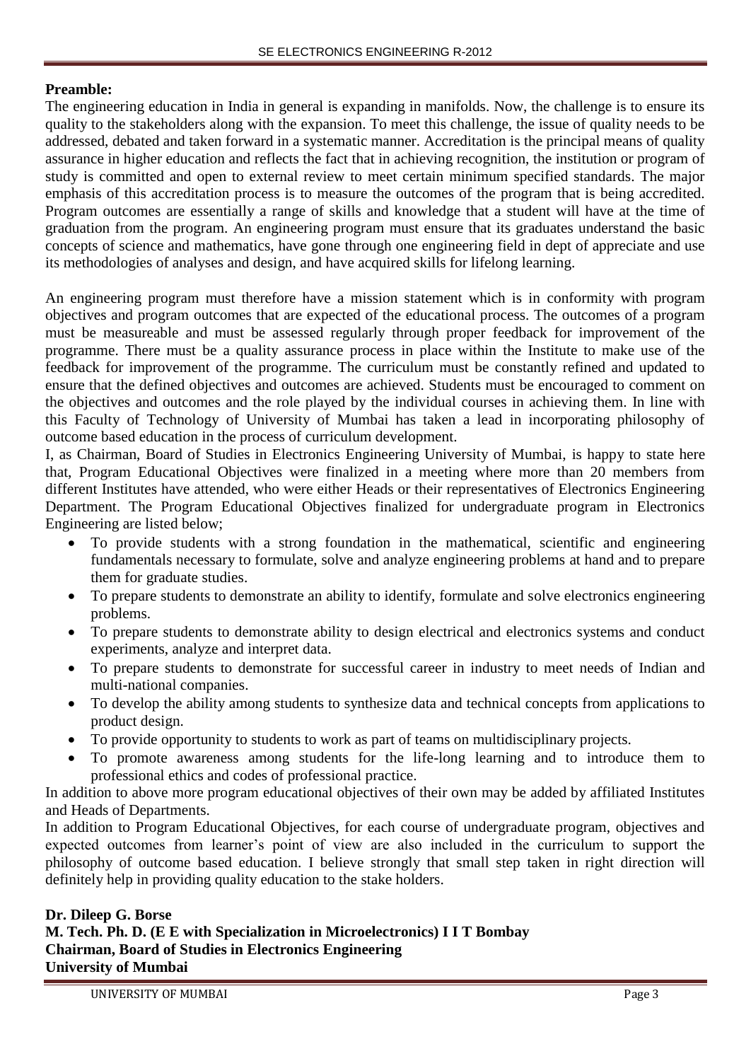**Preamble:**

The engineering education in India in general is expanding in manifolds. Now, the challenge is to ensure its quality to the stakeholders along with the expansion. To meet this challenge, the issue of quality needs to be addressed, debated and taken forward in a systematic manner. Accreditation is the principal means of quality assurance in higher education and reflects the fact that in achieving recognition, the institution or program of study is committed and open to external review to meet certain minimum specified standards. The major emphasis of this accreditation process is to measure the outcomes of the program that is being accredited. Program outcomes are essentially a range of skills and knowledge that a student will have at the time of graduation from the program. An engineering program must ensure that its graduates understand the basic concepts of science and mathematics, have gone through one engineering field in dept of appreciate and use its methodologies of analyses and design, and have acquired skills for lifelong learning.

An engineering program must therefore have a mission statement which is in conformity with program objectives and program outcomes that are expected of the educational process. The outcomes of a program must be measureable and must be assessed regularly through proper feedback for improvement of the programme. There must be a quality assurance process in place within the Institute to make use of the feedback for improvement of the programme. The curriculum must be constantly refined and updated to ensure that the defined objectives and outcomes are achieved. Students must be encouraged to comment on the objectives and outcomes and the role played by the individual courses in achieving them. In line with this Faculty of Technology of University of Mumbai has taken a lead in incorporating philosophy of outcome based education in the process of curriculum development.

I, as Chairman, Board of Studies in Electronics Engineering University of Mumbai, is happy to state here that, Program Educational Objectives were finalized in a meeting where more than 20 members from different Institutes have attended, who were either Heads or their representatives of Electronics Engineering Department. The Program Educational Objectives finalized for undergraduate program in Electronics Engineering are listed below;

- To provide students with a strong foundation in the mathematical, scientific and engineering fundamentals necessary to formulate, solve and analyze engineering problems at hand and to prepare them for graduate studies.
- To prepare students to demonstrate an ability to identify, formulate and solve electronics engineering problems.
- To prepare students to demonstrate ability to design electrical and electronics systems and conduct experiments, analyze and interpret data.
- To prepare students to demonstrate for successful career in industry to meet needs of Indian and multi-national companies.
- To develop the ability among students to synthesize data and technical concepts from applications to product design.
- To provide opportunity to students to work as part of teams on multidisciplinary projects.
- To promote awareness among students for the life-long learning and to introduce them to professional ethics and codes of professional practice.

In addition to above more program educational objectives of their own may be added by affiliated Institutes and Heads of Departments.

In addition to Program Educational Objectives, for each course of undergraduate program, objectives and expected outcomes from learner's point of view are also included in the curriculum to support the philosophy of outcome based education. I believe strongly that small step taken in right direction will definitely help in providing quality education to the stake holders.

**Dr. Dileep G. Borse**
**M. Tech. Ph. D. (E E with Specialization in Microelectronics) I I T Bombay**
**Chairman, Board of Studies in Electronics Engineering**
**University of Mumbai**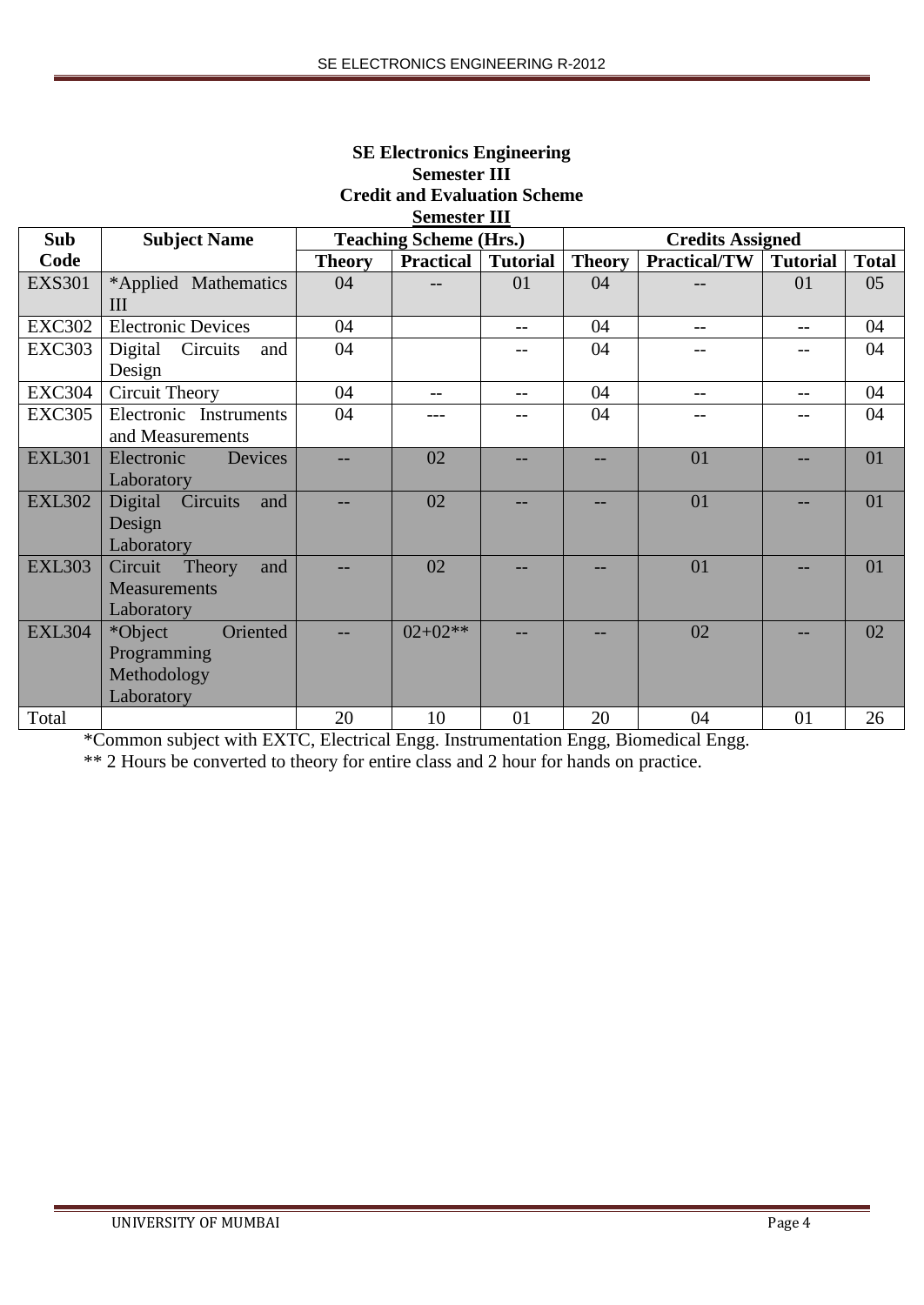**SE Electronics Engineering**
**Semester III**
**Credit and Evaluation Scheme**
**Semester III**

| Sub Code | Subject Name | Teaching Scheme (Hrs.) | | | Credits Assigned | | | |
|---|---|---|---|---|---|---|---|---|
| | | Theory | Practical | Tutorial | Theory | Practical/TW | Tutorial | Total |
| EXS301 | *Applied Mathematics III | 04 | -- | 01 | 04 | -- | 01 | 05 |
| EXC302 | Electronic Devices | 04 | | -- | 04 | -- | -- | 04 |
| EXC303 | Digital Circuits and Design | 04 | | -- | 04 | -- | -- | 04 |
| EXC304 | Circuit Theory | 04 | -- | -- | 04 | -- | -- | 04 |
| EXC305 | Electronic Instruments and Measurements | 04 | --- | -- | 04 | -- | -- | 04 |
| EXL301 | Electronic Devices Laboratory | -- | 02 | -- | -- | 01 | -- | 01 |
| EXL302 | Digital Circuits and Design Laboratory | -- | 02 | -- | -- | 01 | -- | 01 |
| EXL303 | Circuit Theory and Measurements Laboratory | -- | 02 | -- | -- | 01 | -- | 01 |
| EXL304 | *Object Oriented Programming Methodology Laboratory | -- | 02+02** | -- | -- | 02 | -- | 02 |
| Total | | 20 | 10 | 01 | 20 | 04 | 01 | 26 |

*Common subject with EXTC, Electrical Engg. Instrumentation Engg, Biomedical Engg.

** 2 Hours be converted to theory for entire class and 2 hour for hands on practice.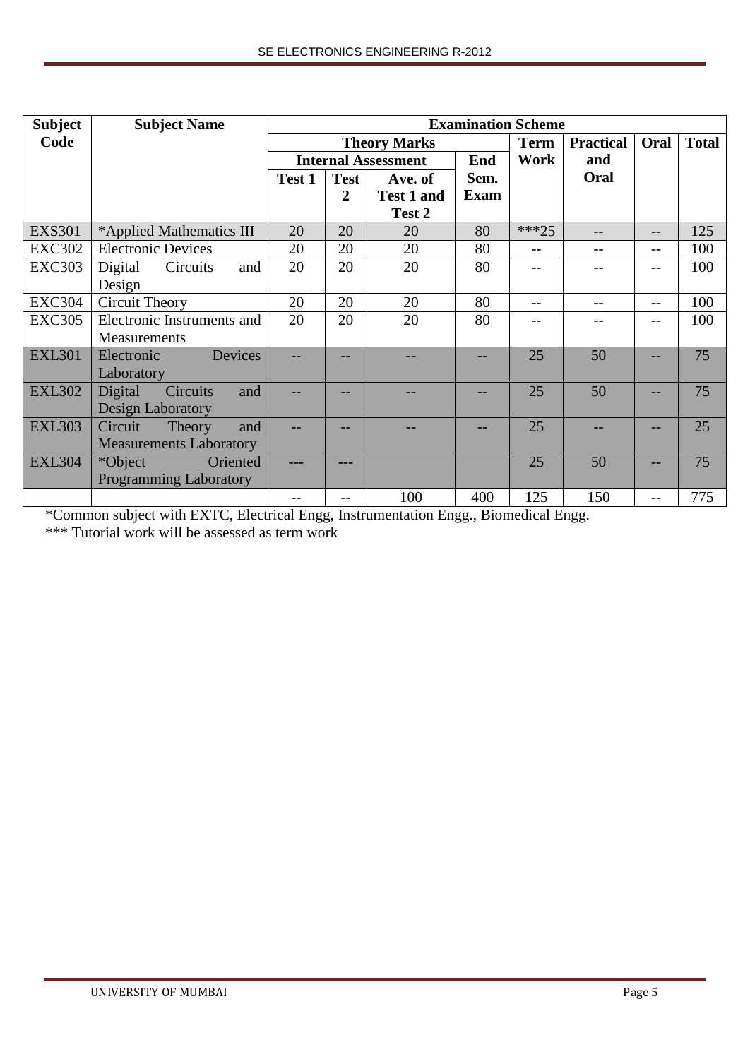| Subject Code | Subject Name | Examination Scheme | | | | | | | |
|---|---|---|---|---|---|---|---|---|---|
| | | Theory Marks | | | | Term Work | Practical and Oral | Oral | Total |
| | | Internal Assessment | | | End Sem. Exam | | | | |
| | | Test 1 | Test 2 | Ave. of Test 1 and Test 2 | | | | | |
| EXS301 | *Applied Mathematics III | 20 | 20 | 20 | 80 | ***25 | -- | -- | 125 |
| EXC302 | Electronic Devices | 20 | 20 | 20 | 80 | -- | -- | -- | 100 |
| EXC303 | Digital Circuits and Design | 20 | 20 | 20 | 80 | -- | -- | -- | 100 |
| EXC304 | Circuit Theory | 20 | 20 | 20 | 80 | -- | -- | -- | 100 |
| EXC305 | Electronic Instruments and Measurements | 20 | 20 | 20 | 80 | -- | -- | -- | 100 |
| EXL301 | Electronic Devices Laboratory | -- | -- | -- | -- | 25 | 50 | -- | 75 |
| EXL302 | Digital Circuits and Design Laboratory | -- | -- | -- | -- | 25 | 50 | -- | 75 |
| EXL303 | Circuit Theory and Measurements Laboratory | -- | -- | -- | -- | 25 | -- | -- | 25 |
| EXL304 | *Object Oriented Programming Laboratory | --- | --- | | | 25 | 50 | -- | 75 |
| | | -- | -- | 100 | 400 | 125 | 150 | -- | 775 |

*Common subject with EXTC, Electrical Engg, Instrumentation Engg., Biomedical Engg.

*** Tutorial work will be assessed as term work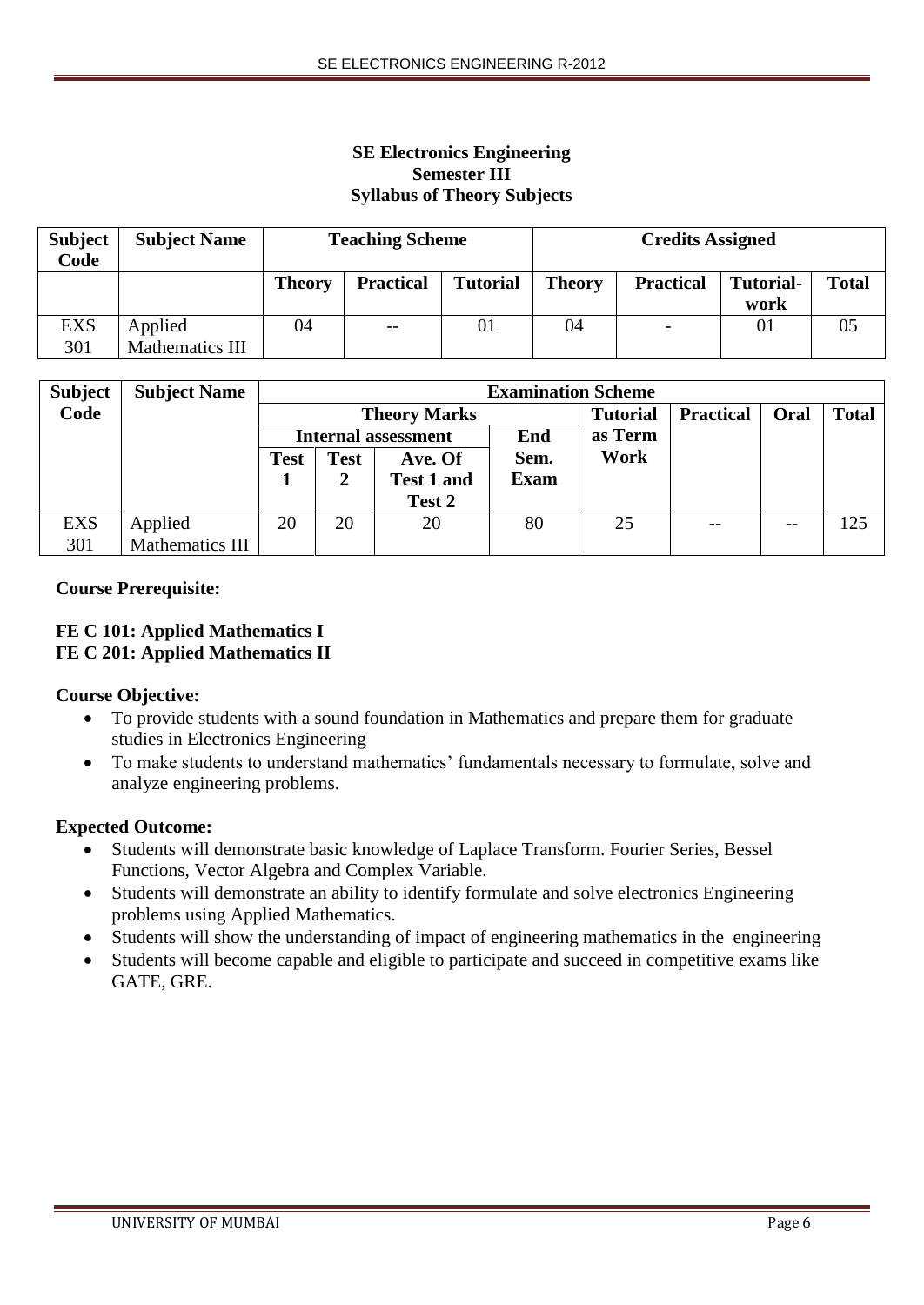**SE Electronics Engineering**
**Semester III**
**Syllabus of Theory Subjects**

| Subject Code | Subject Name | Teaching Scheme | | | Credits Assigned | | | |
|---|---|---|---|---|---|---|---|---|
| | | Theory | Practical | Tutorial | Theory | Practical | Tutorial-work | Total |
| EXS 301 | Applied Mathematics III | 04 | -- | 01 | 04 | - | 01 | 05 |

| Subject Code | Subject Name | Examination Scheme | | | | | | | |
|---|---|---|---|---|---|---|---|---|---|
| | | Theory Marks | | | | Tutorial as Term Work | Practical | Oral | Total |
| | | Internal assessment | | | End Sem. Exam | | | | |
| | | Test 1 | Test 2 | Ave. Of Test 1 and Test 2 | | | | | |
| EXS 301 | Applied Mathematics III | 20 | 20 | 20 | 80 | 25 | -- | -- | 125 |

**Course Prerequisite:**

**FE C 101: Applied Mathematics I**
**FE C 201: Applied Mathematics II**

**Course Objective:**

- To provide students with a sound foundation in Mathematics and prepare them for graduate studies in Electronics Engineering
- To make students to understand mathematics' fundamentals necessary to formulate, solve and analyze engineering problems.

**Expected Outcome:**

- Students will demonstrate basic knowledge of Laplace Transform. Fourier Series, Bessel Functions, Vector Algebra and Complex Variable.
- Students will demonstrate an ability to identify formulate and solve electronics Engineering problems using Applied Mathematics.
- Students will show the understanding of impact of engineering mathematics in the engineering
- Students will become capable and eligible to participate and succeed in competitive exams like GATE, GRE.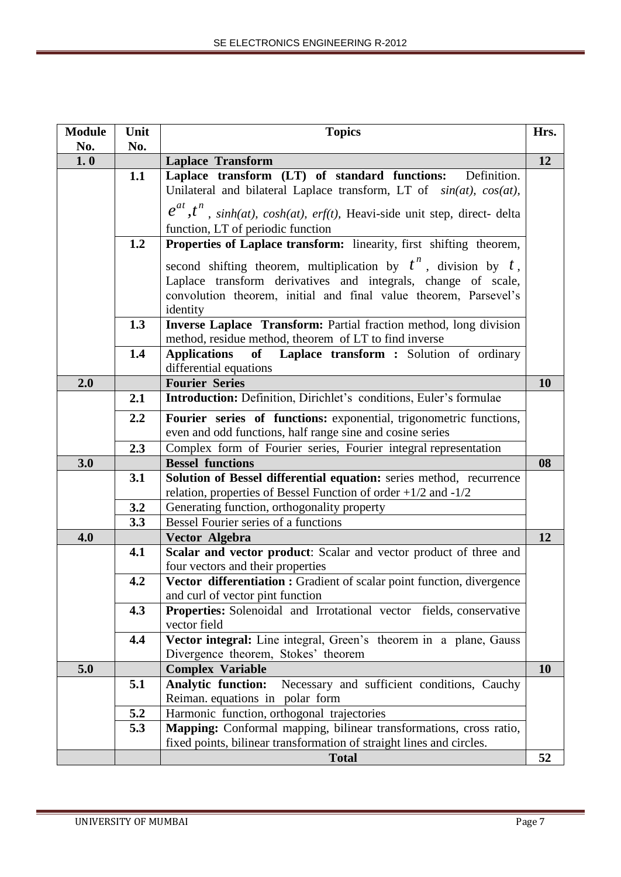| Module No. | Unit No. | Topics | Hrs. |
|---|---|---|---|
| **1. 0** | | **Laplace Transform** | **12** |
| | **1.1** | **Laplace transform (LT) of standard functions:** Definition. Unilateral and bilateral Laplace transform, LT of *sin(at), cos(at),* $e^{at}, t^{n}$, *sinh(at), cosh(at), erf(t),* Heavi-side unit step, direct- delta function, LT of periodic function | |
| | **1.2** | **Properties of Laplace transform:** linearity, first shifting theorem, second shifting theorem, multiplication by $t^{n}$, division by $t$, Laplace transform derivatives and integrals, change of scale, convolution theorem, initial and final value theorem, Parsevel's identity | |
| | **1.3** | **Inverse Laplace Transform:** Partial fraction method, long division method, residue method, theorem of LT to find inverse | |
| | **1.4** | **Applications of Laplace transform :** Solution of ordinary differential equations | |
| **2.0** | | **Fourier Series** | **10** |
| | **2.1** | **Introduction:** Definition, Dirichlet's conditions, Euler's formulae | |
| | **2.2** | **Fourier series of functions:** exponential, trigonometric functions, even and odd functions, half range sine and cosine series | |
| | **2.3** | Complex form of Fourier series, Fourier integral representation | |
| **3.0** | | **Bessel functions** | **08** |
| | **3.1** | **Solution of Bessel differential equation:** series method, recurrence relation, properties of Bessel Function of order +1/2 and -1/2 | |
| | **3.2** | Generating function, orthogonality property | |
| | **3.3** | Bessel Fourier series of a functions | |
| **4.0** | | **Vector Algebra** | **12** |
| | **4.1** | **Scalar and vector product**: Scalar and vector product of three and four vectors and their properties | |
| | **4.2** | **Vector differentiation :** Gradient of scalar point function, divergence and curl of vector pint function | |
| | **4.3** | **Properties:** Solenoidal and Irrotational vector fields, conservative vector field | |
| | **4.4** | **Vector integral:** Line integral, Green's theorem in a plane, Gauss Divergence theorem, Stokes' theorem | |
| **5.0** | | **Complex Variable** | **10** |
| | **5.1** | **Analytic function:** Necessary and sufficient conditions, Cauchy Reiman. equations in polar form | |
| | **5.2** | Harmonic function, orthogonal trajectories | |
| | **5.3** | **Mapping:** Conformal mapping, bilinear transformations, cross ratio, fixed points, bilinear transformation of straight lines and circles. | |
| | | **Total** | **52** |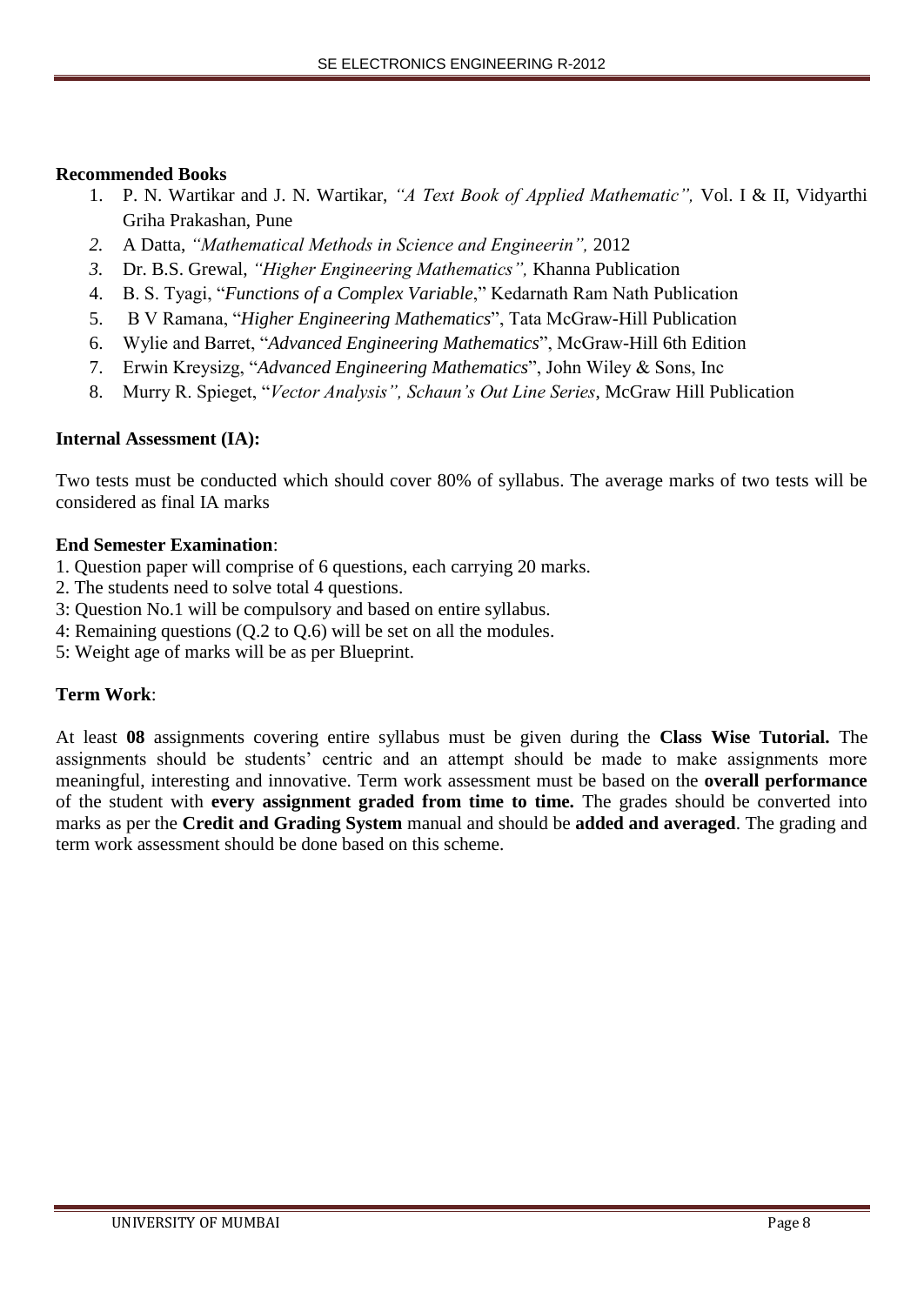**Recommended Books**

1. P. N. Wartikar and J. N. Wartikar, *"A Text Book of Applied Mathematic",* Vol. I & II, Vidyarthi Griha Prakashan, Pune
2. A Datta, *"Mathematical Methods in Science and Engineerin",* 2012
3. Dr. B.S. Grewal, *"Higher Engineering Mathematics",* Khanna Publication
4. B. S. Tyagi, "*Functions of a Complex Variable*," Kedarnath Ram Nath Publication
5. B V Ramana, "*Higher Engineering Mathematics*", Tata McGraw-Hill Publication
6. Wylie and Barret, "*Advanced Engineering Mathematics*", McGraw-Hill 6th Edition
7. Erwin Kreysizg, "*Advanced Engineering Mathematics*", John Wiley & Sons, Inc
8. Murry R. Spieget, "*Vector Analysis", Schaun's Out Line Series*, McGraw Hill Publication

**Internal Assessment (IA):**

Two tests must be conducted which should cover 80% of syllabus. The average marks of two tests will be considered as final IA marks

**End Semester Examination**:

1. Question paper will comprise of 6 questions, each carrying 20 marks.
2. The students need to solve total 4 questions.
3: Question No.1 will be compulsory and based on entire syllabus.
4: Remaining questions (Q.2 to Q.6) will be set on all the modules.
5: Weight age of marks will be as per Blueprint.

**Term Work**:

At least **08** assignments covering entire syllabus must be given during the **Class Wise Tutorial.** The assignments should be students' centric and an attempt should be made to make assignments more meaningful, interesting and innovative. Term work assessment must be based on the **overall performance** of the student with **every assignment graded from time to time.** The grades should be converted into marks as per the **Credit and Grading System** manual and should be **added and averaged**. The grading and term work assessment should be done based on this scheme.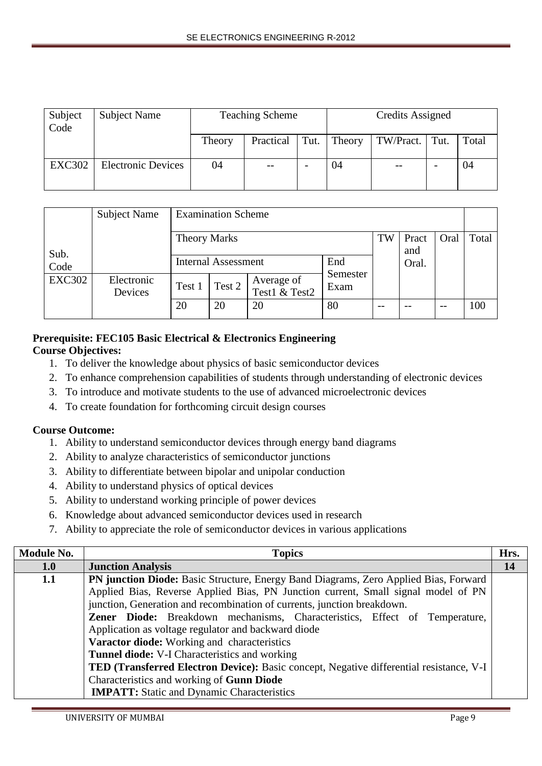| Subject Code | Subject Name | Teaching Scheme | | | Credits Assigned | | | |
|---|---|---|---|---|---|---|---|---|
| | | Theory | Practical | Tut. | Theory | TW/Pract. | Tut. | Total |
| EXC302 | Electronic Devices | 04 | -- | - | 04 | -- | - | 04 |

| Sub. Code | Subject Name | Examination Scheme | | | | | | | |
|---|---|---|---|---|---|---|---|---|---|
| | | Theory Marks | | | | TW | Pract and Oral. | Oral | Total |
| | | Internal Assessment | | | End Semester Exam | | | | |
| EXC302 | Electronic Devices | Test 1 | Test 2 | Average of Test1 & Test2 | | | | | |
| | | 20 | 20 | 20 | 80 | -- | -- | -- | 100 |

**Prerequisite: FEC105 Basic Electrical & Electronics Engineering**

**Course Objectives:**

1. To deliver the knowledge about physics of basic semiconductor devices
2. To enhance comprehension capabilities of students through understanding of electronic devices
3. To introduce and motivate students to the use of advanced microelectronic devices
4. To create foundation for forthcoming circuit design courses

**Course Outcome:**

1. Ability to understand semiconductor devices through energy band diagrams
2. Ability to analyze characteristics of semiconductor junctions
3. Ability to differentiate between bipolar and unipolar conduction
4. Ability to understand physics of optical devices
5. Ability to understand working principle of power devices
6. Knowledge about advanced semiconductor devices used in research
7. Ability to appreciate the role of semiconductor devices in various applications

| Module No. | Topics | Hrs. |
|---|---|---|
| **1.0** | **Junction Analysis** | **14** |
| **1.1** | **PN junction Diode:** Basic Structure, Energy Band Diagrams, Zero Applied Bias, Forward Applied Bias, Reverse Applied Bias, PN Junction current, Small signal model of PN junction, Generation and recombination of currents, junction breakdown.<br>**Zener Diode:** Breakdown mechanisms, Characteristics, Effect of Temperature, Application as voltage regulator and backward diode<br>**Varactor diode:** Working and characteristics<br>**Tunnel diode:** V-I Characteristics and working<br>**TED (Transferred Electron Device):** Basic concept, Negative differential resistance, V-I Characteristics and working of **Gunn Diode**<br>**IMPATT:** Static and Dynamic Characteristics | |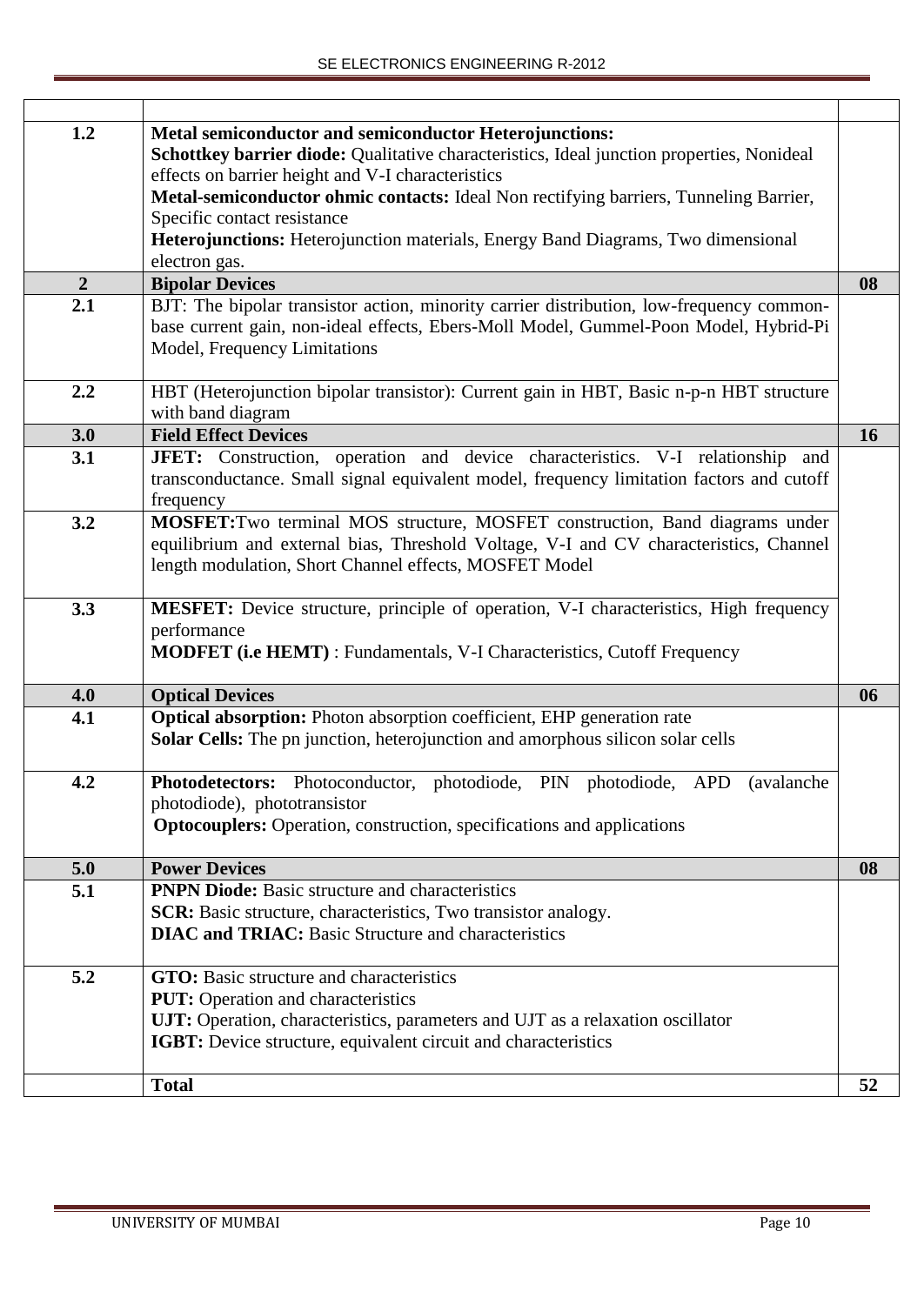| | | |
|---|---|---|
| **1.2** | **Metal semiconductor and semiconductor Heterojunctions:** **Schottkey barrier diode:** Qualitative characteristics, Ideal junction properties, Nonideal effects on barrier height and V-I characteristics **Metal-semiconductor ohmic contacts:** Ideal Non rectifying barriers, Tunneling Barrier, Specific contact resistance **Heterojunctions:** Heterojunction materials, Energy Band Diagrams, Two dimensional electron gas. | |
| **2** | **Bipolar Devices** | **08** |
| **2.1** | BJT: The bipolar transistor action, minority carrier distribution, low-frequency common-base current gain, non-ideal effects, Ebers-Moll Model, Gummel-Poon Model, Hybrid-Pi Model, Frequency Limitations | |
| **2.2** | HBT (Heterojunction bipolar transistor): Current gain in HBT, Basic n-p-n HBT structure with band diagram | |
| **3.0** | **Field Effect Devices** | **16** |
| **3.1** | **JFET:** Construction, operation and device characteristics. V-I relationship and transconductance. Small signal equivalent model, frequency limitation factors and cutoff frequency | |
| **3.2** | **MOSFET:**Two terminal MOS structure, MOSFET construction, Band diagrams under equilibrium and external bias, Threshold Voltage, V-I and CV characteristics, Channel length modulation, Short Channel effects, MOSFET Model | |
| **3.3** | **MESFET:** Device structure, principle of operation, V-I characteristics, High frequency performance **MODFET (i.e HEMT)** : Fundamentals, V-I Characteristics, Cutoff Frequency | |
| **4.0** | **Optical Devices** | **06** |
| **4.1** | **Optical absorption:** Photon absorption coefficient, EHP generation rate **Solar Cells:** The pn junction, heterojunction and amorphous silicon solar cells | |
| **4.2** | **Photodetectors:** Photoconductor, photodiode, PIN photodiode, APD (avalanche photodiode), phototransistor **Optocouplers:** Operation, construction, specifications and applications | |
| **5.0** | **Power Devices** | **08** |
| **5.1** | **PNPN Diode:** Basic structure and characteristics **SCR:** Basic structure, characteristics, Two transistor analogy. **DIAC and TRIAC:** Basic Structure and characteristics | |
| **5.2** | **GTO:** Basic structure and characteristics **PUT:** Operation and characteristics **UJT:** Operation, characteristics, parameters and UJT as a relaxation oscillator **IGBT:** Device structure, equivalent circuit and characteristics | |
| | **Total** | **52** |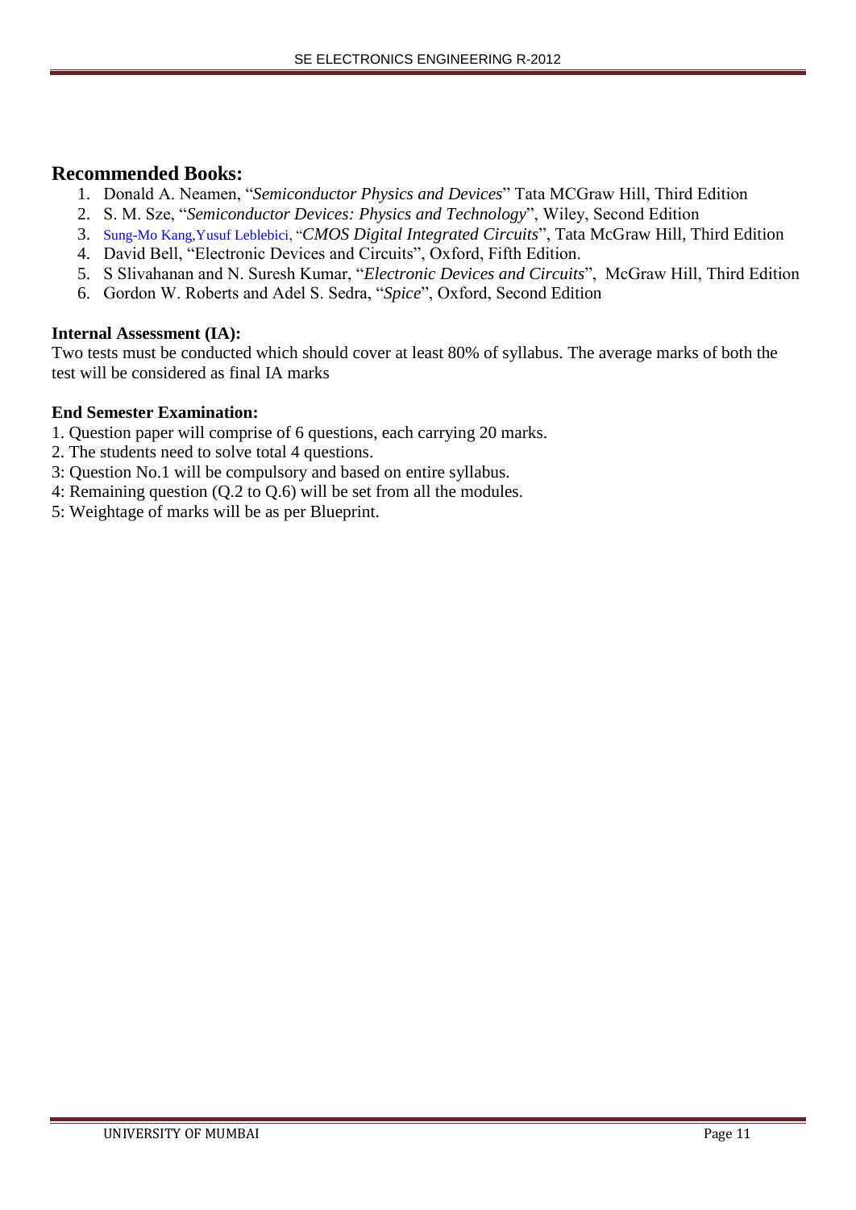## Recommended Books:

1. Donald A. Neamen, "*Semiconductor Physics and Devices*" Tata MCGraw Hill, Third Edition
2. S. M. Sze, "*Semiconductor Devices: Physics and Technology*", Wiley, Second Edition
3. Sung-Mo Kang,Yusuf Leblebici, "*CMOS Digital Integrated Circuits*", Tata McGraw Hill, Third Edition
4. David Bell, "Electronic Devices and Circuits", Oxford, Fifth Edition.
5. S Slivahanan and N. Suresh Kumar, "*Electronic Devices and Circuits*", McGraw Hill, Third Edition
6. Gordon W. Roberts and Adel S. Sedra, "*Spice*", Oxford, Second Edition

**Internal Assessment (IA):**

Two tests must be conducted which should cover at least 80% of syllabus. The average marks of both the test will be considered as final IA marks

**End Semester Examination:**

1. Question paper will comprise of 6 questions, each carrying 20 marks.
2. The students need to solve total 4 questions.
3: Question No.1 will be compulsory and based on entire syllabus.
4: Remaining question (Q.2 to Q.6) will be set from all the modules.
5: Weightage of marks will be as per Blueprint.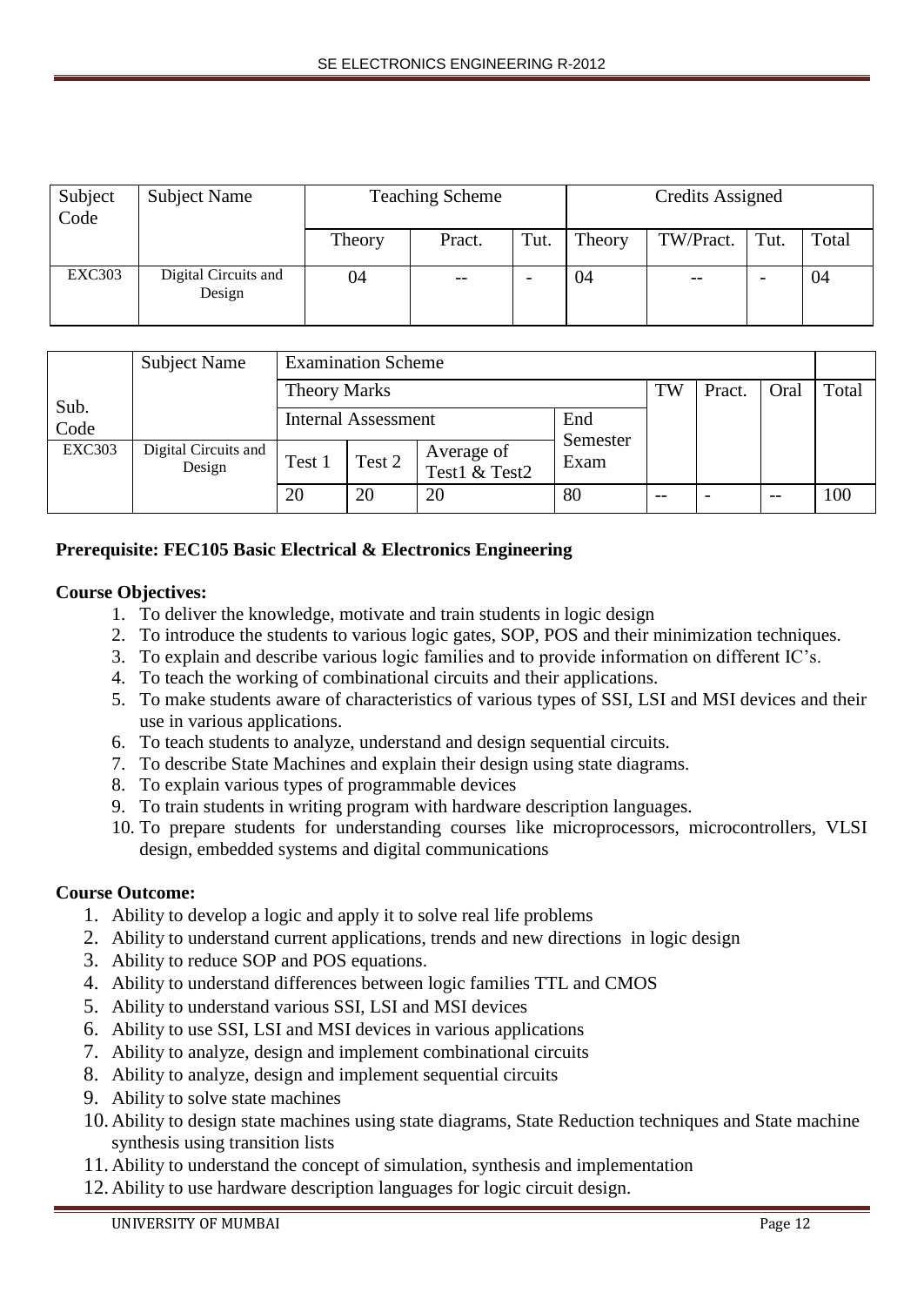| Subject Code | Subject Name | Teaching Scheme | | | Credits Assigned | | | |
|---|---|---|---|---|---|---|---|---|
| | | Theory | Pract. | Tut. | Theory | TW/Pract. | Tut. | Total |
| EXC303 | Digital Circuits and Design | 04 | -- | - | 04 | -- | - | 04 |

| Sub. Code | Subject Name | Examination Scheme | | | | | | | |
|---|---|---|---|---|---|---|---|---|---|
| | | Theory Marks | | | | TW | Pract. | Oral | Total |
| | | Internal Assessment | | | End Semester Exam | | | | |
| EXC303 | Digital Circuits and Design | Test 1 | Test 2 | Average of Test1 & Test2 | | | | | |
| | | 20 | 20 | 20 | 80 | -- | - | -- | 100 |

**Prerequisite: FEC105 Basic Electrical & Electronics Engineering**

**Course Objectives:**

1. To deliver the knowledge, motivate and train students in logic design
2. To introduce the students to various logic gates, SOP, POS and their minimization techniques.
3. To explain and describe various logic families and to provide information on different IC's.
4. To teach the working of combinational circuits and their applications.
5. To make students aware of characteristics of various types of SSI, LSI and MSI devices and their use in various applications.
6. To teach students to analyze, understand and design sequential circuits.
7. To describe State Machines and explain their design using state diagrams.
8. To explain various types of programmable devices
9. To train students in writing program with hardware description languages.
10. To prepare students for understanding courses like microprocessors, microcontrollers, VLSI design, embedded systems and digital communications

**Course Outcome:**

1. Ability to develop a logic and apply it to solve real life problems
2. Ability to understand current applications, trends and new directions in logic design
3. Ability to reduce SOP and POS equations.
4. Ability to understand differences between logic families TTL and CMOS
5. Ability to understand various SSI, LSI and MSI devices
6. Ability to use SSI, LSI and MSI devices in various applications
7. Ability to analyze, design and implement combinational circuits
8. Ability to analyze, design and implement sequential circuits
9. Ability to solve state machines
10. Ability to design state machines using state diagrams, State Reduction techniques and State machine synthesis using transition lists
11. Ability to understand the concept of simulation, synthesis and implementation
12. Ability to use hardware description languages for logic circuit design.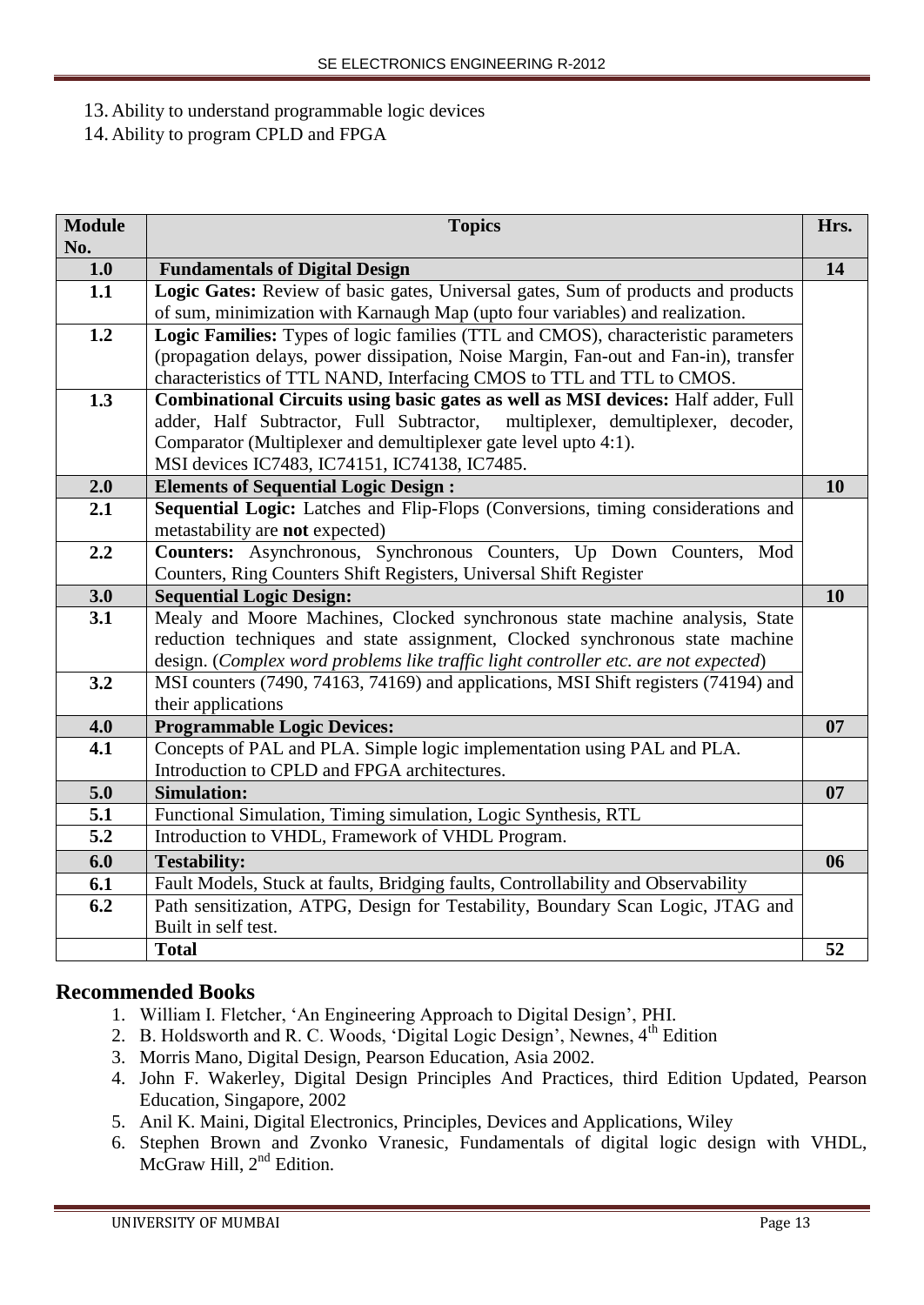13. Ability to understand programmable logic devices
14. Ability to program CPLD and FPGA

| Module No. | Topics | Hrs. |
|---|---|---|
| **1.0** | **Fundamentals of Digital Design** | **14** |
| **1.1** | **Logic Gates:** Review of basic gates, Universal gates, Sum of products and products of sum, minimization with Karnaugh Map (upto four variables) and realization. | |
| **1.2** | **Logic Families:** Types of logic families (TTL and CMOS), characteristic parameters (propagation delays, power dissipation, Noise Margin, Fan-out and Fan-in), transfer characteristics of TTL NAND, Interfacing CMOS to TTL and TTL to CMOS. | |
| **1.3** | **Combinational Circuits using basic gates as well as MSI devices:** Half adder, Full adder, Half Subtractor, Full Subtractor, multiplexer, demultiplexer, decoder, Comparator (Multiplexer and demultiplexer gate level upto 4:1).<br>MSI devices IC7483, IC74151, IC74138, IC7485. | |
| **2.0** | **Elements of Sequential Logic Design :** | **10** |
| **2.1** | **Sequential Logic:** Latches and Flip-Flops (Conversions, timing considerations and metastability are **not** expected) | |
| **2.2** | **Counters:** Asynchronous, Synchronous Counters, Up Down Counters, Mod Counters, Ring Counters Shift Registers, Universal Shift Register | |
| **3.0** | **Sequential Logic Design:** | **10** |
| **3.1** | Mealy and Moore Machines, Clocked synchronous state machine analysis, State reduction techniques and state assignment, Clocked synchronous state machine design. (*Complex word problems like traffic light controller etc. are not expected*) | |
| **3.2** | MSI counters (7490, 74163, 74169) and applications, MSI Shift registers (74194) and their applications | |
| **4.0** | **Programmable Logic Devices:** | **07** |
| **4.1** | Concepts of PAL and PLA. Simple logic implementation using PAL and PLA. Introduction to CPLD and FPGA architectures. | |
| **5.0** | **Simulation:** | **07** |
| **5.1** | Functional Simulation, Timing simulation, Logic Synthesis, RTL | |
| **5.2** | Introduction to VHDL, Framework of VHDL Program. | |
| **6.0** | **Testability:** | **06** |
| **6.1** | Fault Models, Stuck at faults, Bridging faults, Controllability and Observability | |
| **6.2** | Path sensitization, ATPG, Design for Testability, Boundary Scan Logic, JTAG and Built in self test. | |
| | **Total** | **52** |

## Recommended Books

1. William I. Fletcher, 'An Engineering Approach to Digital Design', PHI.
2. B. Holdsworth and R. C. Woods, 'Digital Logic Design', Newnes, 4th Edition
3. Morris Mano, Digital Design, Pearson Education, Asia 2002.
4. John F. Wakerley, Digital Design Principles And Practices, third Edition Updated, Pearson Education, Singapore, 2002
5. Anil K. Maini, Digital Electronics, Principles, Devices and Applications, Wiley
6. Stephen Brown and Zvonko Vranesic, Fundamentals of digital logic design with VHDL, McGraw Hill, 2nd Edition.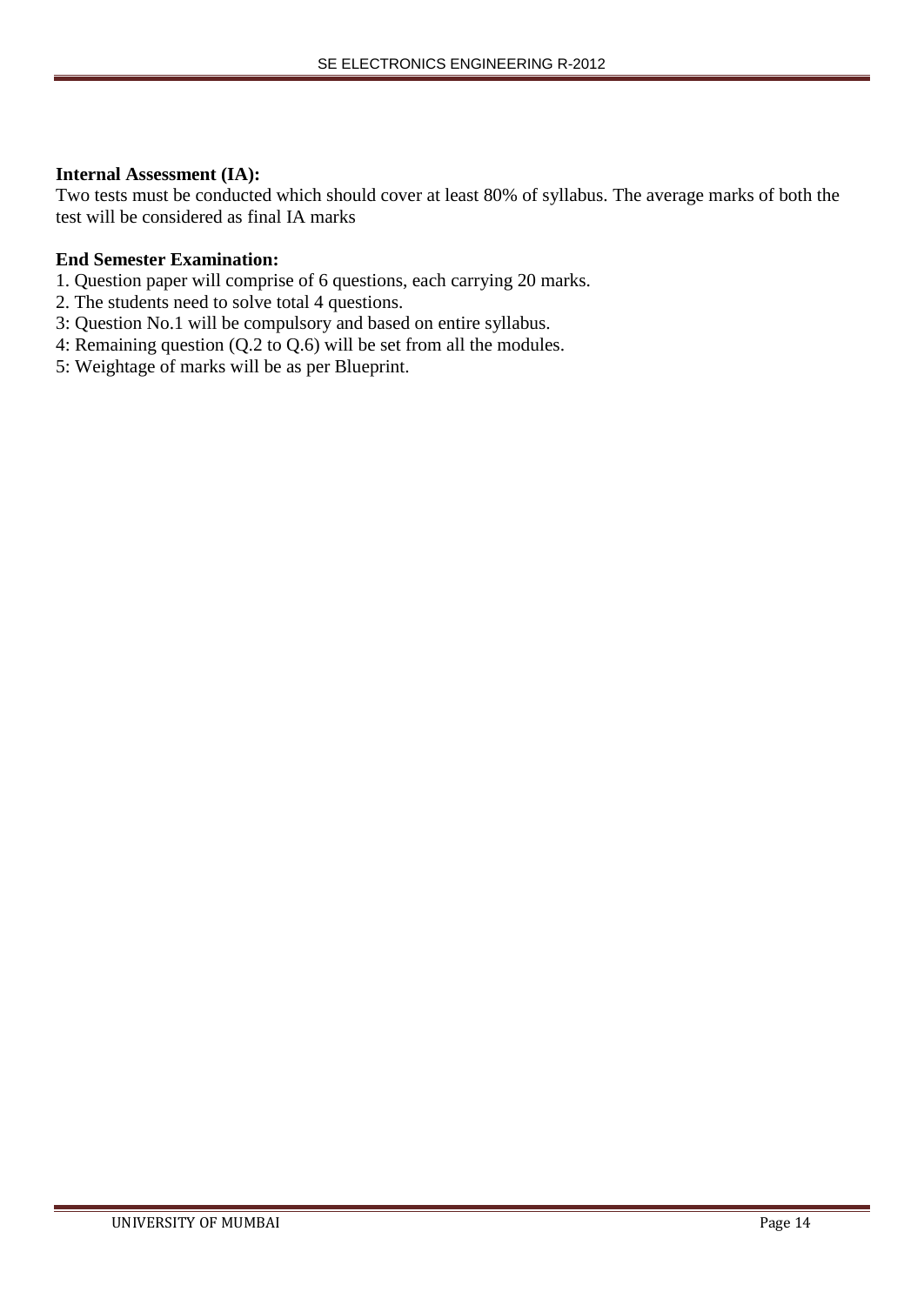**Internal Assessment (IA):**

Two tests must be conducted which should cover at least 80% of syllabus. The average marks of both the test will be considered as final IA marks

**End Semester Examination:**

1. Question paper will comprise of 6 questions, each carrying 20 marks.
2. The students need to solve total 4 questions.
3: Question No.1 will be compulsory and based on entire syllabus.
4: Remaining question (Q.2 to Q.6) will be set from all the modules.
5: Weightage of marks will be as per Blueprint.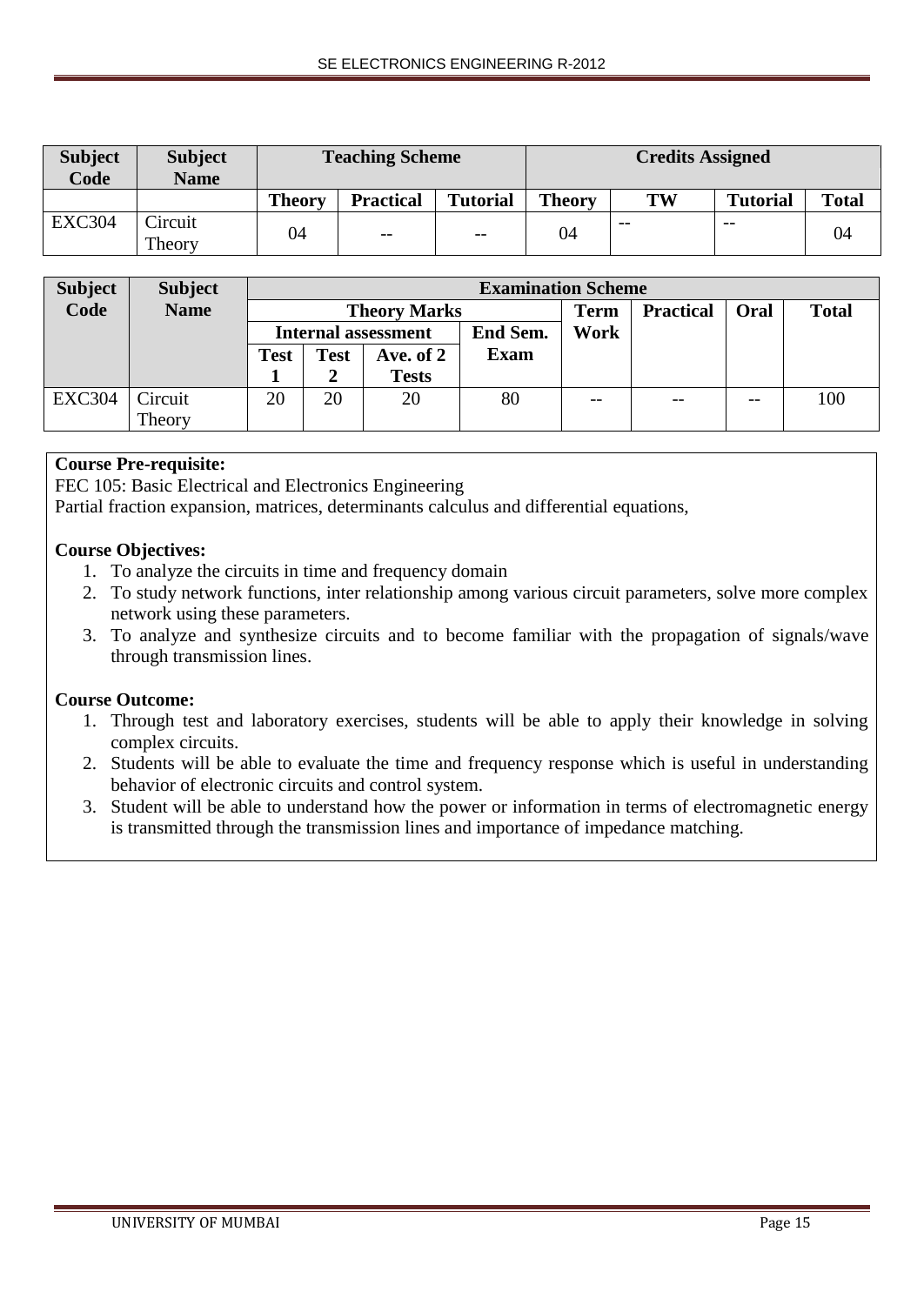| Subject Code | Subject Name | Teaching Scheme | | | Credits Assigned | | | |
|---|---|---|---|---|---|---|---|---|
| | | Theory | Practical | Tutorial | Theory | TW | Tutorial | Total |
| EXC304 | Circuit Theory | 04 | -- | -- | 04 | -- | -- | 04 |

| Subject Code | Subject Name | Examination Scheme | | | | | | | |
|---|---|---|---|---|---|---|---|---|---|
| | | Theory Marks | | | | Term Work | Practical | Oral | Total |
| | | Internal assessment | | | End Sem. Exam | | | | |
| | | Test 1 | Test 2 | Ave. of 2 Tests | | | | | |
| EXC304 | Circuit Theory | 20 | 20 | 20 | 80 | -- | -- | -- | 100 |

**Course Pre-requisite:**
FEC 105: Basic Electrical and Electronics Engineering
Partial fraction expansion, matrices, determinants calculus and differential equations,

**Course Objectives:**

1. To analyze the circuits in time and frequency domain
2. To study network functions, inter relationship among various circuit parameters, solve more complex network using these parameters.
3. To analyze and synthesize circuits and to become familiar with the propagation of signals/wave through transmission lines.

**Course Outcome:**

1. Through test and laboratory exercises, students will be able to apply their knowledge in solving complex circuits.
2. Students will be able to evaluate the time and frequency response which is useful in understanding behavior of electronic circuits and control system.
3. Student will be able to understand how the power or information in terms of electromagnetic energy is transmitted through the transmission lines and importance of impedance matching.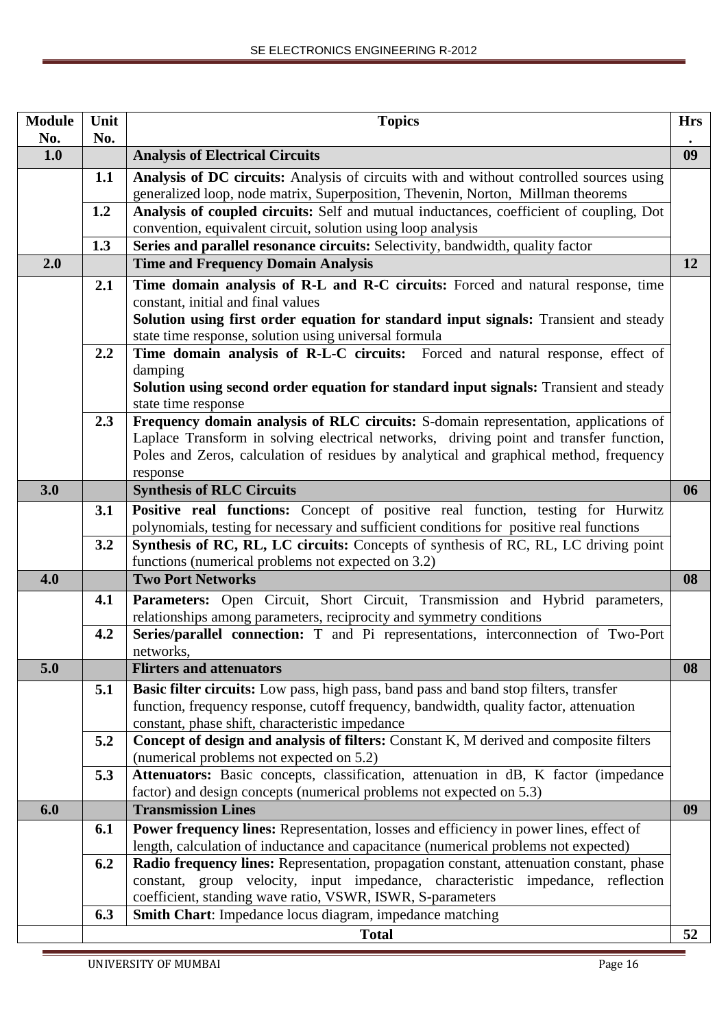| Module No. | Unit No. | Topics | Hrs. |
|---|---|---|---|
| **1.0** | | **Analysis of Electrical Circuits** | **09** |
| | **1.1** | **Analysis of DC circuits:** Analysis of circuits with and without controlled sources using generalized loop, node matrix, Superposition, Thevenin, Norton, Millman theorems | |
| | **1.2** | **Analysis of coupled circuits:** Self and mutual inductances, coefficient of coupling, Dot convention, equivalent circuit, solution using loop analysis | |
| | **1.3** | **Series and parallel resonance circuits:** Selectivity, bandwidth, quality factor | |
| **2.0** | | **Time and Frequency Domain Analysis** | **12** |
| | **2.1** | **Time domain analysis of R-L and R-C circuits:** Forced and natural response, time constant, initial and final values<br>**Solution using first order equation for standard input signals:** Transient and steady state time response, solution using universal formula | |
| | **2.2** | **Time domain analysis of R-L-C circuits:** Forced and natural response, effect of damping<br>**Solution using second order equation for standard input signals:** Transient and steady state time response | |
| | **2.3** | **Frequency domain analysis of RLC circuits:** S-domain representation, applications of Laplace Transform in solving electrical networks, driving point and transfer function, Poles and Zeros, calculation of residues by analytical and graphical method, frequency response | |
| **3.0** | | **Synthesis of RLC Circuits** | **06** |
| | **3.1** | **Positive real functions:** Concept of positive real function, testing for Hurwitz polynomials, testing for necessary and sufficient conditions for positive real functions | |
| | **3.2** | **Synthesis of RC, RL, LC circuits:** Concepts of synthesis of RC, RL, LC driving point functions (numerical problems not expected on 3.2) | |
| **4.0** | | **Two Port Networks** | **08** |
| | **4.1** | **Parameters:** Open Circuit, Short Circuit, Transmission and Hybrid parameters, relationships among parameters, reciprocity and symmetry conditions | |
| | **4.2** | **Series/parallel connection:** T and Pi representations, interconnection of Two-Port networks, | |
| **5.0** | | **Flirters and attenuators** | **08** |
| | **5.1** | **Basic filter circuits:** Low pass, high pass, band pass and band stop filters, transfer function, frequency response, cutoff frequency, bandwidth, quality factor, attenuation constant, phase shift, characteristic impedance | |
| | **5.2** | **Concept of design and analysis of filters:** Constant K, M derived and composite filters (numerical problems not expected on 5.2) | |
| | **5.3** | **Attenuators:** Basic concepts, classification, attenuation in dB, K factor (impedance factor) and design concepts (numerical problems not expected on 5.3) | |
| **6.0** | | **Transmission Lines** | **09** |
| | **6.1** | **Power frequency lines:** Representation, losses and efficiency in power lines, effect of length, calculation of inductance and capacitance (numerical problems not expected) | |
| | **6.2** | **Radio frequency lines:** Representation, propagation constant, attenuation constant, phase constant, group velocity, input impedance, characteristic impedance, reflection coefficient, standing wave ratio, VSWR, ISWR, S-parameters | |
| | **6.3** | **Smith Chart**: Impedance locus diagram, impedance matching | |
| | | **Total** | **52** |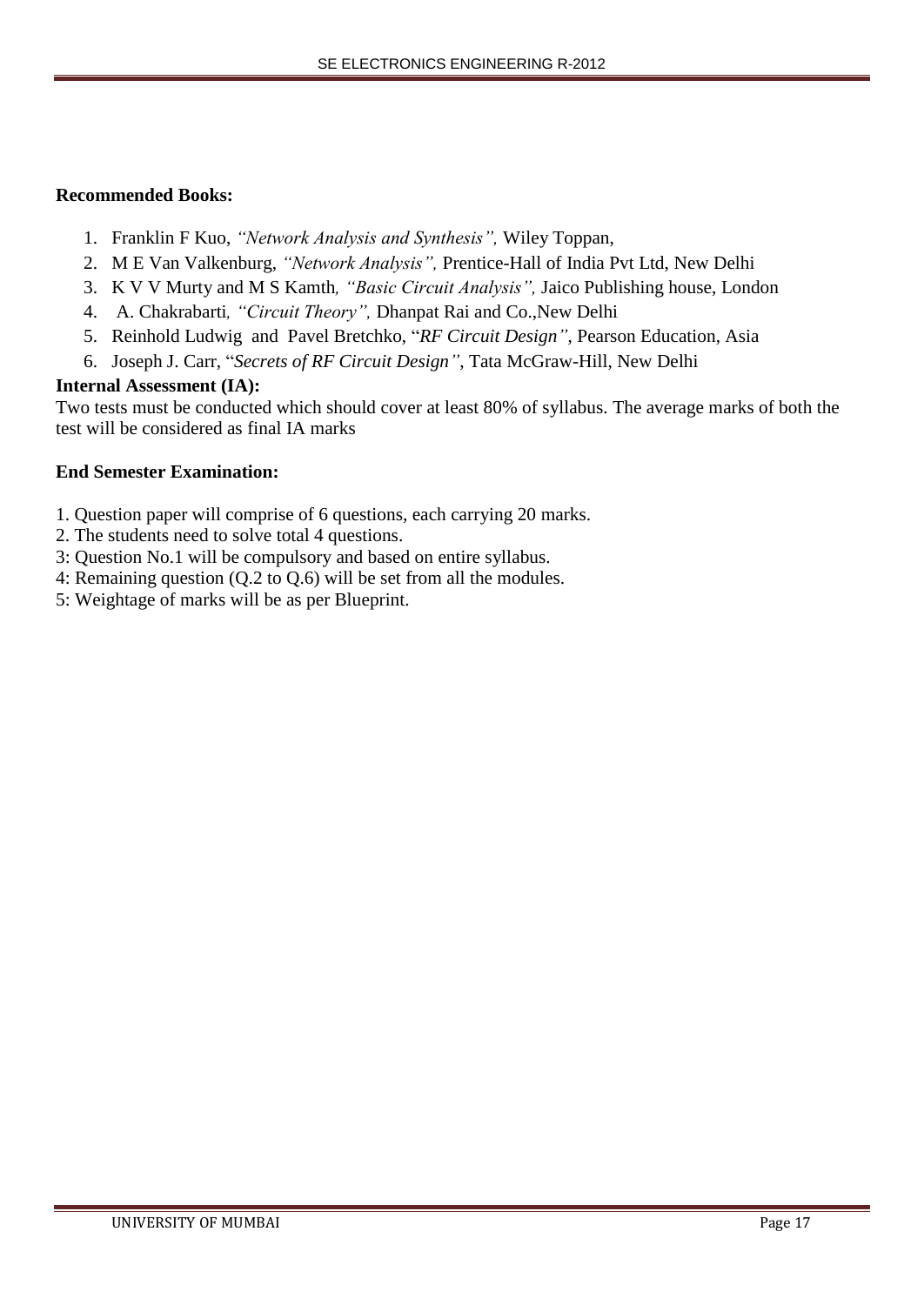**Recommended Books:**

1. Franklin F Kuo, *"Network Analysis and Synthesis",* Wiley Toppan,
2. M E Van Valkenburg, *"Network Analysis",* Prentice-Hall of India Pvt Ltd, New Delhi
3. K V V Murty and M S Kamth*, "Basic Circuit Analysis",* Jaico Publishing house, London
4. A. Chakrabarti*, "Circuit Theory",* Dhanpat Rai and Co.,New Delhi
5. Reinhold Ludwig and Pavel Bretchko, "*RF Circuit Design"*, Pearson Education, Asia
6. Joseph J. Carr, "*Secrets of RF Circuit Design"*, Tata McGraw-Hill, New Delhi

**Internal Assessment (IA):**

Two tests must be conducted which should cover at least 80% of syllabus. The average marks of both the test will be considered as final IA marks

**End Semester Examination:**

1. Question paper will comprise of 6 questions, each carrying 20 marks.
2. The students need to solve total 4 questions.
3: Question No.1 will be compulsory and based on entire syllabus.
4: Remaining question (Q.2 to Q.6) will be set from all the modules.
5: Weightage of marks will be as per Blueprint.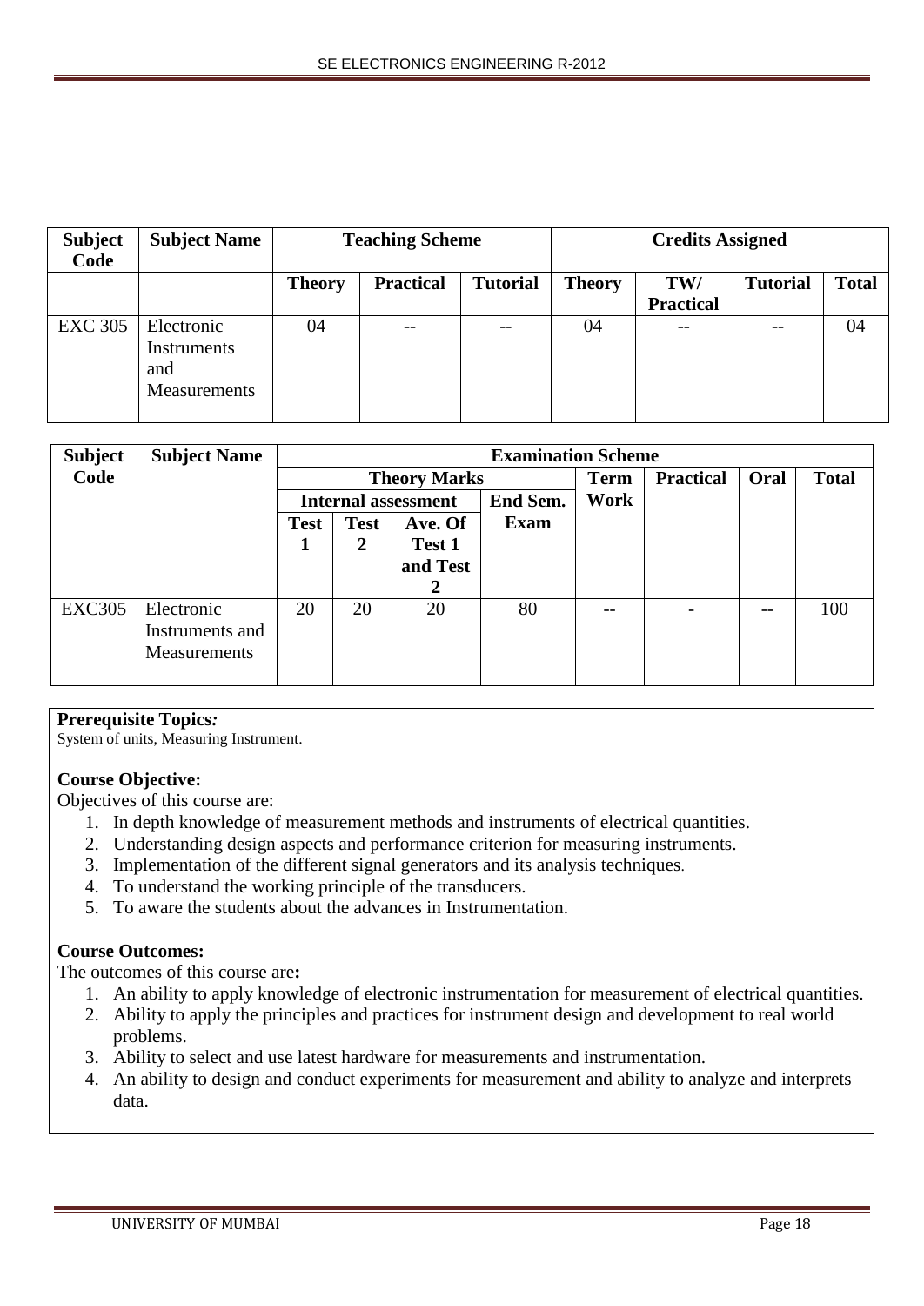| Subject Code | Subject Name | Teaching Scheme | | | Credits Assigned | | | |
|---|---|---|---|---|---|---|---|---|
| | | Theory | Practical | Tutorial | Theory | TW/ Practical | Tutorial | Total |
| EXC 305 | Electronic Instruments and Measurements | 04 | -- | -- | 04 | -- | -- | 04 |

| Subject Code | Subject Name | Examination Scheme | | | | | | | |
|---|---|---|---|---|---|---|---|---|---|
| | | Theory Marks | | | | Term Work | Practical | Oral | Total |
| | | Internal assessment | | | End Sem. Exam | | | | |
| | | Test 1 | Test 2 | Ave. Of Test 1 and Test 2 | | | | | |
| EXC305 | Electronic Instruments and Measurements | 20 | 20 | 20 | 80 | -- | - | -- | 100 |

**Prerequisite Topics:**
System of units, Measuring Instrument.

**Course Objective:**
Objectives of this course are:
1. In depth knowledge of measurement methods and instruments of electrical quantities.
2. Understanding design aspects and performance criterion for measuring instruments.
3. Implementation of the different signal generators and its analysis techniques.
4. To understand the working principle of the transducers.
5. To aware the students about the advances in Instrumentation.

**Course Outcomes:**
The outcomes of this course are**:**
1. An ability to apply knowledge of electronic instrumentation for measurement of electrical quantities.
2. Ability to apply the principles and practices for instrument design and development to real world problems.
3. Ability to select and use latest hardware for measurements and instrumentation.
4. An ability to design and conduct experiments for measurement and ability to analyze and interprets data.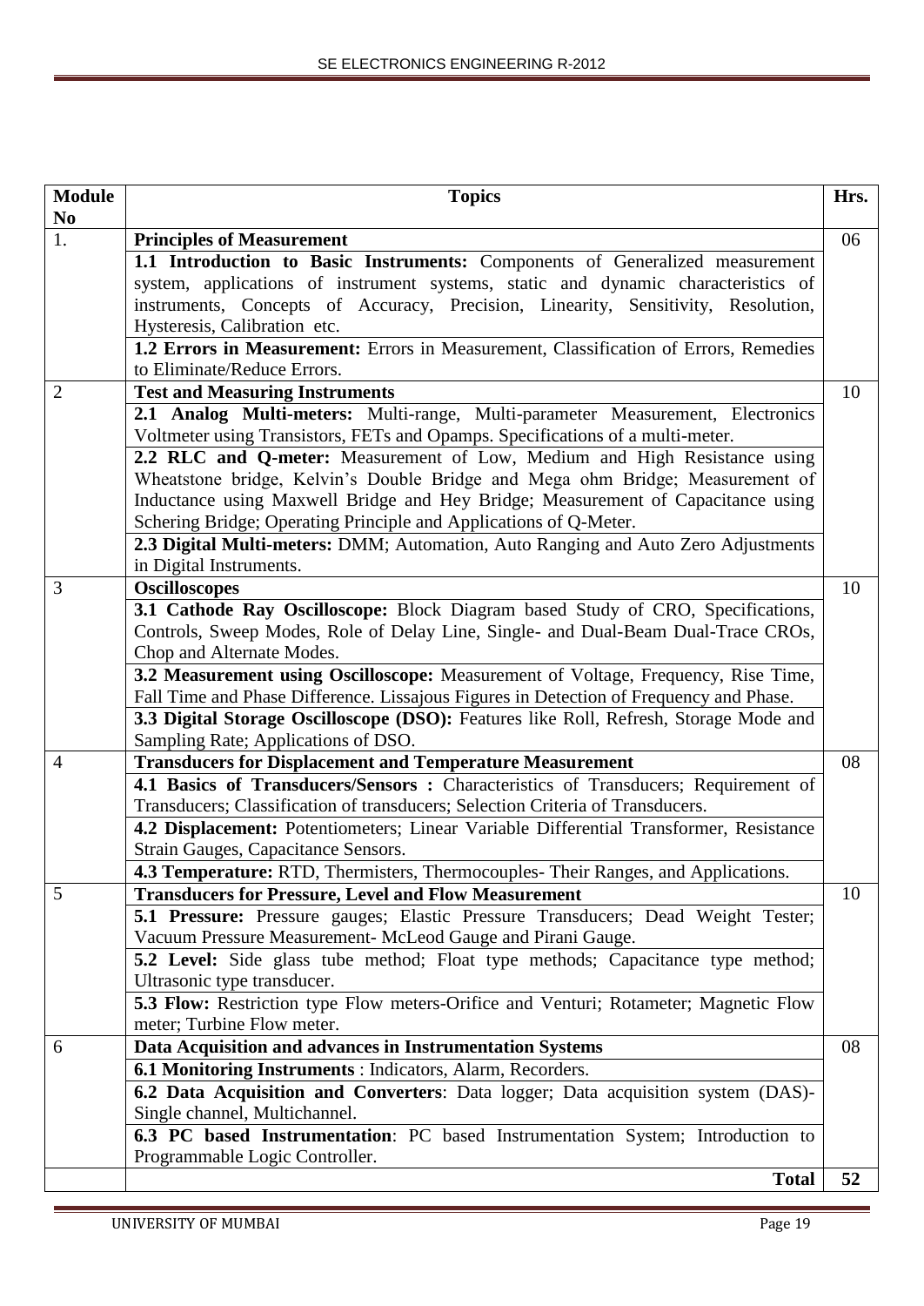| Module No | Topics | Hrs. |
|---|---|---|
| 1. | **Principles of Measurement** | 06 |
| | **1.1 Introduction to Basic Instruments:** Components of Generalized measurement system, applications of instrument systems, static and dynamic characteristics of instruments, Concepts of Accuracy, Precision, Linearity, Sensitivity, Resolution, Hysteresis, Calibration etc. | |
| | **1.2 Errors in Measurement:** Errors in Measurement, Classification of Errors, Remedies to Eliminate/Reduce Errors. | |
| 2 | **Test and Measuring Instruments** | 10 |
| | **2.1 Analog Multi-meters:** Multi-range, Multi-parameter Measurement, Electronics Voltmeter using Transistors, FETs and Opamps. Specifications of a multi-meter. | |
| | **2.2 RLC and Q-meter:** Measurement of Low, Medium and High Resistance using Wheatstone bridge, Kelvin's Double Bridge and Mega ohm Bridge; Measurement of Inductance using Maxwell Bridge and Hey Bridge; Measurement of Capacitance using Schering Bridge; Operating Principle and Applications of Q-Meter. | |
| | **2.3 Digital Multi-meters:** DMM; Automation, Auto Ranging and Auto Zero Adjustments in Digital Instruments. | |
| 3 | **Oscilloscopes** | 10 |
| | **3.1 Cathode Ray Oscilloscope:** Block Diagram based Study of CRO, Specifications, Controls, Sweep Modes, Role of Delay Line, Single- and Dual-Beam Dual-Trace CROs, Chop and Alternate Modes. | |
| | **3.2 Measurement using Oscilloscope:** Measurement of Voltage, Frequency, Rise Time, Fall Time and Phase Difference. Lissajous Figures in Detection of Frequency and Phase. | |
| | **3.3 Digital Storage Oscilloscope (DSO):** Features like Roll, Refresh, Storage Mode and Sampling Rate; Applications of DSO. | |
| 4 | **Transducers for Displacement and Temperature Measurement** | 08 |
| | **4.1 Basics of Transducers/Sensors :** Characteristics of Transducers; Requirement of Transducers; Classification of transducers; Selection Criteria of Transducers. | |
| | **4.2 Displacement:** Potentiometers; Linear Variable Differential Transformer, Resistance Strain Gauges, Capacitance Sensors. | |
| | **4.3 Temperature:** RTD, Thermisters, Thermocouples- Their Ranges, and Applications. | |
| 5 | **Transducers for Pressure, Level and Flow Measurement** | 10 |
| | **5.1 Pressure:** Pressure gauges; Elastic Pressure Transducers; Dead Weight Tester; Vacuum Pressure Measurement- McLeod Gauge and Pirani Gauge. | |
| | **5.2 Level:** Side glass tube method; Float type methods; Capacitance type method; Ultrasonic type transducer. | |
| | **5.3 Flow:** Restriction type Flow meters-Orifice and Venturi; Rotameter; Magnetic Flow meter; Turbine Flow meter. | |
| 6 | **Data Acquisition and advances in Instrumentation Systems** | 08 |
| | **6.1 Monitoring Instruments** : Indicators, Alarm, Recorders. | |
| | **6.2 Data Acquisition and Converters**: Data logger; Data acquisition system (DAS)- Single channel, Multichannel. | |
| | **6.3 PC based Instrumentation**: PC based Instrumentation System; Introduction to Programmable Logic Controller. | |
| | **Total** | **52** |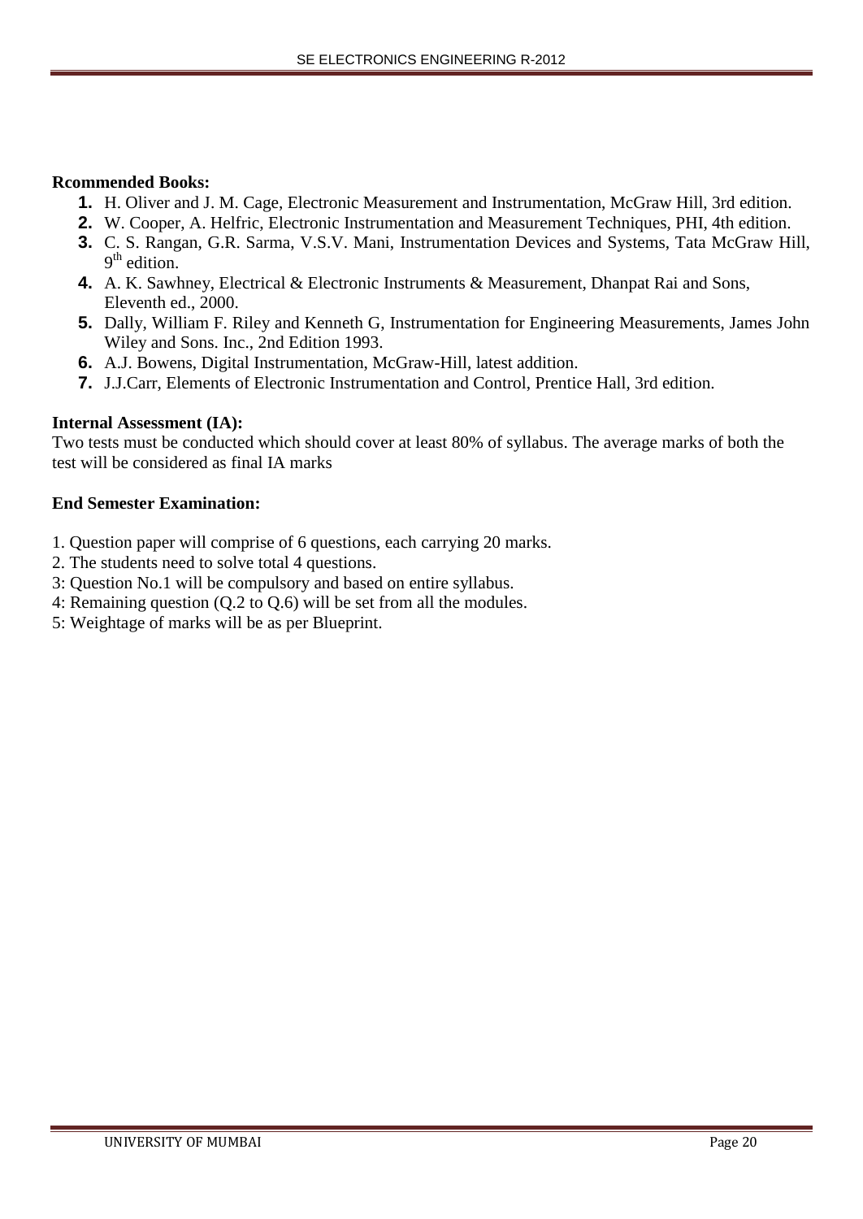**Rcommended Books:**

1. H. Oliver and J. M. Cage, Electronic Measurement and Instrumentation, McGraw Hill, 3rd edition.
2. W. Cooper, A. Helfric, Electronic Instrumentation and Measurement Techniques, PHI, 4th edition.
3. C. S. Rangan, G.R. Sarma, V.S.V. Mani, Instrumentation Devices and Systems, Tata McGraw Hill, 9th edition.
4. A. K. Sawhney, Electrical & Electronic Instruments & Measurement, Dhanpat Rai and Sons, Eleventh ed., 2000.
5. Dally, William F. Riley and Kenneth G, Instrumentation for Engineering Measurements, James John Wiley and Sons. Inc., 2nd Edition 1993.
6. A.J. Bowens, Digital Instrumentation, McGraw-Hill, latest addition.
7. J.J.Carr, Elements of Electronic Instrumentation and Control, Prentice Hall, 3rd edition.

**Internal Assessment (IA):**

Two tests must be conducted which should cover at least 80% of syllabus. The average marks of both the test will be considered as final IA marks

**End Semester Examination:**

1. Question paper will comprise of 6 questions, each carrying 20 marks.
2. The students need to solve total 4 questions.
3: Question No.1 will be compulsory and based on entire syllabus.
4: Remaining question (Q.2 to Q.6) will be set from all the modules.
5: Weightage of marks will be as per Blueprint.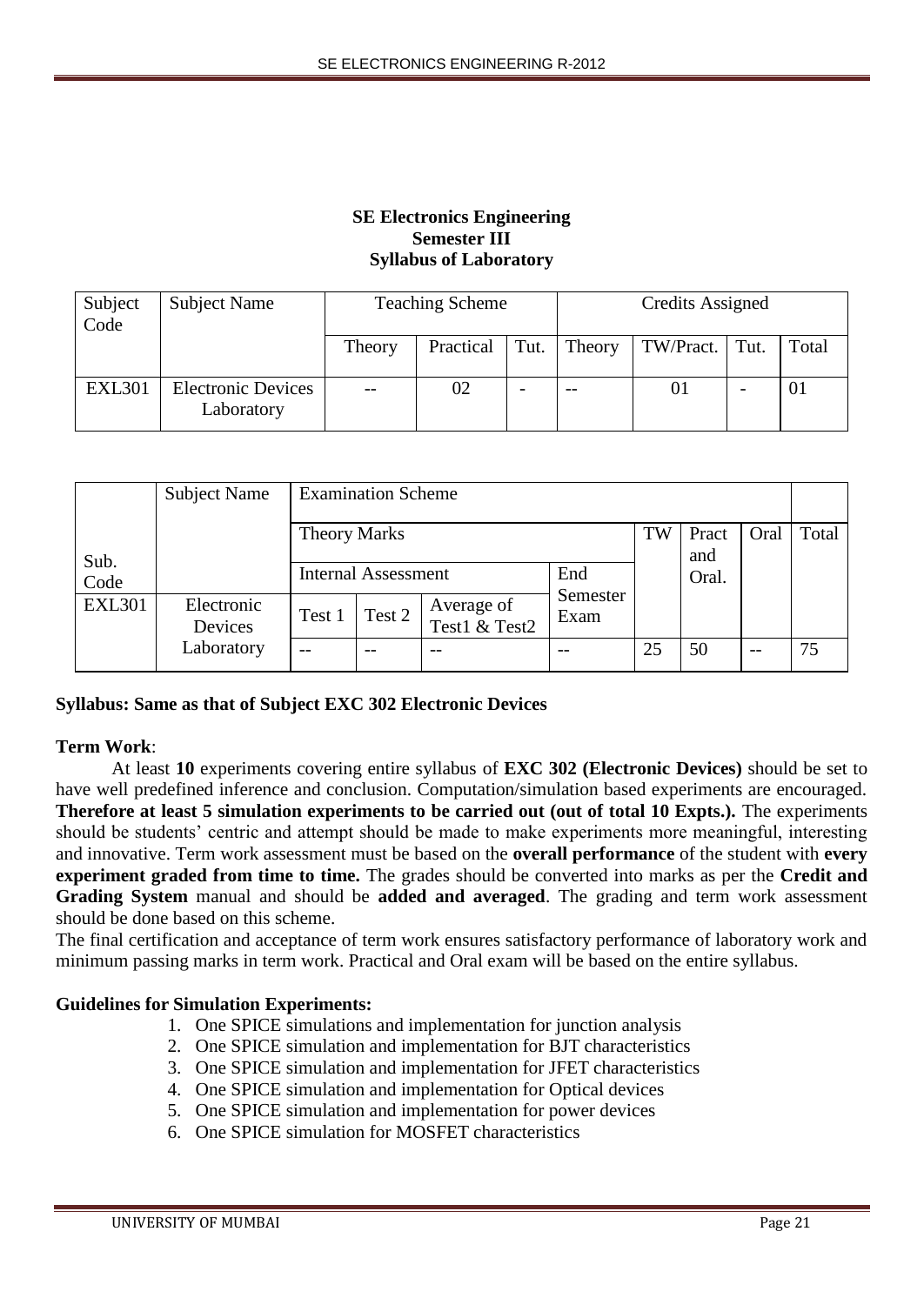**SE Electronics Engineering**
**Semester III**
**Syllabus of Laboratory**

| Subject Code | Subject Name | Teaching Scheme | | | Credits Assigned | | | |
|---|---|---|---|---|---|---|---|---|
| | | Theory | Practical | Tut. | Theory | TW/Pract. | Tut. | Total |
| EXL301 | Electronic Devices Laboratory | -- | 02 | - | -- | 01 | - | 01 |

| Sub. Code | Subject Name | Examination Scheme | | | | | | | |
|---|---|---|---|---|---|---|---|---|---|
| | | Theory Marks | | | | TW | Pract and Oral. | Oral | Total |
| | | Internal Assessment | | | End Semester Exam | | | | |
| | | Test 1 | Test 2 | Average of Test1 & Test2 | | | | | |
| EXL301 | Electronic Devices Laboratory | -- | -- | -- | -- | 25 | 50 | -- | 75 |

**Syllabus: Same as that of Subject EXC 302 Electronic Devices**

**Term Work**:

At least **10** experiments covering entire syllabus of **EXC 302 (Electronic Devices)** should be set to have well predefined inference and conclusion. Computation/simulation based experiments are encouraged. **Therefore at least 5 simulation experiments to be carried out (out of total 10 Expts.).** The experiments should be students' centric and attempt should be made to make experiments more meaningful, interesting and innovative. Term work assessment must be based on the **overall performance** of the student with **every experiment graded from time to time.** The grades should be converted into marks as per the **Credit and Grading System** manual and should be **added and averaged**. The grading and term work assessment should be done based on this scheme.

The final certification and acceptance of term work ensures satisfactory performance of laboratory work and minimum passing marks in term work. Practical and Oral exam will be based on the entire syllabus.

**Guidelines for Simulation Experiments:**

1. One SPICE simulations and implementation for junction analysis
2. One SPICE simulation and implementation for BJT characteristics
3. One SPICE simulation and implementation for JFET characteristics
4. One SPICE simulation and implementation for Optical devices
5. One SPICE simulation and implementation for power devices
6. One SPICE simulation for MOSFET characteristics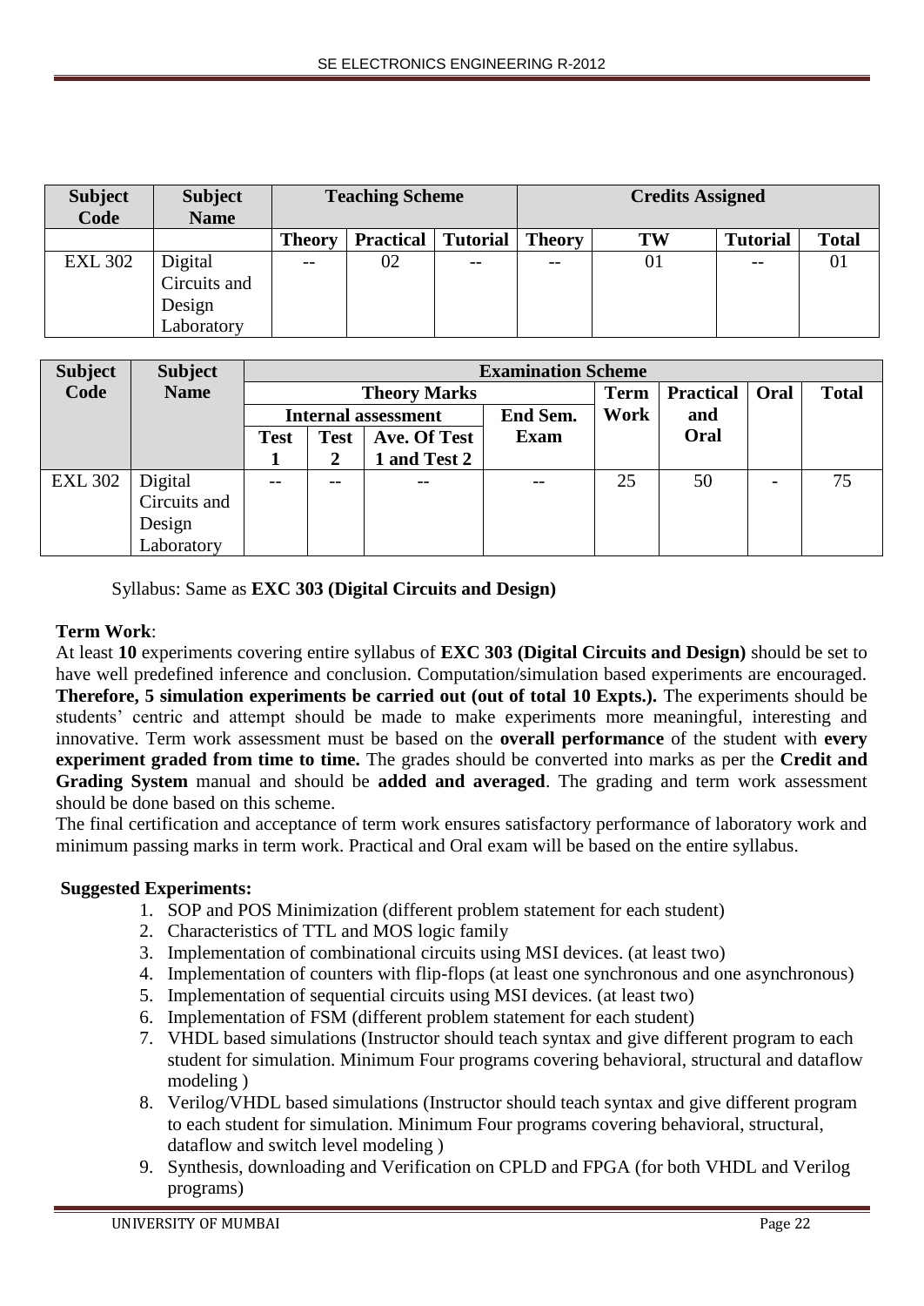| Subject Code | Subject Name | Teaching Scheme | | | Credits Assigned | | | |
|---|---|---|---|---|---|---|---|---|
| | | Theory | Practical | Tutorial | Theory | TW | Tutorial | Total |
| EXL 302 | Digital Circuits and Design Laboratory | -- | 02 | -- | -- | 01 | -- | 01 |

| Subject Code | Subject Name | Examination Scheme | | | | | | | |
|---|---|---|---|---|---|---|---|---|---|
| | | Theory Marks | | | | Term Work | Practical and Oral | Oral | Total |
| | | Internal assessment | | | End Sem. Exam | | | | |
| | | Test 1 | Test 2 | Ave. Of Test 1 and Test 2 | | | | | |
| EXL 302 | Digital Circuits and Design Laboratory | -- | -- | -- | -- | 25 | 50 | - | 75 |

Syllabus: Same as **EXC 303 (Digital Circuits and Design)**

**Term Work**:

At least **10** experiments covering entire syllabus of **EXC 303 (Digital Circuits and Design)** should be set to have well predefined inference and conclusion. Computation/simulation based experiments are encouraged. **Therefore, 5 simulation experiments be carried out (out of total 10 Expts.).** The experiments should be students' centric and attempt should be made to make experiments more meaningful, interesting and innovative. Term work assessment must be based on the **overall performance** of the student with **every experiment graded from time to time.** The grades should be converted into marks as per the **Credit and Grading System** manual and should be **added and averaged**. The grading and term work assessment should be done based on this scheme.

The final certification and acceptance of term work ensures satisfactory performance of laboratory work and minimum passing marks in term work. Practical and Oral exam will be based on the entire syllabus.

**Suggested Experiments:**

1. SOP and POS Minimization (different problem statement for each student)
2. Characteristics of TTL and MOS logic family
3. Implementation of combinational circuits using MSI devices. (at least two)
4. Implementation of counters with flip-flops (at least one synchronous and one asynchronous)
5. Implementation of sequential circuits using MSI devices. (at least two)
6. Implementation of FSM (different problem statement for each student)
7. VHDL based simulations (Instructor should teach syntax and give different program to each student for simulation. Minimum Four programs covering behavioral, structural and dataflow modeling )
8. Verilog/VHDL based simulations (Instructor should teach syntax and give different program to each student for simulation. Minimum Four programs covering behavioral, structural, dataflow and switch level modeling )
9. Synthesis, downloading and Verification on CPLD and FPGA (for both VHDL and Verilog programs)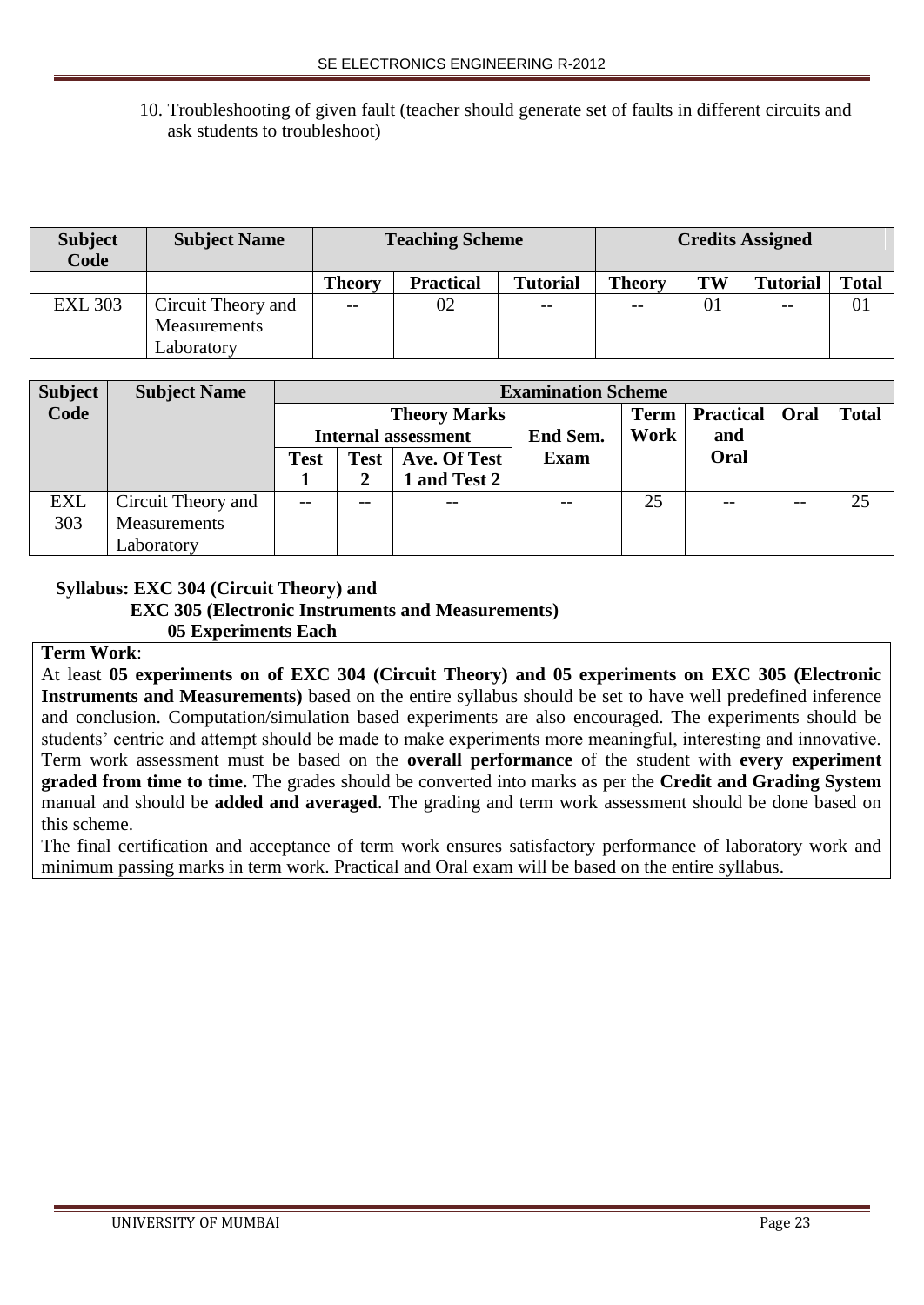10. Troubleshooting of given fault (teacher should generate set of faults in different circuits and ask students to troubleshoot)

| Subject Code | Subject Name | Teaching Scheme | | | Credits Assigned | | | |
|---|---|---|---|---|---|---|---|---|
| | | Theory | Practical | Tutorial | Theory | TW | Tutorial | Total |
| EXL 303 | Circuit Theory and Measurements Laboratory | -- | 02 | -- | -- | 01 | -- | 01 |

| Subject Code | Subject Name | Examination Scheme | | | | | | | |
|---|---|---|---|---|---|---|---|---|---|
| | | Theory Marks | | | | Term Work | Practical and Oral | Oral | Total |
| | | Internal assessment | | | End Sem. Exam | | | | |
| | | Test 1 | Test 2 | Ave. Of Test 1 and Test 2 | | | | | |
| EXL 303 | Circuit Theory and Measurements Laboratory | -- | -- | -- | -- | 25 | -- | -- | 25 |

**Syllabus: EXC 304 (Circuit Theory) and**
**EXC 305 (Electronic Instruments and Measurements)**
**05 Experiments Each**

**Term Work**:

At least **05 experiments on of EXC 304 (Circuit Theory) and 05 experiments on EXC 305 (Electronic Instruments and Measurements)** based on the entire syllabus should be set to have well predefined inference and conclusion. Computation/simulation based experiments are also encouraged. The experiments should be students' centric and attempt should be made to make experiments more meaningful, interesting and innovative. Term work assessment must be based on the **overall performance** of the student with **every experiment graded from time to time.** The grades should be converted into marks as per the **Credit and Grading System** manual and should be **added and averaged**. The grading and term work assessment should be done based on this scheme.

The final certification and acceptance of term work ensures satisfactory performance of laboratory work and minimum passing marks in term work. Practical and Oral exam will be based on the entire syllabus.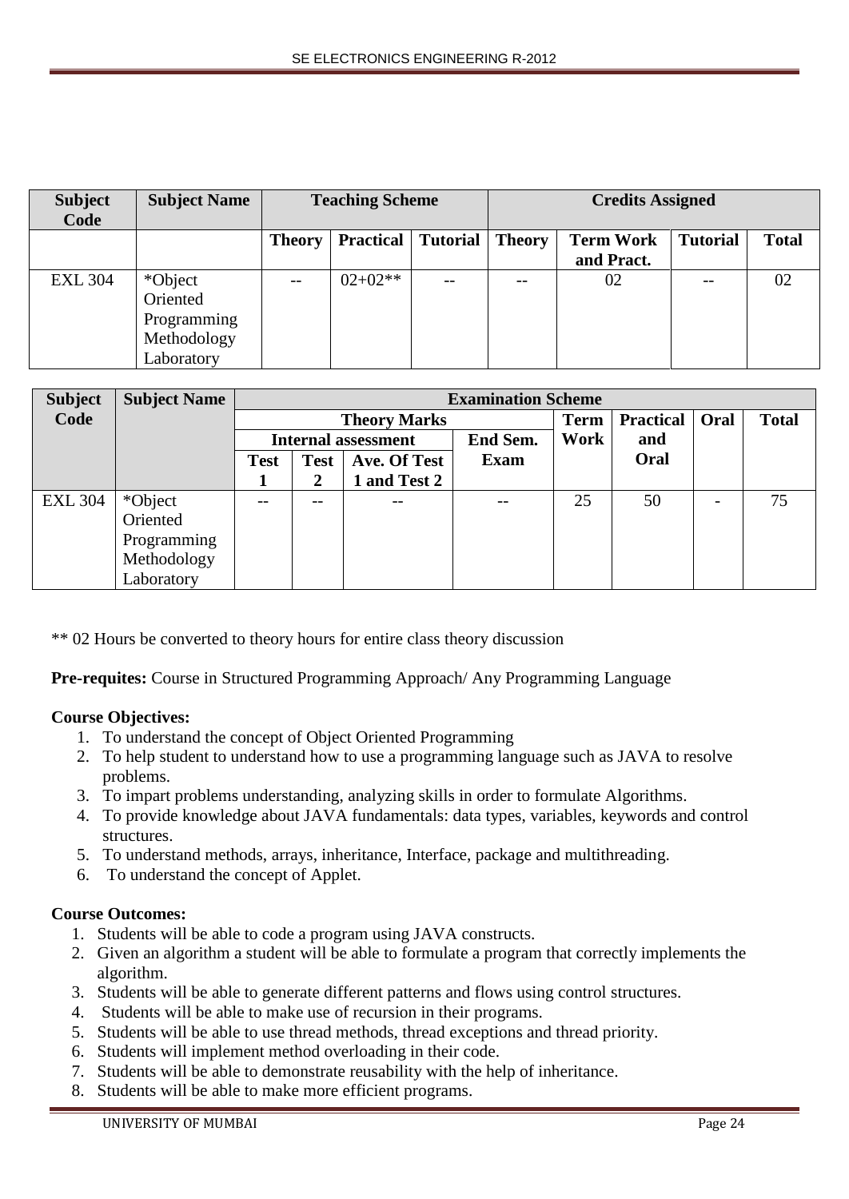| Subject Code | Subject Name | Teaching Scheme | | | Credits Assigned | | | |
|---|---|---|---|---|---|---|---|---|
| | | Theory | Practical | Tutorial | Theory | Term Work and Pract. | Tutorial | Total |
| EXL 304 | *Object Oriented Programming Methodology Laboratory | -- | 02+02** | -- | -- | 02 | -- | 02 |

| Subject Code | Subject Name | Examination Scheme | | | | | | | |
|---|---|---|---|---|---|---|---|---|---|
| | | Theory Marks | | | | Term Work | Practical and Oral | Oral | Total |
| | | Internal assessment | | | End Sem. Exam | | | | |
| | | Test 1 | Test 2 | Ave. Of Test 1 and Test 2 | | | | | |
| EXL 304 | *Object Oriented Programming Methodology Laboratory | -- | -- | -- | -- | 25 | 50 | - | 75 |

** 02 Hours be converted to theory hours for entire class theory discussion

**Pre-requites:** Course in Structured Programming Approach/ Any Programming Language

**Course Objectives:**

1. To understand the concept of Object Oriented Programming
2. To help student to understand how to use a programming language such as JAVA to resolve problems.
3. To impart problems understanding, analyzing skills in order to formulate Algorithms.
4. To provide knowledge about JAVA fundamentals: data types, variables, keywords and control structures.
5. To understand methods, arrays, inheritance, Interface, package and multithreading.
6. To understand the concept of Applet.

**Course Outcomes:**

1. Students will be able to code a program using JAVA constructs.
2. Given an algorithm a student will be able to formulate a program that correctly implements the algorithm.
3. Students will be able to generate different patterns and flows using control structures.
4. Students will be able to make use of recursion in their programs.
5. Students will be able to use thread methods, thread exceptions and thread priority.
6. Students will implement method overloading in their code.
7. Students will be able to demonstrate reusability with the help of inheritance.
8. Students will be able to make more efficient programs.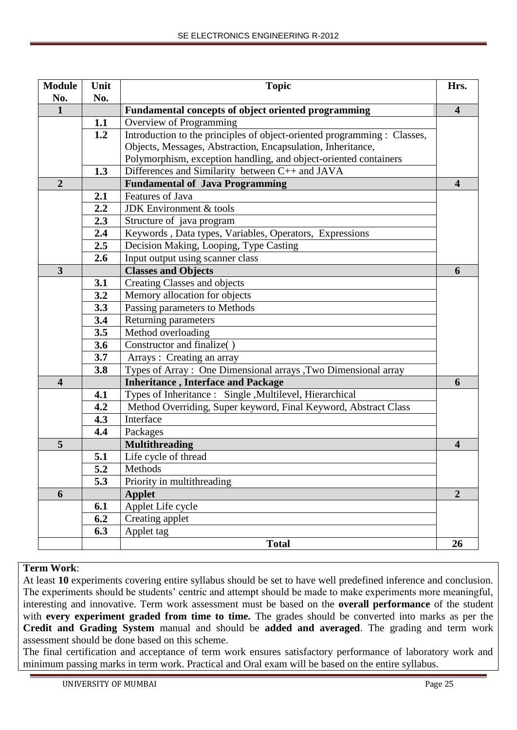| Module No. | Unit No. | Topic | Hrs. |
|---|---|---|---|
| **1** | | **Fundamental concepts of object oriented programming** | **4** |
| | **1.1** | Overview of Programming | |
| | **1.2** | Introduction to the principles of object-oriented programming : Classes, Objects, Messages, Abstraction, Encapsulation, Inheritance, Polymorphism, exception handling, and object-oriented containers | |
| | **1.3** | Differences and Similarity between C++ and JAVA | |
| **2** | | **Fundamental of Java Programming** | **4** |
| | **2.1** | Features of Java | |
| | **2.2** | JDK Environment & tools | |
| | **2.3** | Structure of java program | |
| | **2.4** | Keywords , Data types, Variables, Operators, Expressions | |
| | **2.5** | Decision Making, Looping, Type Casting | |
| | **2.6** | Input output using scanner class | |
| **3** | | **Classes and Objects** | **6** |
| | **3.1** | Creating Classes and objects | |
| | **3.2** | Memory allocation for objects | |
| | **3.3** | Passing parameters to Methods | |
| | **3.4** | Returning parameters | |
| | **3.5** | Method overloading | |
| | **3.6** | Constructor and finalize( ) | |
| | **3.7** | Arrays : Creating an array | |
| | **3.8** | Types of Array : One Dimensional arrays ,Two Dimensional array | |
| **4** | | **Inheritance , Interface and Package** | **6** |
| | **4.1** | Types of Inheritance : Single ,Multilevel, Hierarchical | |
| | **4.2** | Method Overriding, Super keyword, Final Keyword, Abstract Class | |
| | **4.3** | Interface | |
| | **4.4** | Packages | |
| **5** | | **Multithreading** | **4** |
| | **5.1** | Life cycle of thread | |
| | **5.2** | Methods | |
| | **5.3** | Priority in multithreading | |
| **6** | | **Applet** | **2** |
| | **6.1** | Applet Life cycle | |
| | **6.2** | Creating applet | |
| | **6.3** | Applet tag | |
| | | **Total** | **26** |

**Term Work**:

At least **10** experiments covering entire syllabus should be set to have well predefined inference and conclusion. The experiments should be students' centric and attempt should be made to make experiments more meaningful, interesting and innovative. Term work assessment must be based on the **overall performance** of the student with **every experiment graded from time to time.** The grades should be converted into marks as per the **Credit and Grading System** manual and should be **added and averaged**. The grading and term work assessment should be done based on this scheme.

The final certification and acceptance of term work ensures satisfactory performance of laboratory work and minimum passing marks in term work. Practical and Oral exam will be based on the entire syllabus.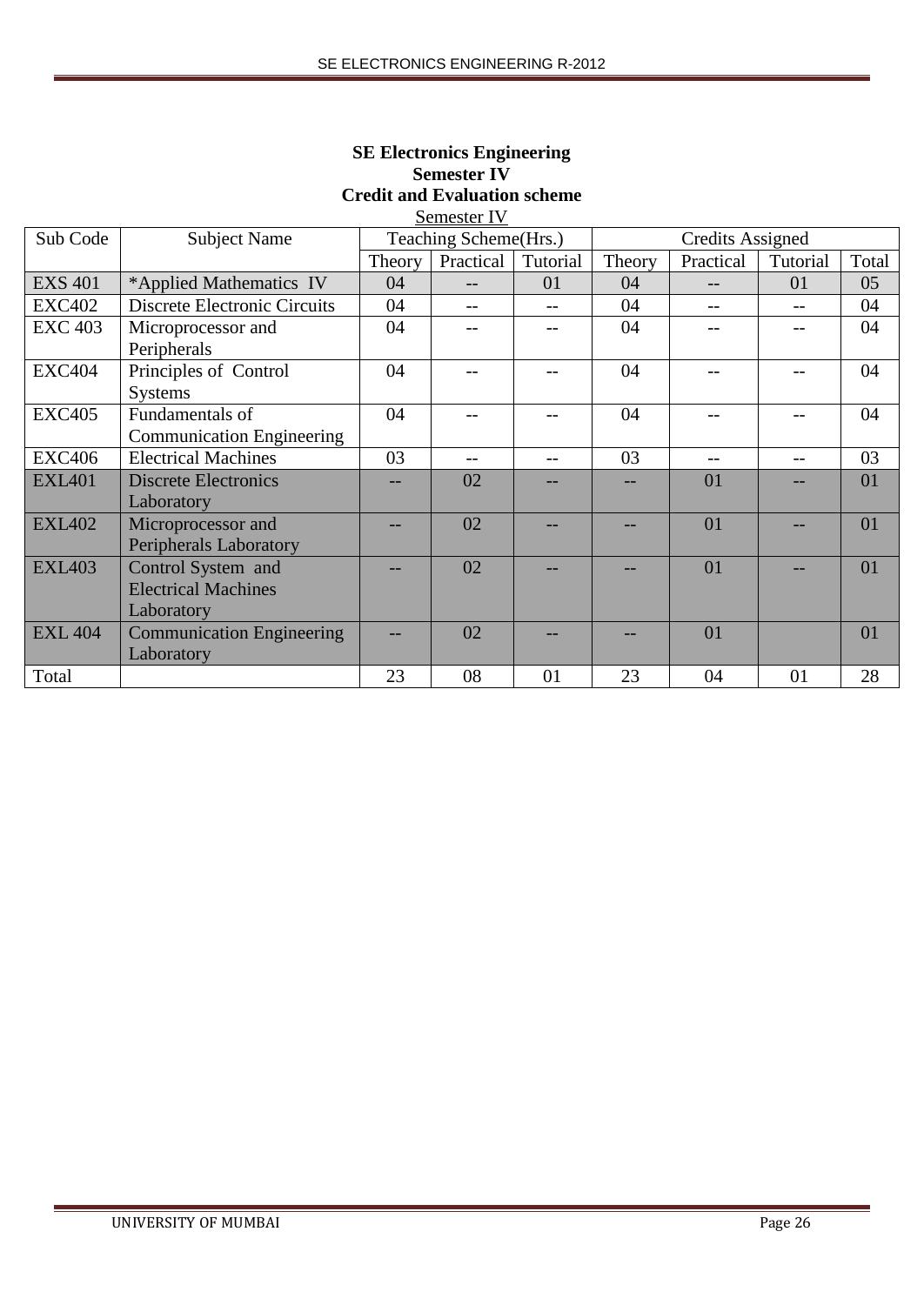**SE Electronics Engineering**
**Semester IV**
**Credit and Evaluation scheme**

Semester IV

| Sub Code | Subject Name | Teaching Scheme(Hrs.) | | | Credits Assigned | | | |
|---|---|---|---|---|---|---|---|---|
| | | Theory | Practical | Tutorial | Theory | Practical | Tutorial | Total |
| EXS 401 | *Applied Mathematics IV | 04 | -- | 01 | 04 | -- | 01 | 05 |
| EXC402 | Discrete Electronic Circuits | 04 | -- | -- | 04 | -- | -- | 04 |
| EXC 403 | Microprocessor and Peripherals | 04 | -- | -- | 04 | -- | -- | 04 |
| EXC404 | Principles of Control Systems | 04 | -- | -- | 04 | -- | -- | 04 |
| EXC405 | Fundamentals of Communication Engineering | 04 | -- | -- | 04 | -- | -- | 04 |
| EXC406 | Electrical Machines | 03 | -- | -- | 03 | -- | -- | 03 |
| EXL401 | Discrete Electronics Laboratory | -- | 02 | -- | -- | 01 | -- | 01 |
| EXL402 | Microprocessor and Peripherals Laboratory | -- | 02 | -- | -- | 01 | -- | 01 |
| EXL403 | Control System and Electrical Machines Laboratory | -- | 02 | -- | -- | 01 | -- | 01 |
| EXL 404 | Communication Engineering Laboratory | -- | 02 | -- | -- | 01 | | 01 |
| Total | | 23 | 08 | 01 | 23 | 04 | 01 | 28 |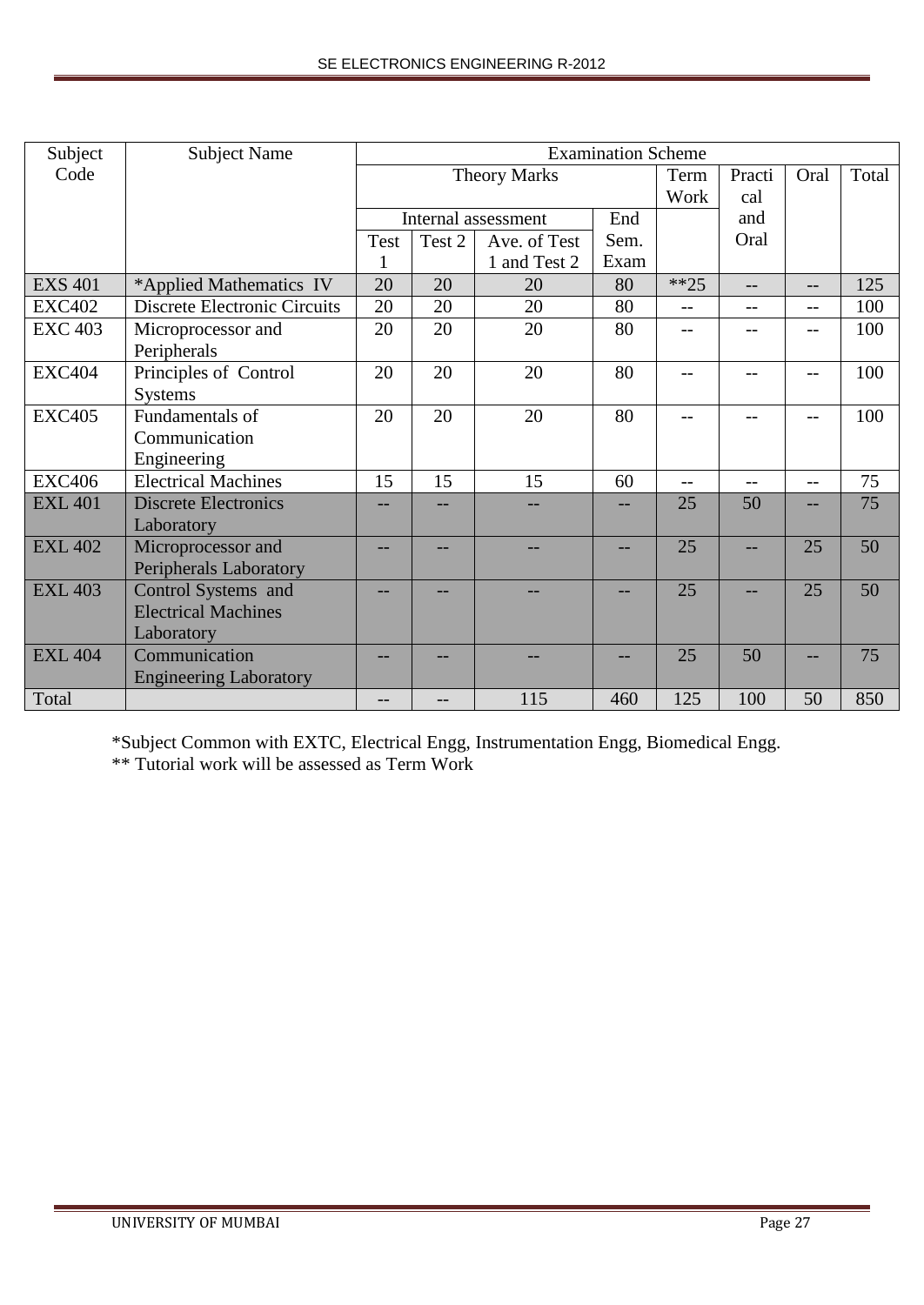| Subject Code | Subject Name | Examination Scheme | | | | | | | | |
|---|---|---|---|---|---|---|---|---|---|---|
| | | Theory Marks | | | | Term Work | Practical and Oral | Oral | Total |
| | | Internal assessment | | | End Sem. Exam | | | | |
| | | Test 1 | Test 2 | Ave. of Test 1 and Test 2 | | | | | |
| EXS 401 | *Applied Mathematics IV | 20 | 20 | 20 | 80 | **25 | -- | -- | 125 |
| EXC402 | Discrete Electronic Circuits | 20 | 20 | 20 | 80 | -- | -- | -- | 100 |
| EXC 403 | Microprocessor and Peripherals | 20 | 20 | 20 | 80 | -- | -- | -- | 100 |
| EXC404 | Principles of Control Systems | 20 | 20 | 20 | 80 | -- | -- | -- | 100 |
| EXC405 | Fundamentals of Communication Engineering | 20 | 20 | 20 | 80 | -- | -- | -- | 100 |
| EXC406 | Electrical Machines | 15 | 15 | 15 | 60 | -- | -- | -- | 75 |
| EXL 401 | Discrete Electronics Laboratory | -- | -- | -- | -- | 25 | 50 | -- | 75 |
| EXL 402 | Microprocessor and Peripherals Laboratory | -- | -- | -- | -- | 25 | -- | 25 | 50 |
| EXL 403 | Control Systems and Electrical Machines Laboratory | -- | -- | -- | -- | 25 | -- | 25 | 50 |
| EXL 404 | Communication Engineering Laboratory | -- | -- | -- | -- | 25 | 50 | -- | 75 |
| Total | | -- | -- | 115 | 460 | 125 | 100 | 50 | 850 |

*Subject Common with EXTC, Electrical Engg, Instrumentation Engg, Biomedical Engg.

** Tutorial work will be assessed as Term Work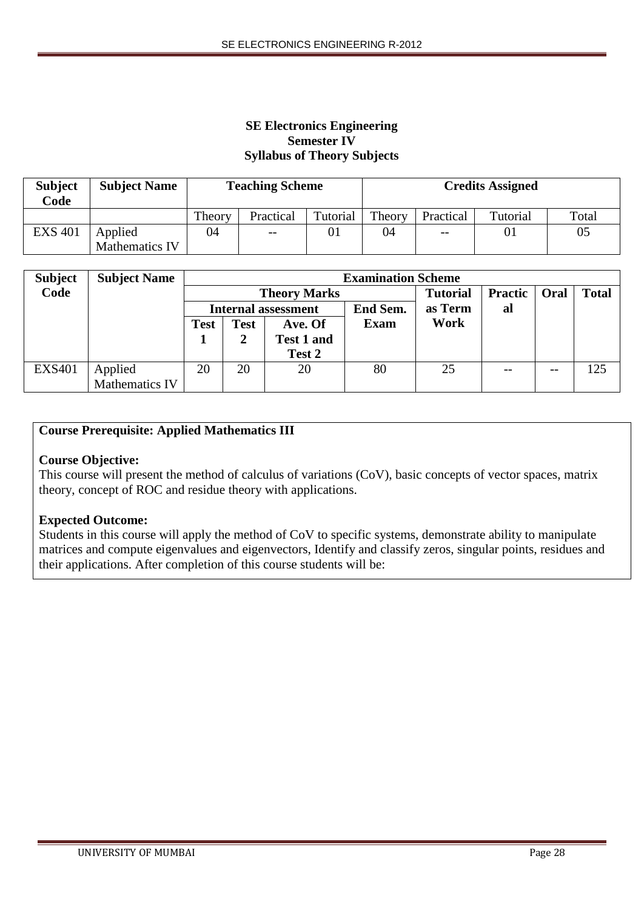**SE Electronics Engineering**
**Semester IV**
**Syllabus of Theory Subjects**

| Subject Code | Subject Name | Teaching Scheme | | | Credits Assigned | | | |
|---|---|---|---|---|---|---|---|---|
| | | Theory | Practical | Tutorial | Theory | Practical | Tutorial | Total |
| EXS 401 | Applied Mathematics IV | 04 | -- | 01 | 04 | -- | 01 | 05 |

| Subject Code | Subject Name | Examination Scheme | | | | | | | |
|---|---|---|---|---|---|---|---|---|---|
| | | Theory Marks | | | | Tutorial as Term Work | Practical | Oral | Total |
| | | Internal assessment | | | End Sem. Exam | | | | |
| | | Test 1 | Test 2 | Ave. Of Test 1 and Test 2 | | | | | |
| EXS401 | Applied Mathematics IV | 20 | 20 | 20 | 80 | 25 | -- | -- | 125 |

**Course Prerequisite: Applied Mathematics III**

**Course Objective:**
This course will present the method of calculus of variations (CoV), basic concepts of vector spaces, matrix theory, concept of ROC and residue theory with applications.

**Expected Outcome:**
Students in this course will apply the method of CoV to specific systems, demonstrate ability to manipulate matrices and compute eigenvalues and eigenvectors, Identify and classify zeros, singular points, residues and their applications. After completion of this course students will be: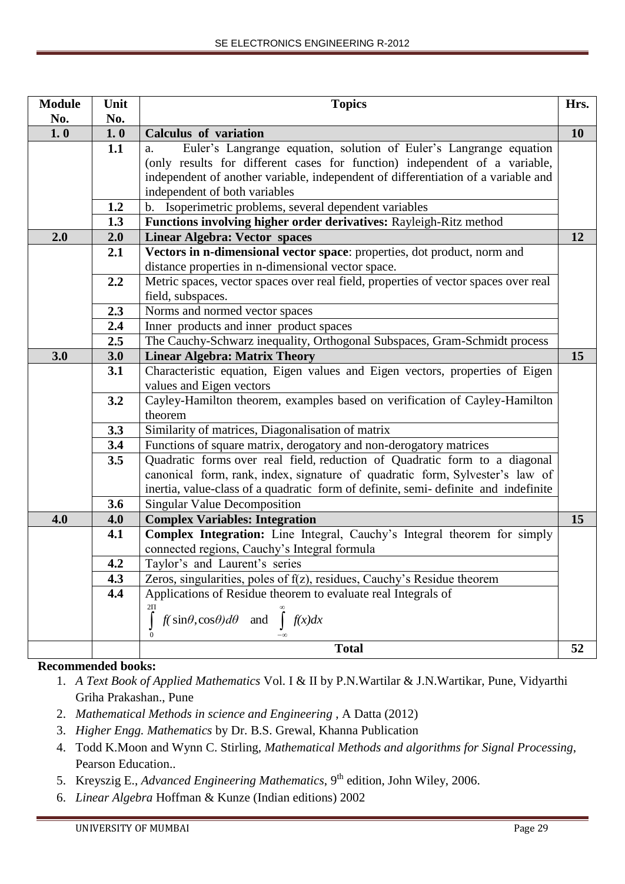| Module No. | Unit No. | Topics | Hrs. |
|---|---|---|---|
| **1. 0** | **1. 0** | **Calculus of variation** | **10** |
| | **1.1** | a. Euler's Langrange equation, solution of Euler's Langrange equation (only results for different cases for function) independent of a variable, independent of another variable, independent of differentiation of a variable and independent of both variables | |
| | **1.2** | b. Isoperimetric problems, several dependent variables | |
| | **1.3** | **Functions involving higher order derivatives:** Rayleigh-Ritz method | |
| **2.0** | **2.0** | **Linear Algebra: Vector spaces** | **12** |
| | **2.1** | **Vectors in n-dimensional vector space**: properties, dot product, norm and distance properties in n-dimensional vector space. | |
| | **2.2** | Metric spaces, vector spaces over real field, properties of vector spaces over real field, subspaces. | |
| | **2.3** | Norms and normed vector spaces | |
| | **2.4** | Inner products and inner product spaces | |
| | **2.5** | The Cauchy-Schwarz inequality, Orthogonal Subspaces, Gram-Schmidt process | |
| **3.0** | **3.0** | **Linear Algebra: Matrix Theory** | **15** |
| | **3.1** | Characteristic equation, Eigen values and Eigen vectors, properties of Eigen values and Eigen vectors | |
| | **3.2** | Cayley-Hamilton theorem, examples based on verification of Cayley-Hamilton theorem | |
| | **3.3** | Similarity of matrices, Diagonalisation of matrix | |
| | **3.4** | Functions of square matrix, derogatory and non-derogatory matrices | |
| | **3.5** | Quadratic forms over real field, reduction of Quadratic form to a diagonal canonical form, rank, index, signature of quadratic form, Sylvester's law of inertia, value-class of a quadratic form of definite, semi- definite and indefinite | |
| | **3.6** | Singular Value Decomposition | |
| **4.0** | **4.0** | **Complex Variables: Integration** | **15** |
| | **4.1** | **Complex Integration:** Line Integral, Cauchy's Integral theorem for simply connected regions, Cauchy's Integral formula | |
| | **4.2** | Taylor's and Laurent's series | |
| | **4.3** | Zeros, singularities, poles of f(z), residues, Cauchy's Residue theorem | |
| | **4.4** | Applications of Residue theorem to evaluate real Integrals of $\int_0^{2\Pi} f(\sin\theta, \cos\theta) d\theta$ and $\int_{-\infty}^{\infty} f(x)dx$ | |
| | | **Total** | **52** |

**Recommended books:**

1. *A Text Book of Applied Mathematics* Vol. I & II by P.N.Wartilar & J.N.Wartikar, Pune, Vidyarthi Griha Prakashan., Pune
2. *Mathematical Methods in science and Engineering* , A Datta (2012)
3. *Higher Engg. Mathematics* by Dr. B.S. Grewal, Khanna Publication
4. Todd K.Moon and Wynn C. Stirling, *Mathematical Methods and algorithms for Signal Processing*, Pearson Education..
5. Kreyszig E., *Advanced Engineering Mathematics*, 9th edition, John Wiley, 2006.
6. *Linear Algebra* Hoffman & Kunze (Indian editions) 2002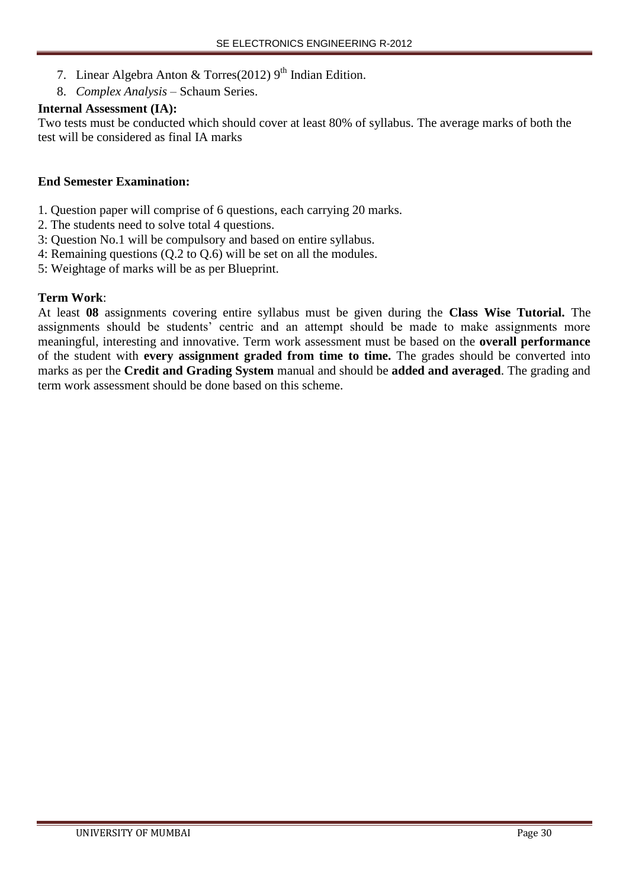7. Linear Algebra Anton & Torres(2012) 9th Indian Edition.
8. *Complex Analysis* – Schaum Series.

**Internal Assessment (IA):**

Two tests must be conducted which should cover at least 80% of syllabus. The average marks of both the test will be considered as final IA marks

**End Semester Examination:**

1. Question paper will comprise of 6 questions, each carrying 20 marks.
2. The students need to solve total 4 questions.
3: Question No.1 will be compulsory and based on entire syllabus.
4: Remaining questions (Q.2 to Q.6) will be set on all the modules.
5: Weightage of marks will be as per Blueprint.

**Term Work**:

At least **08** assignments covering entire syllabus must be given during the **Class Wise Tutorial.** The assignments should be students' centric and an attempt should be made to make assignments more meaningful, interesting and innovative. Term work assessment must be based on the **overall performance** of the student with **every assignment graded from time to time.** The grades should be converted into marks as per the **Credit and Grading System** manual and should be **added and averaged**. The grading and term work assessment should be done based on this scheme.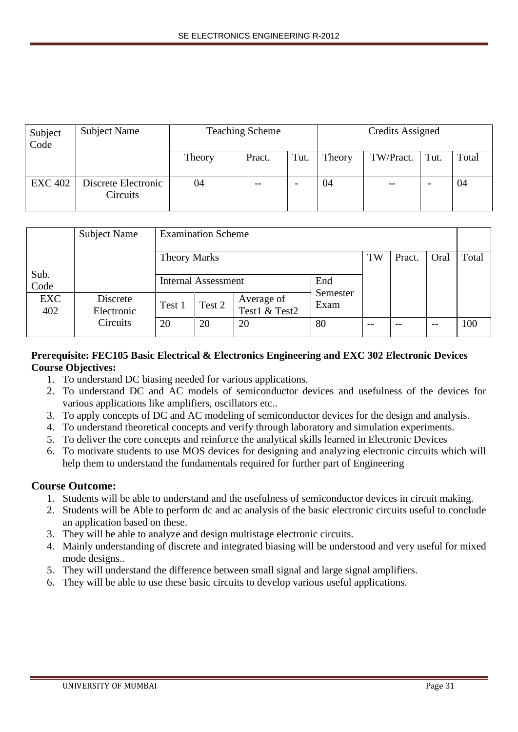| Subject Code | Subject Name | Teaching Scheme | | | Credits Assigned | | | |
|---|---|---|---|---|---|---|---|---|
| | | Theory | Pract. | Tut. | Theory | TW/Pract. | Tut. | Total |
| EXC 402 | Discrete Electronic Circuits | 04 | -- | - | 04 | -- | - | 04 |

| Sub. Code | Subject Name | Examination Scheme | | | | | | | |
|---|---|---|---|---|---|---|---|---|---|
| | | Theory Marks | | | | TW | Pract. | Oral | Total |
| | | Internal Assessment | | | End Semester Exam | | | | |
| | | Test 1 | Test 2 | Average of Test1 & Test2 | | | | | |
| EXC 402 | Discrete Electronic Circuits | 20 | 20 | 20 | 80 | -- | -- | -- | 100 |

**Prerequisite: FEC105 Basic Electrical & Electronics Engineering and EXC 302 Electronic Devices**

**Course Objectives:**

1. To understand DC biasing needed for various applications.
2. To understand DC and AC models of semiconductor devices and usefulness of the devices for various applications like amplifiers, oscillators etc..
3. To apply concepts of DC and AC modeling of semiconductor devices for the design and analysis.
4. To understand theoretical concepts and verify through laboratory and simulation experiments.
5. To deliver the core concepts and reinforce the analytical skills learned in Electronic Devices
6. To motivate students to use MOS devices for designing and analyzing electronic circuits which will help them to understand the fundamentals required for further part of Engineering

## Course Outcome:

1. Students will be able to understand and the usefulness of semiconductor devices in circuit making.
2. Students will be Able to perform dc and ac analysis of the basic electronic circuits useful to conclude an application based on these.
3. They will be able to analyze and design multistage electronic circuits.
4. Mainly understanding of discrete and integrated biasing will be understood and very useful for mixed mode designs..
5. They will understand the difference between small signal and large signal amplifiers.
6. They will be able to use these basic circuits to develop various useful applications.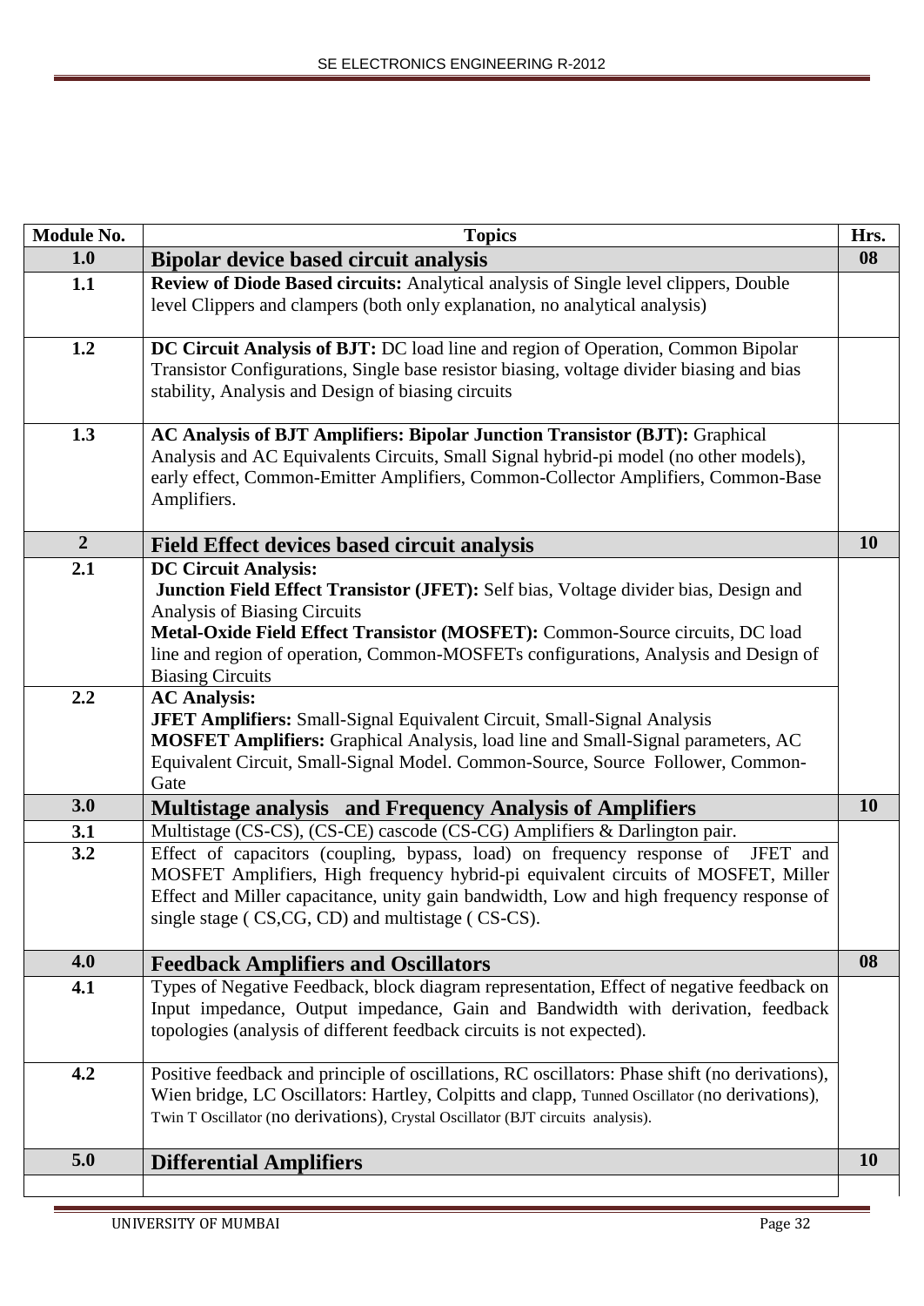| Module No. | Topics | Hrs. |
|---|---|---|
| **1.0** | **Bipolar device based circuit analysis** | **08** |
| **1.1** | **Review of Diode Based circuits:** Analytical analysis of Single level clippers, Double level Clippers and clampers (both only explanation, no analytical analysis) | |
| **1.2** | **DC Circuit Analysis of BJT:** DC load line and region of Operation, Common Bipolar Transistor Configurations, Single base resistor biasing, voltage divider biasing and bias stability, Analysis and Design of biasing circuits | |
| **1.3** | **AC Analysis of BJT Amplifiers: Bipolar Junction Transistor (BJT):** Graphical Analysis and AC Equivalents Circuits, Small Signal hybrid-pi model (no other models), early effect, Common-Emitter Amplifiers, Common-Collector Amplifiers, Common-Base Amplifiers. | |
| **2** | **Field Effect devices based circuit analysis** | **10** |
| **2.1** | **DC Circuit Analysis:** **Junction Field Effect Transistor (JFET):** Self bias, Voltage divider bias, Design and Analysis of Biasing Circuits **Metal-Oxide Field Effect Transistor (MOSFET):** Common-Source circuits, DC load line and region of operation, Common-MOSFETs configurations, Analysis and Design of Biasing Circuits | |
| **2.2** | **AC Analysis:** **JFET Amplifiers:** Small-Signal Equivalent Circuit, Small-Signal Analysis **MOSFET Amplifiers:** Graphical Analysis, load line and Small-Signal parameters, AC Equivalent Circuit, Small-Signal Model. Common-Source, Source Follower, Common-Gate | |
| **3.0** | **Multistage analysis and Frequency Analysis of Amplifiers** | **10** |
| **3.1** | Multistage (CS-CS), (CS-CE) cascode (CS-CG) Amplifiers & Darlington pair. | |
| **3.2** | Effect of capacitors (coupling, bypass, load) on frequency response of JFET and MOSFET Amplifiers, High frequency hybrid-pi equivalent circuits of MOSFET, Miller Effect and Miller capacitance, unity gain bandwidth, Low and high frequency response of single stage ( CS,CG, CD) and multistage ( CS-CS). | |
| **4.0** | **Feedback Amplifiers and Oscillators** | **08** |
| **4.1** | Types of Negative Feedback, block diagram representation, Effect of negative feedback on Input impedance, Output impedance, Gain and Bandwidth with derivation, feedback topologies (analysis of different feedback circuits is not expected). | |
| **4.2** | Positive feedback and principle of oscillations, RC oscillators: Phase shift (no derivations), Wien bridge, LC Oscillators: Hartley, Colpitts and clapp, Tunned Oscillator (no derivations), Twin T Oscillator (no derivations), Crystal Oscillator (BJT circuits analysis). | |
| **5.0** | **Differential Amplifiers** | **10** |
| | | |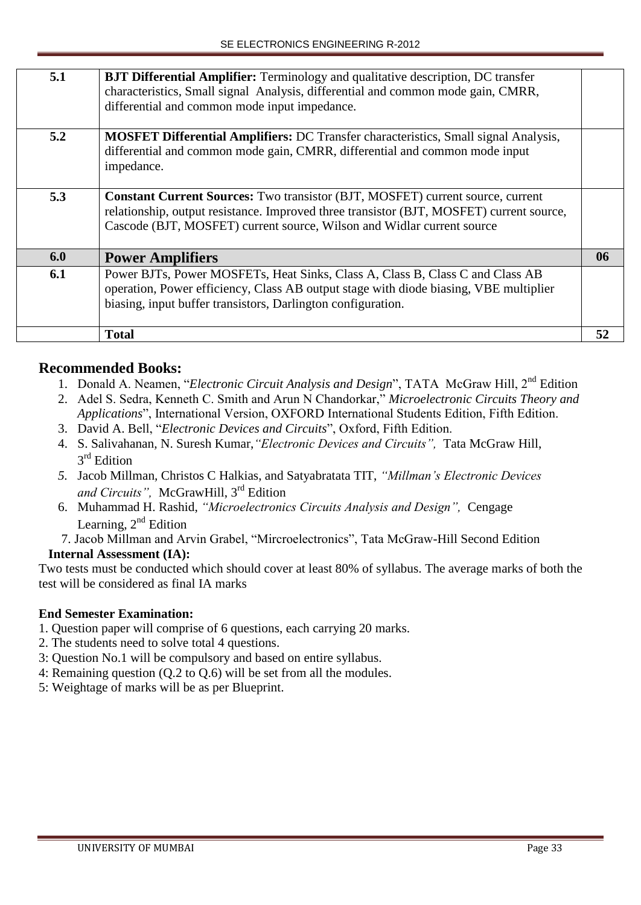| | | |
|---|---|---|
| **5.1** | **BJT Differential Amplifier:** Terminology and qualitative description, DC transfer characteristics, Small signal Analysis, differential and common mode gain, CMRR, differential and common mode input impedance. | |
| **5.2** | **MOSFET Differential Amplifiers:** DC Transfer characteristics, Small signal Analysis, differential and common mode gain, CMRR, differential and common mode input impedance. | |
| **5.3** | **Constant Current Sources:** Two transistor (BJT, MOSFET) current source, current relationship, output resistance. Improved three transistor (BJT, MOSFET) current source, Cascode (BJT, MOSFET) current source, Wilson and Widlar current source | |
| **6.0** | **Power Amplifiers** | **06** |
| **6.1** | Power BJTs, Power MOSFETs, Heat Sinks, Class A, Class B, Class C and Class AB operation, Power efficiency, Class AB output stage with diode biasing, VBE multiplier biasing, input buffer transistors, Darlington configuration. | |
| | **Total** | **52** |

## Recommended Books:

1. Donald A. Neamen, "*Electronic Circuit Analysis and Design*", TATA McGraw Hill, 2nd Edition
2. Adel S. Sedra, Kenneth C. Smith and Arun N Chandorkar," *Microelectronic Circuits Theory and Applications*", International Version, OXFORD International Students Edition, Fifth Edition.
3. David A. Bell, "*Electronic Devices and Circuits*", Oxford, Fifth Edition.
4. S. Salivahanan, N. Suresh Kumar,*"Electronic Devices and Circuits",* Tata McGraw Hill, 3rd Edition
5. Jacob Millman, Christos C Halkias, and Satyabratata TIT, *"Millman's Electronic Devices and Circuits",* McGrawHill, 3rd Edition
6. Muhammad H. Rashid, *"Microelectronics Circuits Analysis and Design",* Cengage Learning, 2nd Edition
7. Jacob Millman and Arvin Grabel, "Mircroelectronics", Tata McGraw-Hill Second Edition

**Internal Assessment (IA):**

Two tests must be conducted which should cover at least 80% of syllabus. The average marks of both the test will be considered as final IA marks

**End Semester Examination:**

1. Question paper will comprise of 6 questions, each carrying 20 marks.
2. The students need to solve total 4 questions.
3: Question No.1 will be compulsory and based on entire syllabus.
4: Remaining question (Q.2 to Q.6) will be set from all the modules.
5: Weightage of marks will be as per Blueprint.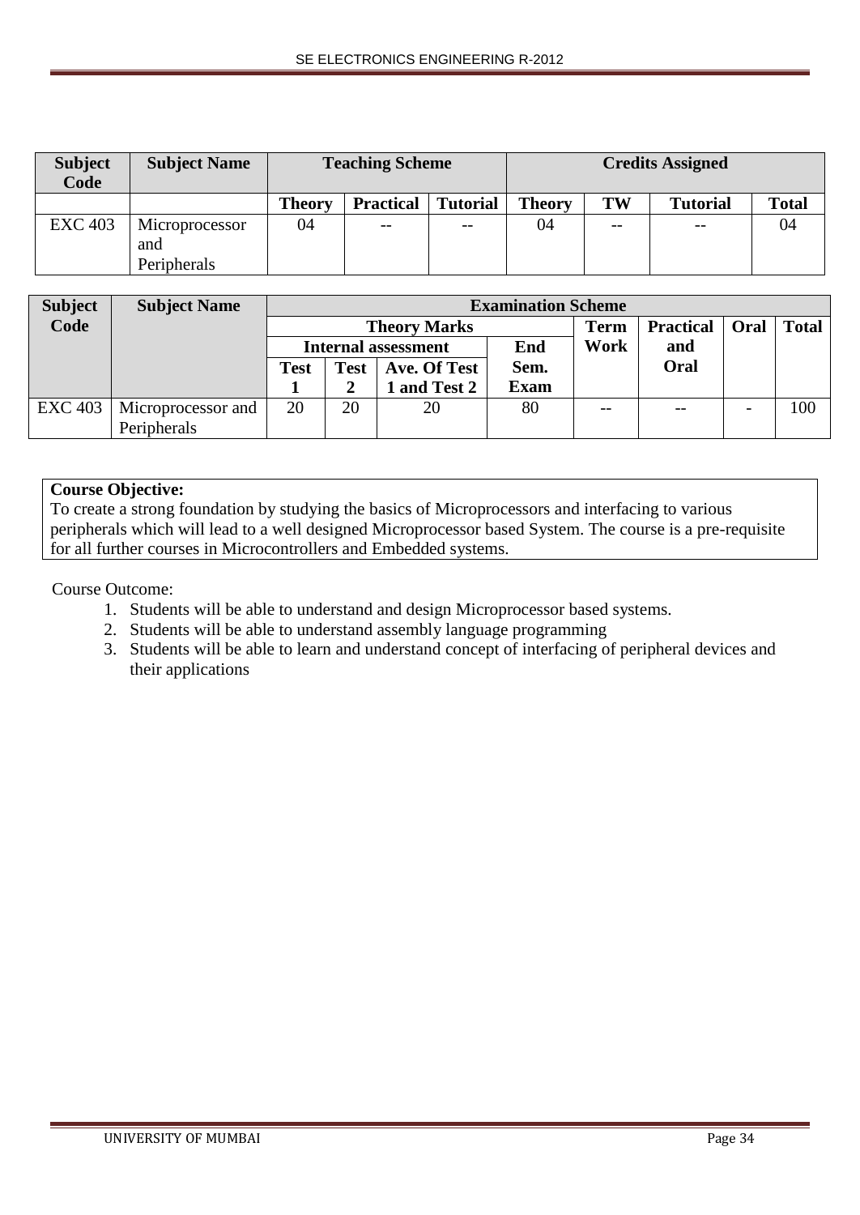| Subject Code | Subject Name | Teaching Scheme | | | Credits Assigned | | | |
|---|---|---|---|---|---|---|---|---|
| | | Theory | Practical | Tutorial | Theory | TW | Tutorial | Total |
| EXC 403 | Microprocessor and Peripherals | 04 | -- | -- | 04 | -- | -- | 04 |

| Subject Code | Subject Name | Examination Scheme | | | | | | | |
|---|---|---|---|---|---|---|---|---|---|
| | | Theory Marks | | | | Term Work | Practical and Oral | Oral | Total |
| | | Internal assessment | | | End Sem. Exam | | | | |
| | | Test 1 | Test 2 | Ave. Of Test 1 and Test 2 | | | | | |
| EXC 403 | Microprocessor and Peripherals | 20 | 20 | 20 | 80 | -- | -- | - | 100 |

**Course Objective:**
To create a strong foundation by studying the basics of Microprocessors and interfacing to various peripherals which will lead to a well designed Microprocessor based System. The course is a pre-requisite for all further courses in Microcontrollers and Embedded systems.

Course Outcome:

1. Students will be able to understand and design Microprocessor based systems.
2. Students will be able to understand assembly language programming
3. Students will be able to learn and understand concept of interfacing of peripheral devices and their applications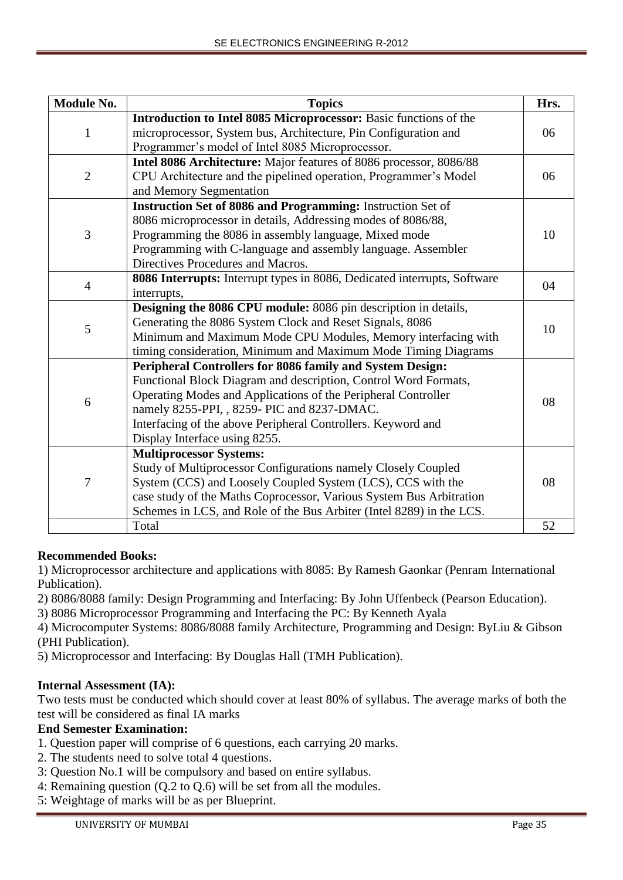| Module No. | Topics | Hrs. |
|---|---|---|
| 1 | **Introduction to Intel 8085 Microprocessor:** Basic functions of the microprocessor, System bus, Architecture, Pin Configuration and Programmer's model of Intel 8085 Microprocessor. | 06 |
| 2 | **Intel 8086 Architecture:** Major features of 8086 processor, 8086/88 CPU Architecture and the pipelined operation, Programmer's Model and Memory Segmentation | 06 |
| 3 | **Instruction Set of 8086 and Programming:** Instruction Set of 8086 microprocessor in details, Addressing modes of 8086/88, Programming the 8086 in assembly language, Mixed mode Programming with C-language and assembly language. Assembler Directives Procedures and Macros. | 10 |
| 4 | **8086 Interrupts:** Interrupt types in 8086, Dedicated interrupts, Software interrupts, | 04 |
| 5 | **Designing the 8086 CPU module:** 8086 pin description in details, Generating the 8086 System Clock and Reset Signals, 8086 Minimum and Maximum Mode CPU Modules, Memory interfacing with timing consideration, Minimum and Maximum Mode Timing Diagrams | 10 |
| 6 | **Peripheral Controllers for 8086 family and System Design:** Functional Block Diagram and description, Control Word Formats, Operating Modes and Applications of the Peripheral Controller namely 8255-PPI, , 8259- PIC and 8237-DMAC. Interfacing of the above Peripheral Controllers. Keyword and Display Interface using 8255. | 08 |
| 7 | **Multiprocessor Systems:** Study of Multiprocessor Configurations namely Closely Coupled System (CCS) and Loosely Coupled System (LCS), CCS with the case study of the Maths Coprocessor, Various System Bus Arbitration Schemes in LCS, and Role of the Bus Arbiter (Intel 8289) in the LCS. | 08 |
| | Total | 52 |

**Recommended Books:**

1) Microprocessor architecture and applications with 8085: By Ramesh Gaonkar (Penram International Publication).
2) 8086/8088 family: Design Programming and Interfacing: By John Uffenbeck (Pearson Education).
3) 8086 Microprocessor Programming and Interfacing the PC: By Kenneth Ayala
4) Microcomputer Systems: 8086/8088 family Architecture, Programming and Design: ByLiu & Gibson (PHI Publication).
5) Microprocessor and Interfacing: By Douglas Hall (TMH Publication).

**Internal Assessment (IA):**

Two tests must be conducted which should cover at least 80% of syllabus. The average marks of both the test will be considered as final IA marks

**End Semester Examination:**

1. Question paper will comprise of 6 questions, each carrying 20 marks.
2. The students need to solve total 4 questions.
3: Question No.1 will be compulsory and based on entire syllabus.
4: Remaining question (Q.2 to Q.6) will be set from all the modules.
5: Weightage of marks will be as per Blueprint.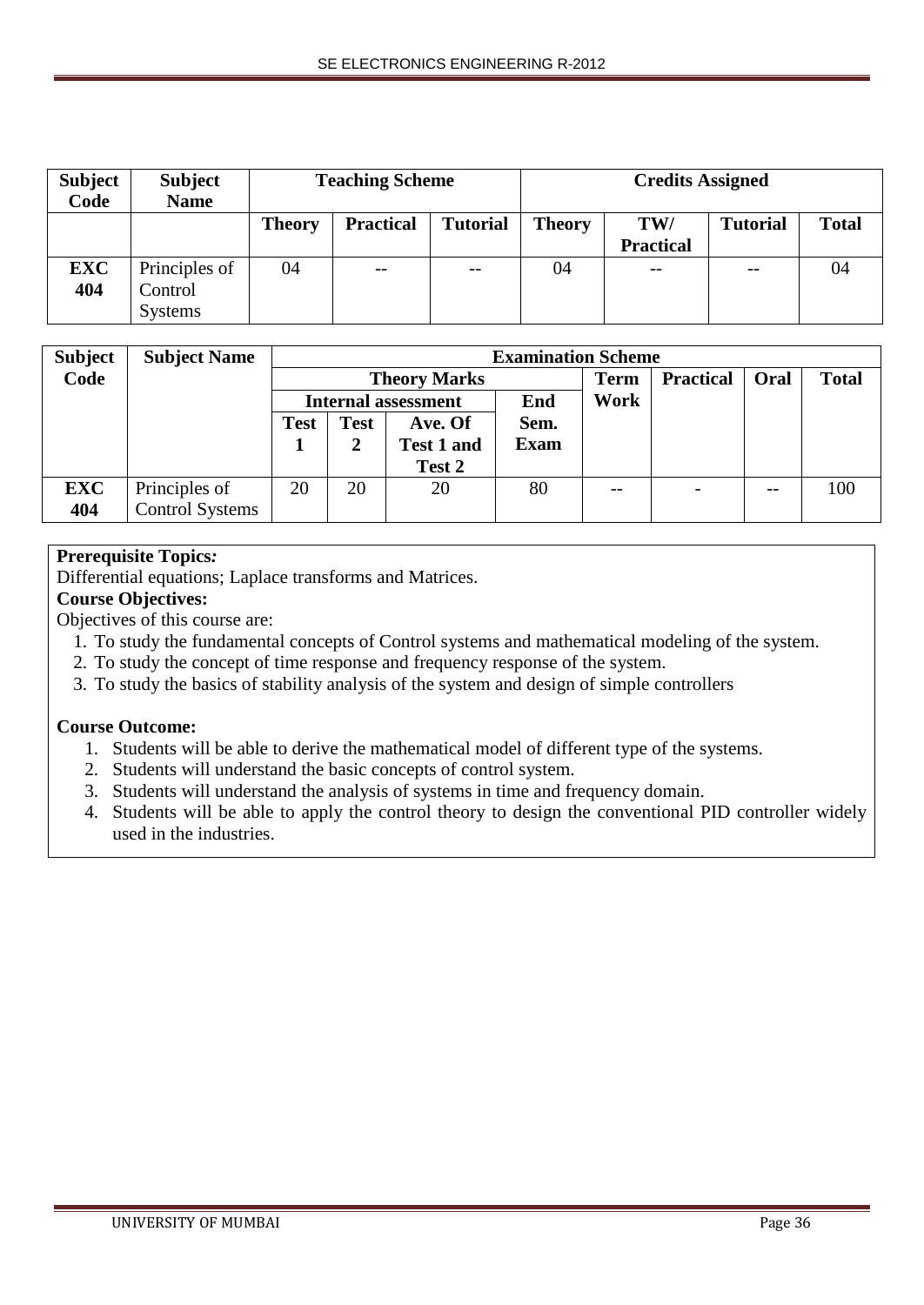| Subject Code | Subject Name | Teaching Scheme | | | Credits Assigned | | | |
|---|---|---|---|---|---|---|---|---|
| | | Theory | Practical | Tutorial | Theory | TW/ Practical | Tutorial | Total |
| **EXC 404** | Principles of Control Systems | 04 | -- | -- | 04 | -- | -- | 04 |

| Subject Code | Subject Name | Examination Scheme | | | | | | | |
|---|---|---|---|---|---|---|---|---|---|
| | | Theory Marks | | | | Term Work | Practical | Oral | Total |
| | | Internal assessment | | | End Sem. Exam | | | | |
| | | Test 1 | Test 2 | Ave. Of Test 1 and Test 2 | | | | | |
| **EXC 404** | Principles of Control Systems | 20 | 20 | 20 | 80 | -- | - | -- | 100 |

**Prerequisite Topics:**

Differential equations; Laplace transforms and Matrices.

**Course Objectives:**

Objectives of this course are:

1. To study the fundamental concepts of Control systems and mathematical modeling of the system.
2. To study the concept of time response and frequency response of the system.
3. To study the basics of stability analysis of the system and design of simple controllers

**Course Outcome:**

1. Students will be able to derive the mathematical model of different type of the systems.
2. Students will understand the basic concepts of control system.
3. Students will understand the analysis of systems in time and frequency domain.
4. Students will be able to apply the control theory to design the conventional PID controller widely used in the industries.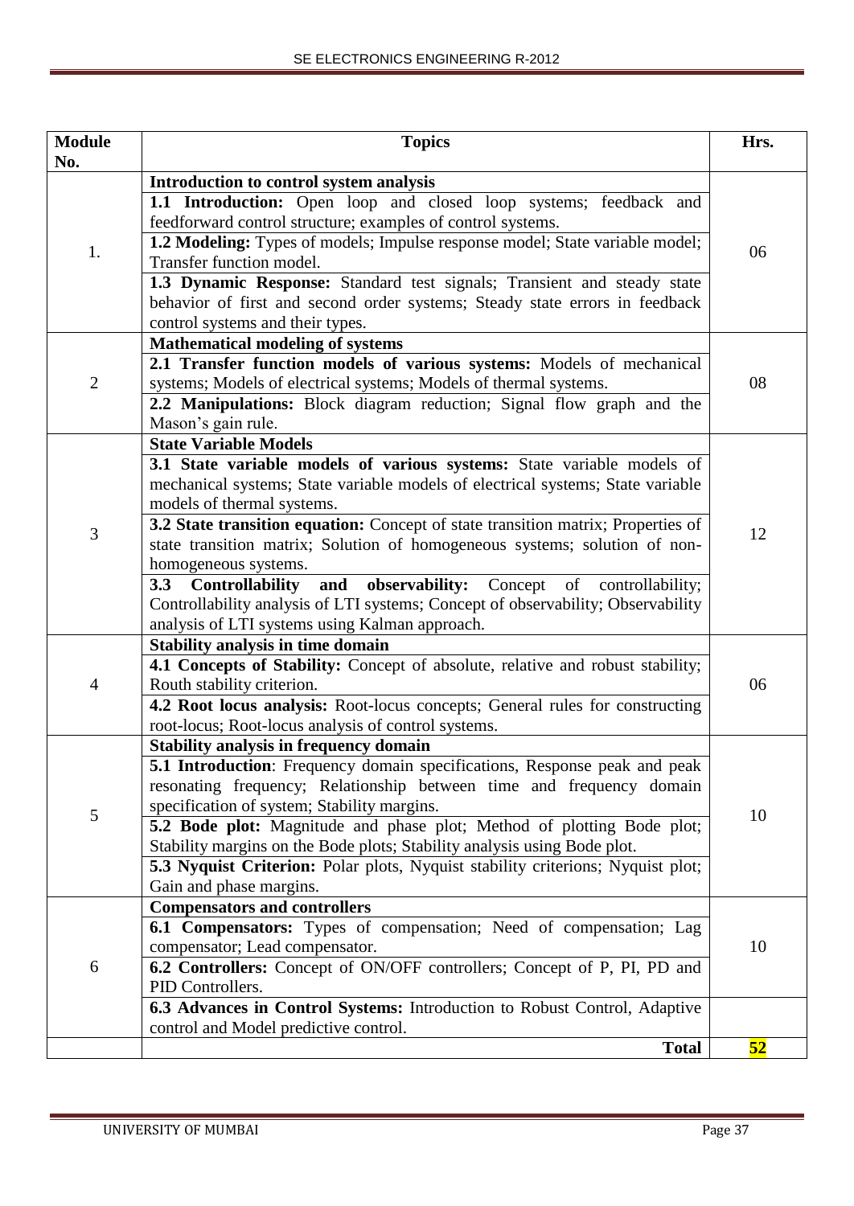| Module No. | Topics | Hrs. |
|---|---|---|
| 1. | **Introduction to control system analysis**<br>**1.1 Introduction:** Open loop and closed loop systems; feedback and feedforward control structure; examples of control systems.<br>**1.2 Modeling:** Types of models; Impulse response model; State variable model; Transfer function model.<br>**1.3 Dynamic Response:** Standard test signals; Transient and steady state behavior of first and second order systems; Steady state errors in feedback control systems and their types. | 06 |
| 2 | **Mathematical modeling of systems**<br>**2.1 Transfer function models of various systems:** Models of mechanical systems; Models of electrical systems; Models of thermal systems.<br>**2.2 Manipulations:** Block diagram reduction; Signal flow graph and the Mason's gain rule. | 08 |
| 3 | **State Variable Models**<br>**3.1 State variable models of various systems:** State variable models of mechanical systems; State variable models of electrical systems; State variable models of thermal systems.<br>**3.2 State transition equation:** Concept of state transition matrix; Properties of state transition matrix; Solution of homogeneous systems; solution of non-homogeneous systems.<br>**3.3 Controllability and observability:** Concept of controllability; Controllability analysis of LTI systems; Concept of observability; Observability analysis of LTI systems using Kalman approach. | 12 |
| 4 | **Stability analysis in time domain**<br>**4.1 Concepts of Stability:** Concept of absolute, relative and robust stability; Routh stability criterion.<br>**4.2 Root locus analysis:** Root-locus concepts; General rules for constructing root-locus; Root-locus analysis of control systems. | 06 |
| 5 | **Stability analysis in frequency domain**<br>**5.1 Introduction**: Frequency domain specifications, Response peak and peak resonating frequency; Relationship between time and frequency domain specification of system; Stability margins.<br>**5.2 Bode plot:** Magnitude and phase plot; Method of plotting Bode plot; Stability margins on the Bode plots; Stability analysis using Bode plot.<br>**5.3 Nyquist Criterion:** Polar plots, Nyquist stability criterions; Nyquist plot; Gain and phase margins. | 10 |
| 6 | **Compensators and controllers**<br>**6.1 Compensators:** Types of compensation; Need of compensation; Lag compensator; Lead compensator.<br>**6.2 Controllers:** Concept of ON/OFF controllers; Concept of P, PI, PD and PID Controllers.<br>**6.3 Advances in Control Systems:** Introduction to Robust Control, Adaptive control and Model predictive control. | 10 |
| | **Total** | **52** |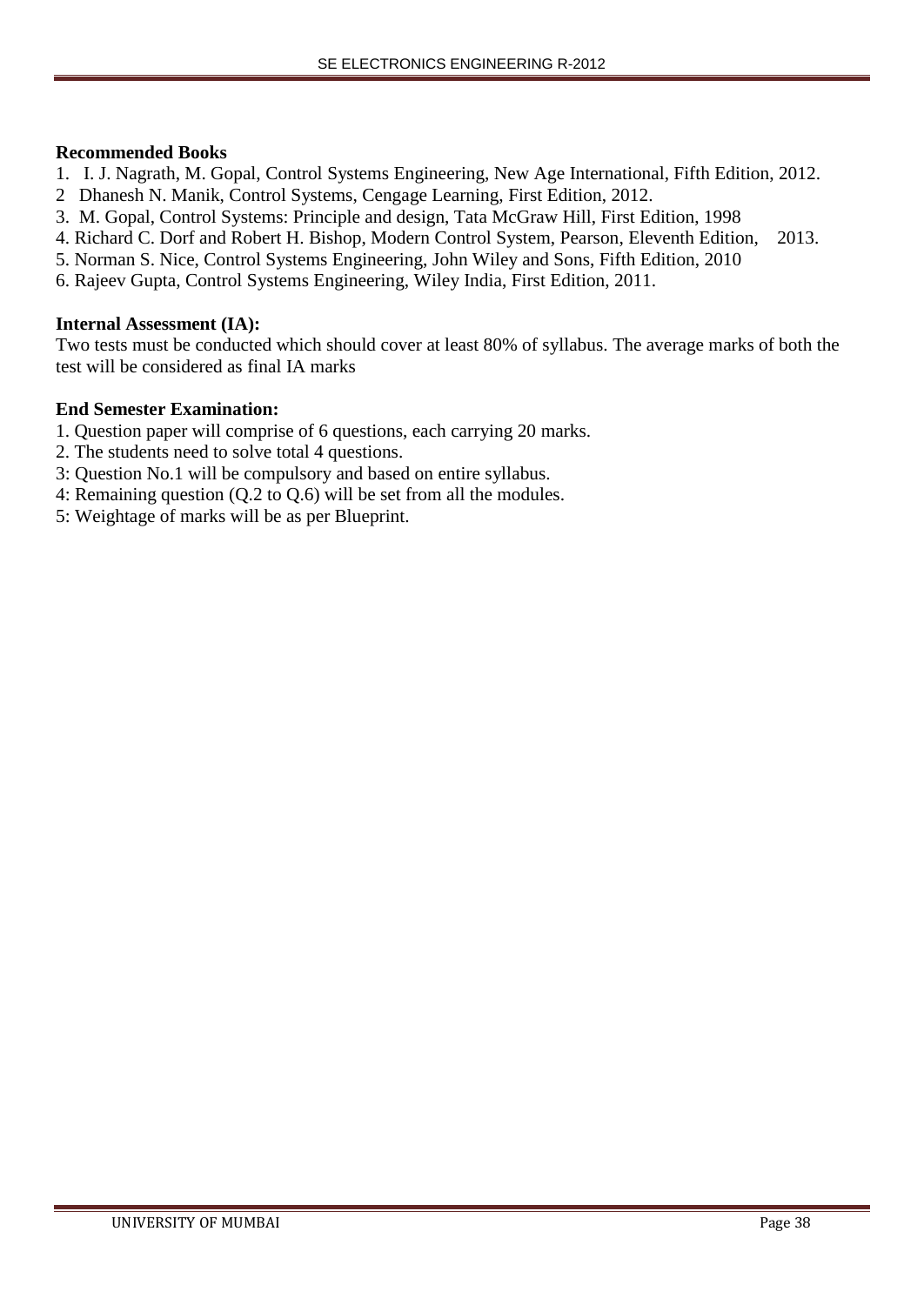**Recommended Books**

1. I. J. Nagrath, M. Gopal, Control Systems Engineering, New Age International, Fifth Edition, 2012.
2. Dhanesh N. Manik, Control Systems, Cengage Learning, First Edition, 2012.
3. M. Gopal, Control Systems: Principle and design, Tata McGraw Hill, First Edition, 1998
4. Richard C. Dorf and Robert H. Bishop, Modern Control System, Pearson, Eleventh Edition, 2013.
5. Norman S. Nice, Control Systems Engineering, John Wiley and Sons, Fifth Edition, 2010
6. Rajeev Gupta, Control Systems Engineering, Wiley India, First Edition, 2011.

**Internal Assessment (IA):**

Two tests must be conducted which should cover at least 80% of syllabus. The average marks of both the test will be considered as final IA marks

**End Semester Examination:**

1. Question paper will comprise of 6 questions, each carrying 20 marks.
2. The students need to solve total 4 questions.
3: Question No.1 will be compulsory and based on entire syllabus.
4: Remaining question (Q.2 to Q.6) will be set from all the modules.
5: Weightage of marks will be as per Blueprint.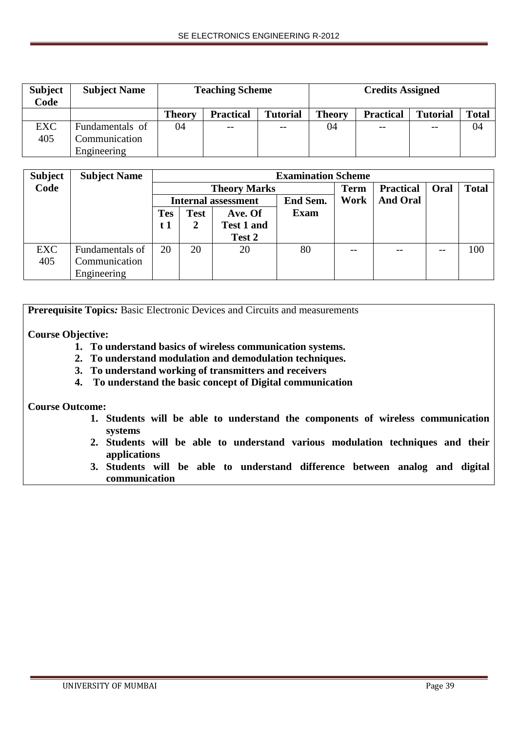| Subject Code | Subject Name | Teaching Scheme | | | Credits Assigned | | | |
|---|---|---|---|---|---|---|---|---|
| | | Theory | Practical | Tutorial | Theory | Practical | Tutorial | Total |
| EXC 405 | Fundamentals of Communication Engineering | 04 | -- | -- | 04 | -- | -- | 04 |

| Subject Code | Subject Name | Examination Scheme | | | | | | | |
|---|---|---|---|---|---|---|---|---|---|
| | | Theory Marks | | | | Term Work | Practical And Oral | Oral | Total |
| | | Internal assessment | | | End Sem. Exam | | | | |
| | | Test 1 | Test 2 | Ave. Of Test 1 and Test 2 | | | | | |
| EXC 405 | Fundamentals of Communication Engineering | 20 | 20 | 20 | 80 | -- | -- | -- | 100 |

**Prerequisite Topics:** Basic Electronic Devices and Circuits and measurements

**Course Objective:**

1. **To understand basics of wireless communication systems.**
2. **To understand modulation and demodulation techniques.**
3. **To understand working of transmitters and receivers**
4. **To understand the basic concept of Digital communication**

**Course Outcome:**

1. **Students will be able to understand the components of wireless communication systems**
2. **Students will be able to understand various modulation techniques and their applications**
3. **Students will be able to understand difference between analog and digital communication**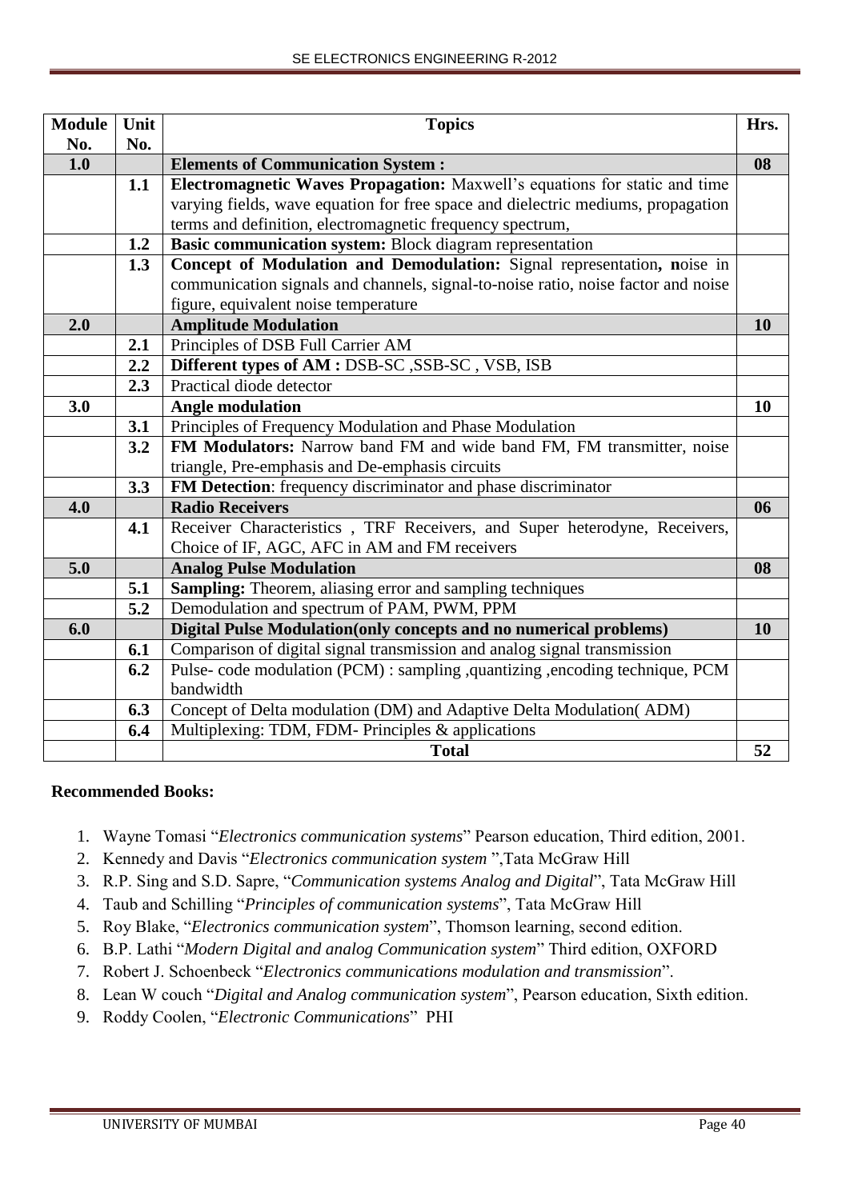| Module No. | Unit No. | Topics | Hrs. |
|---|---|---|---|
| **1.0** | | **Elements of Communication System :** | **08** |
| | **1.1** | **Electromagnetic Waves Propagation:** Maxwell's equations for static and time varying fields, wave equation for free space and dielectric mediums, propagation terms and definition, electromagnetic frequency spectrum, | |
| | **1.2** | **Basic communication system:** Block diagram representation | |
| | **1.3** | **Concept of Modulation and Demodulation:** Signal representation**, n**oise in communication signals and channels, signal-to-noise ratio, noise factor and noise figure, equivalent noise temperature | |
| **2.0** | | **Amplitude Modulation** | **10** |
| | **2.1** | Principles of DSB Full Carrier AM | |
| | **2.2** | **Different types of AM :** DSB-SC ,SSB-SC , VSB, ISB | |
| | **2.3** | Practical diode detector | |
| **3.0** | | **Angle modulation** | **10** |
| | **3.1** | Principles of Frequency Modulation and Phase Modulation | |
| | **3.2** | **FM Modulators:** Narrow band FM and wide band FM, FM transmitter, noise triangle, Pre-emphasis and De-emphasis circuits | |
| | **3.3** | **FM Detection**: frequency discriminator and phase discriminator | |
| **4.0** | | **Radio Receivers** | **06** |
| | **4.1** | Receiver Characteristics , TRF Receivers, and Super heterodyne, Receivers, Choice of IF, AGC, AFC in AM and FM receivers | |
| **5.0** | | **Analog Pulse Modulation** | **08** |
| | **5.1** | **Sampling:** Theorem, aliasing error and sampling techniques | |
| | **5.2** | Demodulation and spectrum of PAM, PWM, PPM | |
| **6.0** | | **Digital Pulse Modulation(only concepts and no numerical problems)** | **10** |
| | **6.1** | Comparison of digital signal transmission and analog signal transmission | |
| | **6.2** | Pulse- code modulation (PCM) : sampling ,quantizing ,encoding technique, PCM bandwidth | |
| | **6.3** | Concept of Delta modulation (DM) and Adaptive Delta Modulation( ADM) | |
| | **6.4** | Multiplexing: TDM, FDM- Principles & applications | |
| | | **Total** | **52** |

**Recommended Books:**

1. Wayne Tomasi "*Electronics communication systems*" Pearson education, Third edition, 2001.
2. Kennedy and Davis "*Electronics communication system* ",Tata McGraw Hill
3. R.P. Sing and S.D. Sapre, "*Communication systems Analog and Digital*", Tata McGraw Hill
4. Taub and Schilling "*Principles of communication systems*", Tata McGraw Hill
5. Roy Blake, "*Electronics communication system*", Thomson learning, second edition.
6. B.P. Lathi "*Modern Digital and analog Communication system*" Third edition, OXFORD
7. Robert J. Schoenbeck "*Electronics communications modulation and transmission*".
8. Lean W couch "*Digital and Analog communication system*", Pearson education, Sixth edition.
9. Roddy Coolen, "*Electronic Communications*" PHI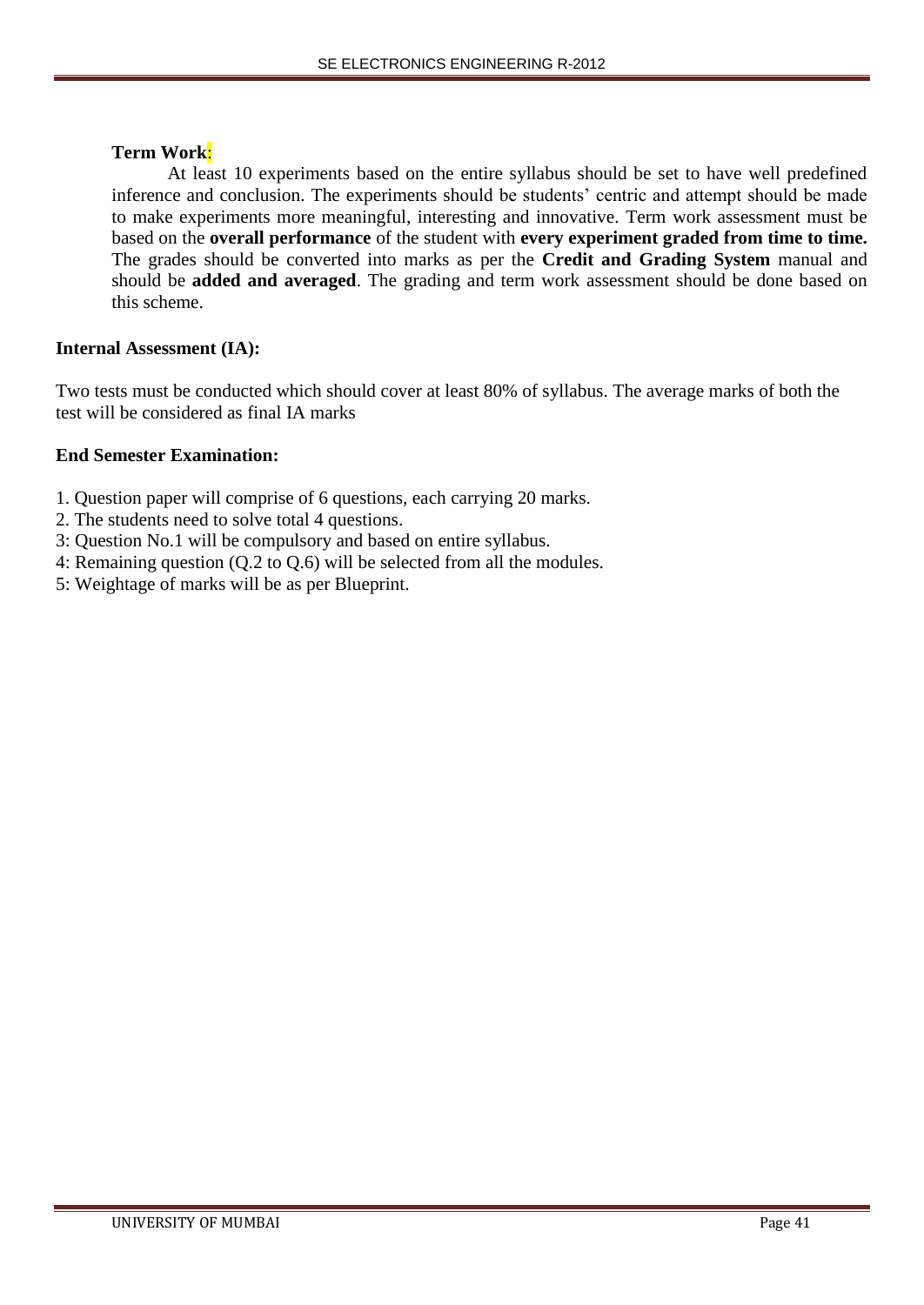**Term Work:**

At least 10 experiments based on the entire syllabus should be set to have well predefined inference and conclusion. The experiments should be students' centric and attempt should be made to make experiments more meaningful, interesting and innovative. Term work assessment must be based on the **overall performance** of the student with **every experiment graded from time to time.** The grades should be converted into marks as per the **Credit and Grading System** manual and should be **added and averaged**. The grading and term work assessment should be done based on this scheme.

**Internal Assessment (IA):**

Two tests must be conducted which should cover at least 80% of syllabus. The average marks of both the test will be considered as final IA marks

**End Semester Examination:**

1. Question paper will comprise of 6 questions, each carrying 20 marks.
2. The students need to solve total 4 questions.
3: Question No.1 will be compulsory and based on entire syllabus.
4: Remaining question (Q.2 to Q.6) will be selected from all the modules.
5: Weightage of marks will be as per Blueprint.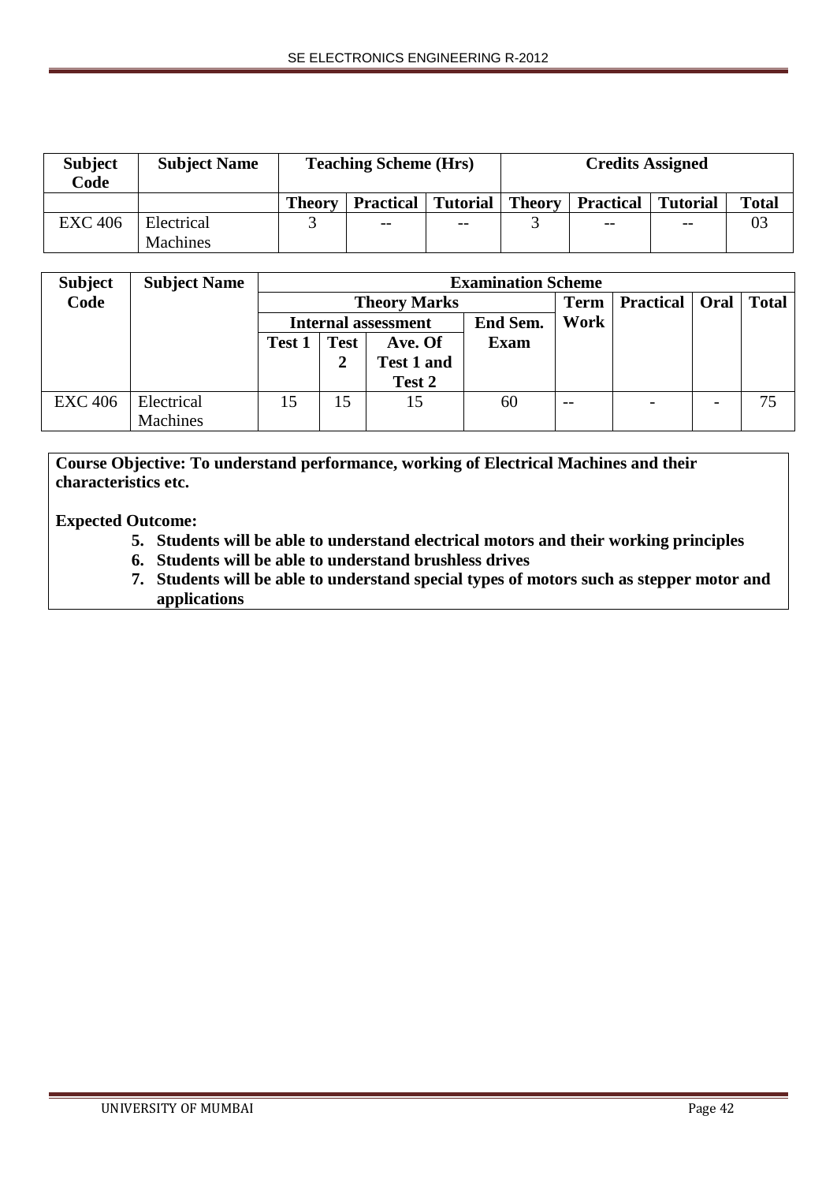| Subject Code | Subject Name | Teaching Scheme (Hrs) | | | Credits Assigned | | | |
|---|---|---|---|---|---|---|---|---|
| | | Theory | Practical | Tutorial | Theory | Practical | Tutorial | Total |
| EXC 406 | Electrical Machines | 3 | -- | -- | 3 | -- | -- | 03 |

| Subject Code | Subject Name | Examination Scheme | | | | | | | |
|---|---|---|---|---|---|---|---|---|---|
| | | Theory Marks | | | | Term Work | Practical | Oral | Total |
| | | Internal assessment | | | End Sem. Exam | | | | |
| | | Test 1 | Test 2 | Ave. Of Test 1 and Test 2 | | | | | |
| EXC 406 | Electrical Machines | 15 | 15 | 15 | 60 | -- | - | - | 75 |

**Course Objective: To understand performance, working of Electrical Machines and their characteristics etc.**

**Expected Outcome:**

5. **Students will be able to understand electrical motors and their working principles**
6. **Students will be able to understand brushless drives**
7. **Students will be able to understand special types of motors such as stepper motor and applications**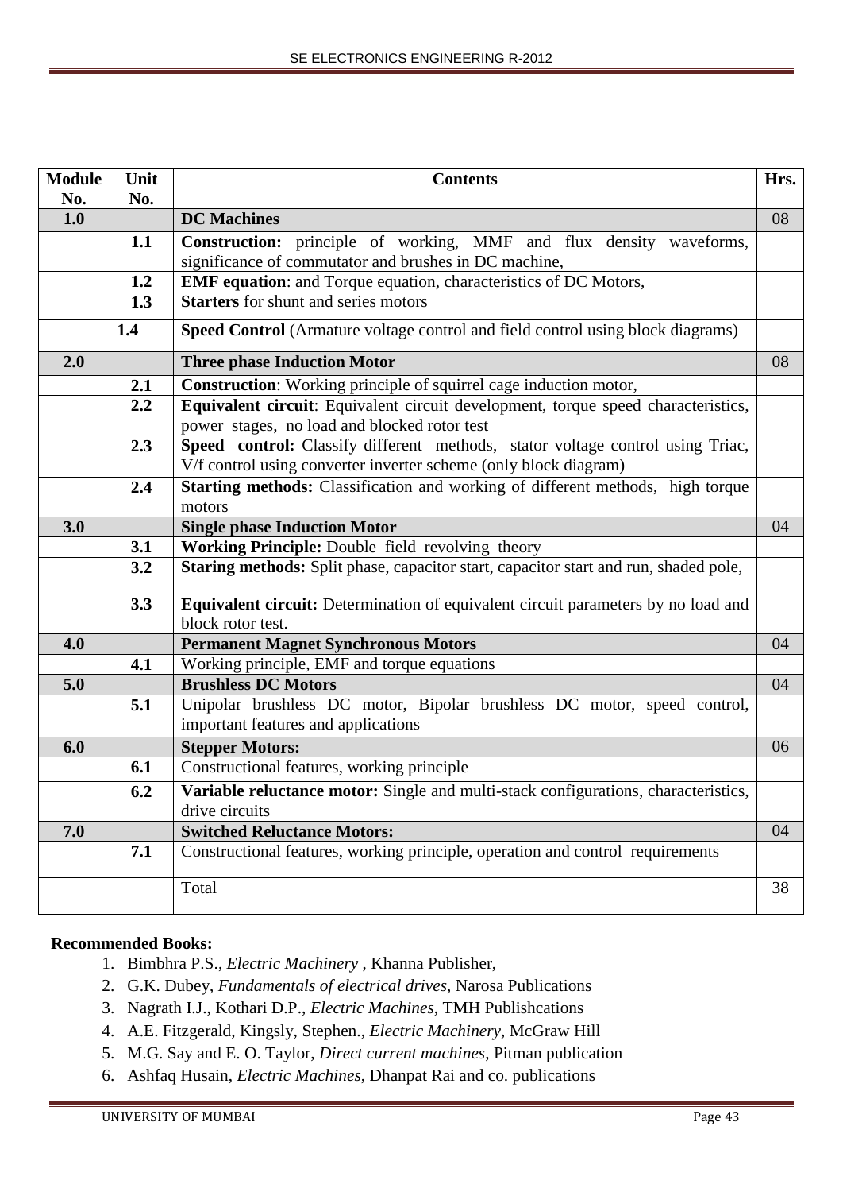| Module No. | Unit No. | Contents | Hrs. |
|---|---|---|---|
| **1.0** | | **DC Machines** | 08 |
| | **1.1** | **Construction:** principle of working, MMF and flux density waveforms, significance of commutator and brushes in DC machine, | |
| | **1.2** | **EMF equation**: and Torque equation, characteristics of DC Motors, | |
| | **1.3** | **Starters** for shunt and series motors | |
| | **1.4** | **Speed Control** (Armature voltage control and field control using block diagrams) | |
| **2.0** | | **Three phase Induction Motor** | 08 |
| | **2.1** | **Construction**: Working principle of squirrel cage induction motor, | |
| | **2.2** | **Equivalent circuit**: Equivalent circuit development, torque speed characteristics, power stages, no load and blocked rotor test | |
| | **2.3** | **Speed control:** Classify different methods, stator voltage control using Triac, V/f control using converter inverter scheme (only block diagram) | |
| | **2.4** | **Starting methods:** Classification and working of different methods, high torque motors | |
| **3.0** | | **Single phase Induction Motor** | 04 |
| | **3.1** | **Working Principle:** Double field revolving theory | |
| | **3.2** | **Staring methods:** Split phase, capacitor start, capacitor start and run, shaded pole, | |
| | **3.3** | **Equivalent circuit:** Determination of equivalent circuit parameters by no load and block rotor test. | |
| **4.0** | | **Permanent Magnet Synchronous Motors** | 04 |
| | **4.1** | Working principle, EMF and torque equations | |
| **5.0** | | **Brushless DC Motors** | 04 |
| | **5.1** | Unipolar brushless DC motor, Bipolar brushless DC motor, speed control, important features and applications | |
| **6.0** | | **Stepper Motors:** | 06 |
| | **6.1** | Constructional features, working principle | |
| | **6.2** | **Variable reluctance motor:** Single and multi-stack configurations, characteristics, drive circuits | |
| **7.0** | | **Switched Reluctance Motors:** | 04 |
| | **7.1** | Constructional features, working principle, operation and control requirements | |
| | | Total | 38 |

**Recommended Books:**

1. Bimbhra P.S., *Electric Machinery* , Khanna Publisher,
2. G.K. Dubey, *Fundamentals of electrical drives*, Narosa Publications
3. Nagrath I.J., Kothari D.P., *Electric Machines*, TMH Publishcations
4. A.E. Fitzgerald, Kingsly, Stephen., *Electric Machinery*, McGraw Hill
5. M.G. Say and E. O. Taylor, *Direct current machines*, Pitman publication
6. Ashfaq Husain, *Electric Machines*, Dhanpat Rai and co. publications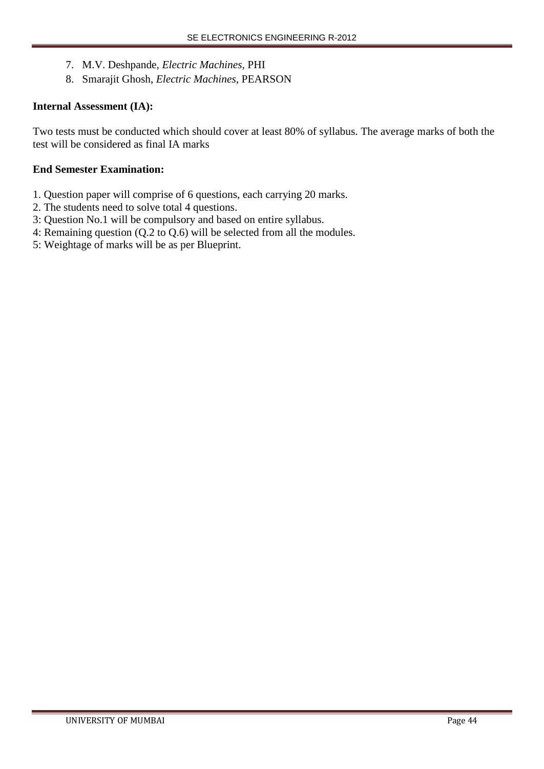7. M.V. Deshpande, *Electric Machines*, PHI
8. Smarajit Ghosh, *Electric Machines*, PEARSON

**Internal Assessment (IA):**

Two tests must be conducted which should cover at least 80% of syllabus. The average marks of both the test will be considered as final IA marks

**End Semester Examination:**

1. Question paper will comprise of 6 questions, each carrying 20 marks.
2. The students need to solve total 4 questions.
3: Question No.1 will be compulsory and based on entire syllabus.
4: Remaining question (Q.2 to Q.6) will be selected from all the modules.
5: Weightage of marks will be as per Blueprint.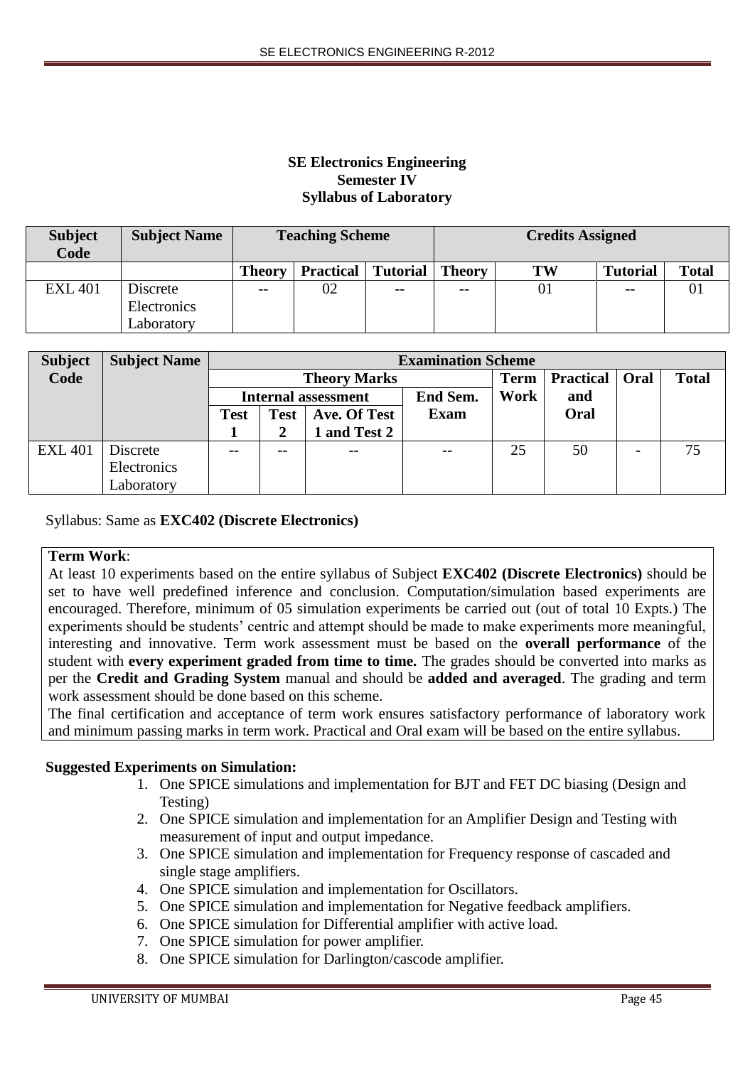**SE Electronics Engineering**
**Semester IV**
**Syllabus of Laboratory**

| Subject Code | Subject Name | Teaching Scheme | | | Credits Assigned | | | |
|---|---|---|---|---|---|---|---|---|
| | | Theory | Practical | Tutorial | Theory | TW | Tutorial | Total |
| EXL 401 | Discrete Electronics Laboratory | -- | 02 | -- | -- | 01 | -- | 01 |

| Subject Code | Subject Name | Examination Scheme | | | | | | | |
|---|---|---|---|---|---|---|---|---|---|
| | | Theory Marks | | | | Term Work | Practical and Oral | Oral | Total |
| | | Internal assessment | | | End Sem. Exam | | | | |
| | | Test 1 | Test 2 | Ave. Of Test 1 and Test 2 | | | | | |
| EXL 401 | Discrete Electronics Laboratory | -- | -- | -- | -- | 25 | 50 | - | 75 |

Syllabus: Same as **EXC402 (Discrete Electronics)**

**Term Work**:
At least 10 experiments based on the entire syllabus of Subject **EXC402 (Discrete Electronics)** should be set to have well predefined inference and conclusion. Computation/simulation based experiments are encouraged. Therefore, minimum of 05 simulation experiments be carried out (out of total 10 Expts.) The experiments should be students' centric and attempt should be made to make experiments more meaningful, interesting and innovative. Term work assessment must be based on the **overall performance** of the student with **every experiment graded from time to time.** The grades should be converted into marks as per the **Credit and Grading System** manual and should be **added and averaged**. The grading and term work assessment should be done based on this scheme.
The final certification and acceptance of term work ensures satisfactory performance of laboratory work and minimum passing marks in term work. Practical and Oral exam will be based on the entire syllabus.

**Suggested Experiments on Simulation:**

1. One SPICE simulations and implementation for BJT and FET DC biasing (Design and Testing)
2. One SPICE simulation and implementation for an Amplifier Design and Testing with measurement of input and output impedance.
3. One SPICE simulation and implementation for Frequency response of cascaded and single stage amplifiers.
4. One SPICE simulation and implementation for Oscillators.
5. One SPICE simulation and implementation for Negative feedback amplifiers.
6. One SPICE simulation for Differential amplifier with active load.
7. One SPICE simulation for power amplifier.
8. One SPICE simulation for Darlington/cascode amplifier.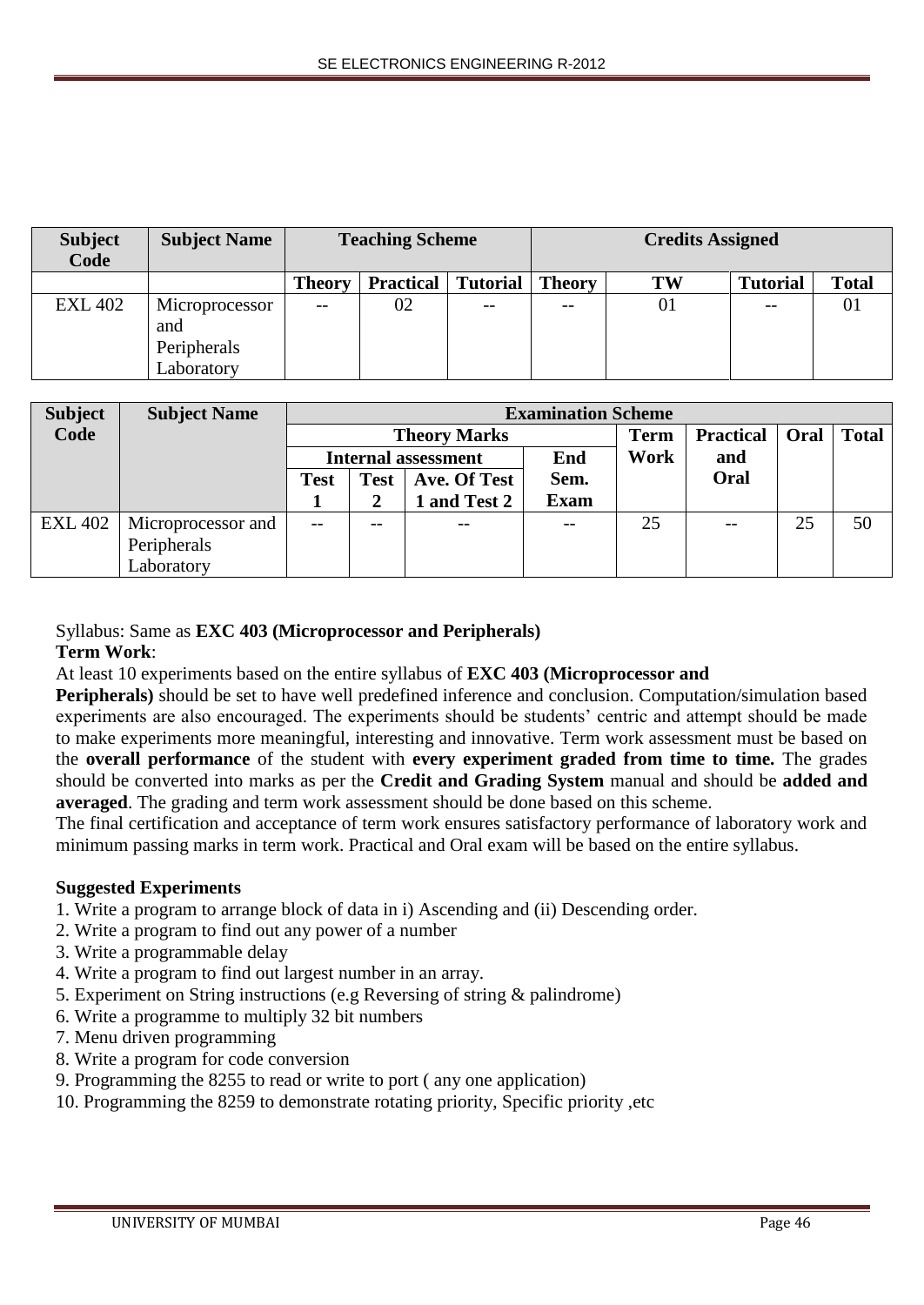| Subject Code | Subject Name | Teaching Scheme | | | Credits Assigned | | | |
|---|---|---|---|---|---|---|---|---|
| | | Theory | Practical | Tutorial | Theory | TW | Tutorial | Total |
| EXL 402 | Microprocessor and Peripherals Laboratory | -- | 02 | -- | -- | 01 | -- | 01 |

| Subject Code | Subject Name | Examination Scheme | | | | | | | |
|---|---|---|---|---|---|---|---|---|---|
| | | Theory Marks | | | | Term Work | Practical and Oral | Oral | Total |
| | | Internal assessment | | | End Sem. Exam | | | | |
| | | Test 1 | Test 2 | Ave. Of Test 1 and Test 2 | | | | | |
| EXL 402 | Microprocessor and Peripherals Laboratory | -- | -- | -- | -- | 25 | -- | 25 | 50 |

Syllabus: Same as **EXC 403 (Microprocessor and Peripherals)**

**Term Work**:

At least 10 experiments based on the entire syllabus of **EXC 403 (Microprocessor and Peripherals)** should be set to have well predefined inference and conclusion. Computation/simulation based experiments are also encouraged. The experiments should be students' centric and attempt should be made to make experiments more meaningful, interesting and innovative. Term work assessment must be based on the **overall performance** of the student with **every experiment graded from time to time.** The grades should be converted into marks as per the **Credit and Grading System** manual and should be **added and averaged**. The grading and term work assessment should be done based on this scheme.

The final certification and acceptance of term work ensures satisfactory performance of laboratory work and minimum passing marks in term work. Practical and Oral exam will be based on the entire syllabus.

**Suggested Experiments**

1. Write a program to arrange block of data in i) Ascending and (ii) Descending order.
2. Write a program to find out any power of a number
3. Write a programmable delay
4. Write a program to find out largest number in an array.
5. Experiment on String instructions (e.g Reversing of string & palindrome)
6. Write a programme to multiply 32 bit numbers
7. Menu driven programming
8. Write a program for code conversion
9. Programming the 8255 to read or write to port ( any one application)
10. Programming the 8259 to demonstrate rotating priority, Specific priority ,etc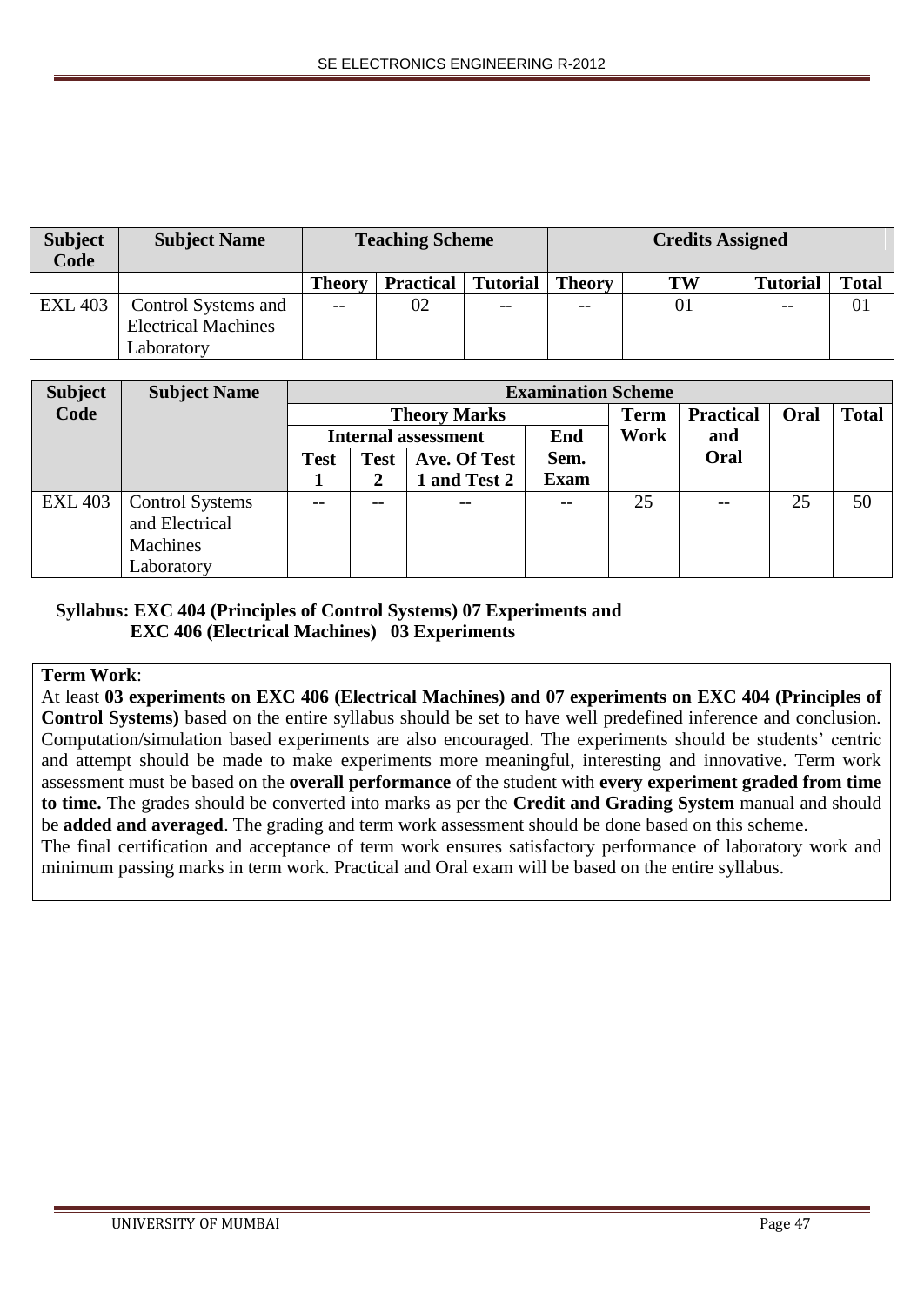| Subject Code | Subject Name | Teaching Scheme | | | Credits Assigned | | | |
|---|---|---|---|---|---|---|---|---|
| | | Theory | Practical | Tutorial | Theory | TW | Tutorial | Total |
| EXL 403 | Control Systems and Electrical Machines Laboratory | -- | 02 | -- | -- | 01 | -- | 01 |

| Subject Code | Subject Name | Examination Scheme | | | | | | | |
|---|---|---|---|---|---|---|---|---|---|
| | | Theory Marks | | | | Term Work | Practical and Oral | Oral | Total |
| | | Internal assessment | | | End Sem. Exam | | | | |
| | | Test 1 | Test 2 | Ave. Of Test 1 and Test 2 | | | | | |
| EXL 403 | Control Systems and Electrical Machines Laboratory | -- | -- | -- | -- | 25 | -- | 25 | 50 |

**Syllabus: EXC 404 (Principles of Control Systems) 07 Experiments and**
**EXC 406 (Electrical Machines) 03 Experiments**

**Term Work**:

At least **03 experiments on EXC 406 (Electrical Machines) and 07 experiments on EXC 404 (Principles of Control Systems)** based on the entire syllabus should be set to have well predefined inference and conclusion. Computation/simulation based experiments are also encouraged. The experiments should be students' centric and attempt should be made to make experiments more meaningful, interesting and innovative. Term work assessment must be based on the **overall performance** of the student with **every experiment graded from time to time.** The grades should be converted into marks as per the **Credit and Grading System** manual and should be **added and averaged**. The grading and term work assessment should be done based on this scheme.

The final certification and acceptance of term work ensures satisfactory performance of laboratory work and minimum passing marks in term work. Practical and Oral exam will be based on the entire syllabus.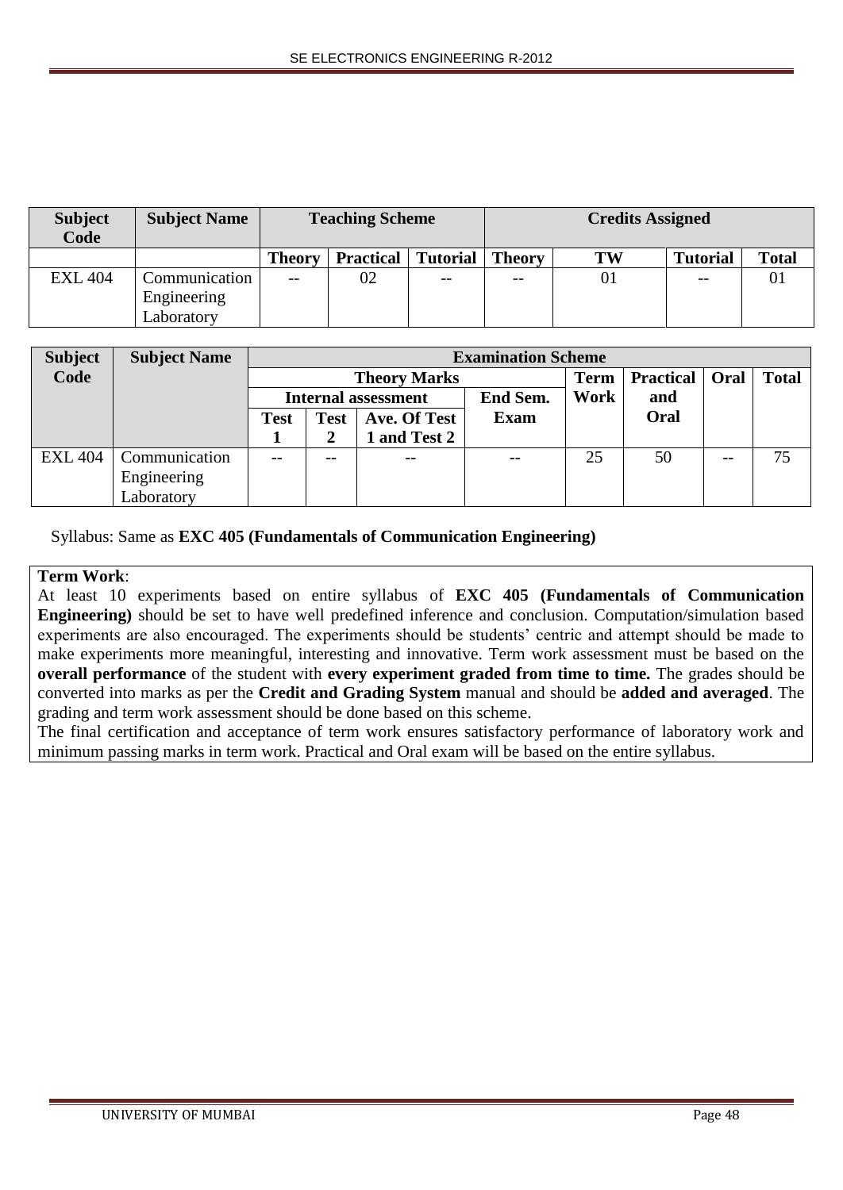| Subject Code | Subject Name | Teaching Scheme | | | Credits Assigned | | | |
|---|---|---|---|---|---|---|---|---|
| | | Theory | Practical | Tutorial | Theory | TW | Tutorial | Total |
| EXL 404 | Communication Engineering Laboratory | -- | 02 | -- | -- | 01 | -- | 01 |

| Subject Code | Subject Name | Examination Scheme | | | | | | | |
|---|---|---|---|---|---|---|---|---|---|
| | | Theory Marks | | | | Term Work | Practical and Oral | Oral | Total |
| | | Internal assessment | | | End Sem. Exam | | | | |
| | | Test 1 | Test 2 | Ave. Of Test 1 and Test 2 | | | | | |
| EXL 404 | Communication Engineering Laboratory | -- | -- | -- | -- | 25 | 50 | -- | 75 |

Syllabus: Same as **EXC 405 (Fundamentals of Communication Engineering)**

**Term Work**:
At least 10 experiments based on entire syllabus of **EXC 405 (Fundamentals of Communication Engineering)** should be set to have well predefined inference and conclusion. Computation/simulation based experiments are also encouraged. The experiments should be students' centric and attempt should be made to make experiments more meaningful, interesting and innovative. Term work assessment must be based on the **overall performance** of the student with **every experiment graded from time to time.** The grades should be converted into marks as per the **Credit and Grading System** manual and should be **added and averaged**. The grading and term work assessment should be done based on this scheme.
The final certification and acceptance of term work ensures satisfactory performance of laboratory work and minimum passing marks in term work. Practical and Oral exam will be based on the entire syllabus.